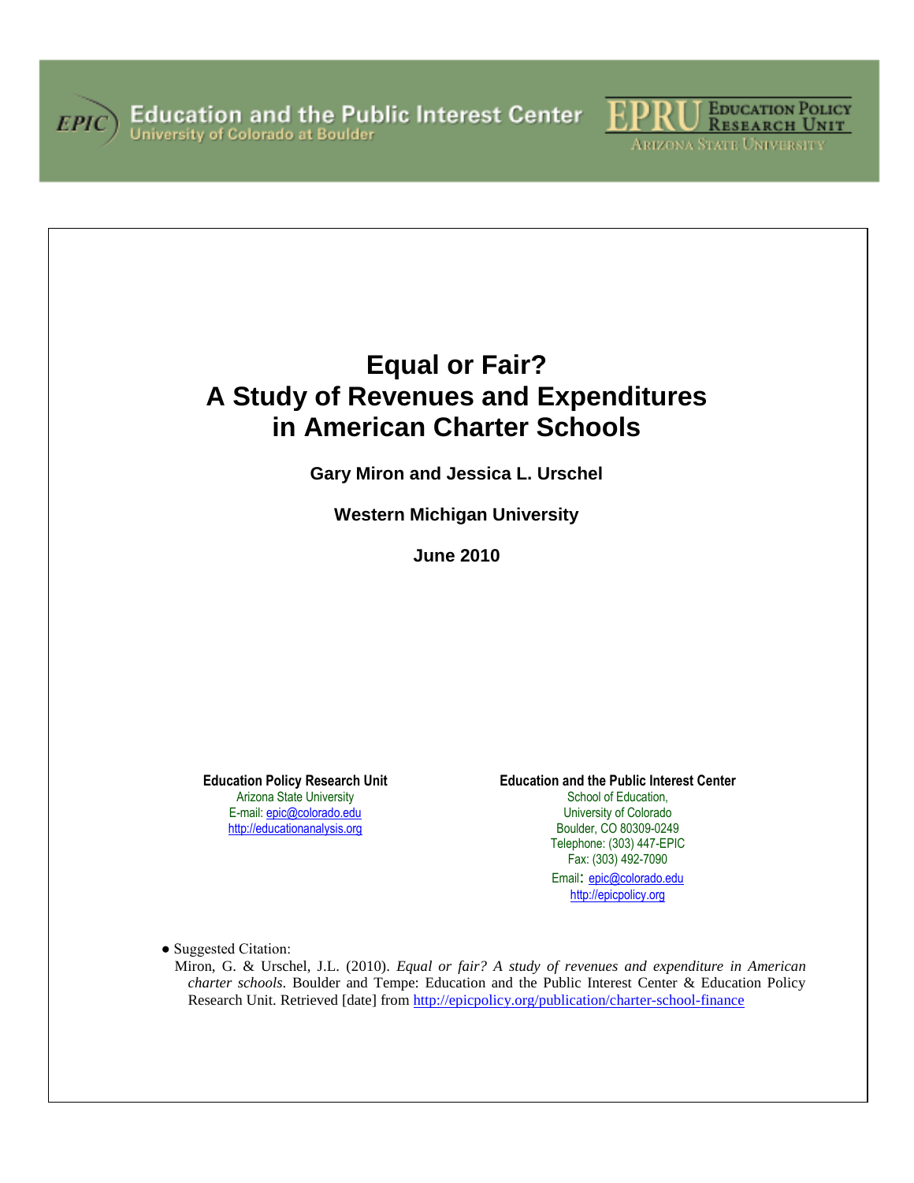Education and the Public Interest Center
University of Colorado at Boulder

EPRU Education Policy Research Unit
Arizona State University

# Equal or Fair?
# A Study of Revenues and Expenditures in American Charter Schools

**Gary Miron and Jessica L. Urschel**

**Western Michigan University**

**June 2010**

**Education Policy Research Unit**
Arizona State University
E-mail: epic@colorado.edu
http://educationanalysis.org

**Education and the Public Interest Center**
School of Education,
University of Colorado
Boulder, CO 80309-0249
Telephone: (303) 447-EPIC
Fax: (303) 492-7090
Email: epic@colorado.edu
http://epicpolicy.org

- Suggested Citation:
  Miron, G. & Urschel, J.L. (2010). *Equal or fair? A study of revenues and expenditure in American charter schools*. Boulder and Tempe: Education and the Public Interest Center & Education Policy Research Unit. Retrieved [date] from http://epicpolicy.org/publication/charter-school-finance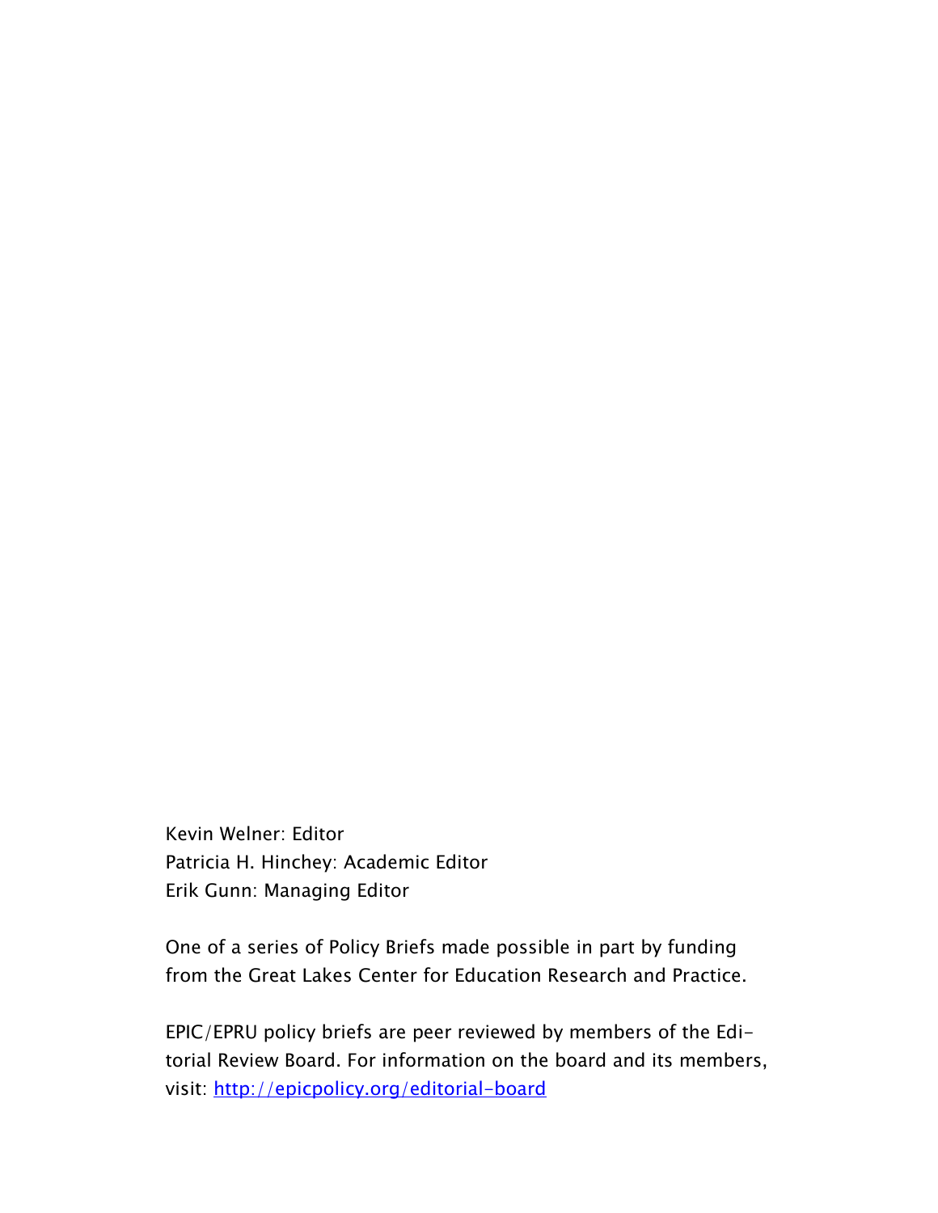Kevin Welner: Editor
Patricia H. Hinchey: Academic Editor
Erik Gunn: Managing Editor

One of a series of Policy Briefs made possible in part by funding from the Great Lakes Center for Education Research and Practice.

EPIC/EPRU policy briefs are peer reviewed by members of the Editorial Review Board. For information on the board and its members, visit: [http://epicpolicy.org/editorial-board](http://epicpolicy.org/editorial-board)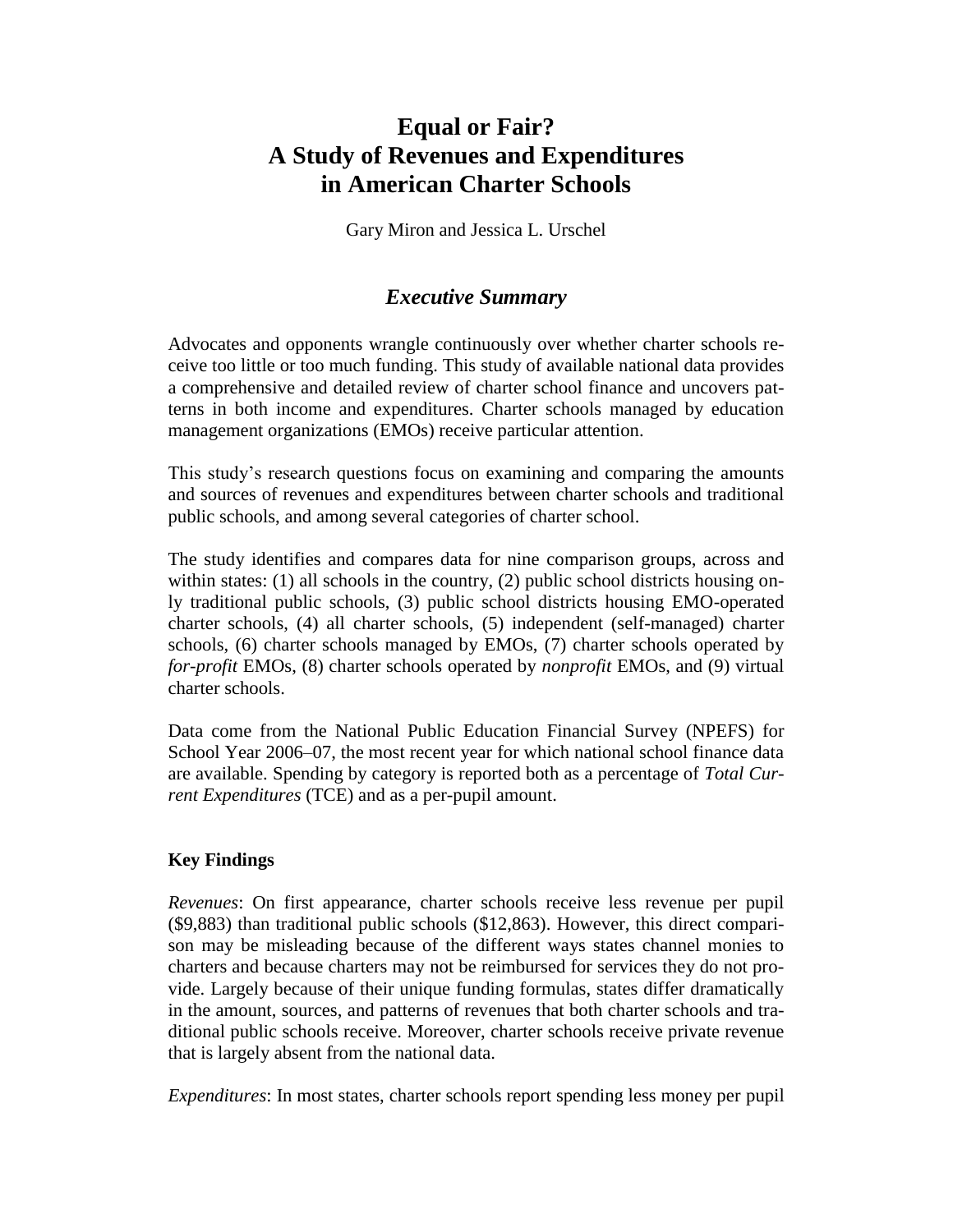# Equal or Fair? A Study of Revenues and Expenditures in American Charter Schools

Gary Miron and Jessica L. Urschel

## *Executive Summary*

Advocates and opponents wrangle continuously over whether charter schools receive too little or too much funding. This study of available national data provides a comprehensive and detailed review of charter school finance and uncovers patterns in both income and expenditures. Charter schools managed by education management organizations (EMOs) receive particular attention.

This study's research questions focus on examining and comparing the amounts and sources of revenues and expenditures between charter schools and traditional public schools, and among several categories of charter school.

The study identifies and compares data for nine comparison groups, across and within states: (1) all schools in the country, (2) public school districts housing only traditional public schools, (3) public school districts housing EMO-operated charter schools, (4) all charter schools, (5) independent (self-managed) charter schools, (6) charter schools managed by EMOs, (7) charter schools operated by *for-profit* EMOs, (8) charter schools operated by *nonprofit* EMOs, and (9) virtual charter schools.

Data come from the National Public Education Financial Survey (NPEFS) for School Year 2006–07, the most recent year for which national school finance data are available. Spending by category is reported both as a percentage of *Total Current Expenditures* (TCE) and as a per-pupil amount.

### Key Findings

*Revenues*: On first appearance, charter schools receive less revenue per pupil ($9,883) than traditional public schools ($12,863). However, this direct comparison may be misleading because of the different ways states channel monies to charters and because charters may not be reimbursed for services they do not provide. Largely because of their unique funding formulas, states differ dramatically in the amount, sources, and patterns of revenues that both charter schools and traditional public schools receive. Moreover, charter schools receive private revenue that is largely absent from the national data.

*Expenditures*: In most states, charter schools report spending less money per pupil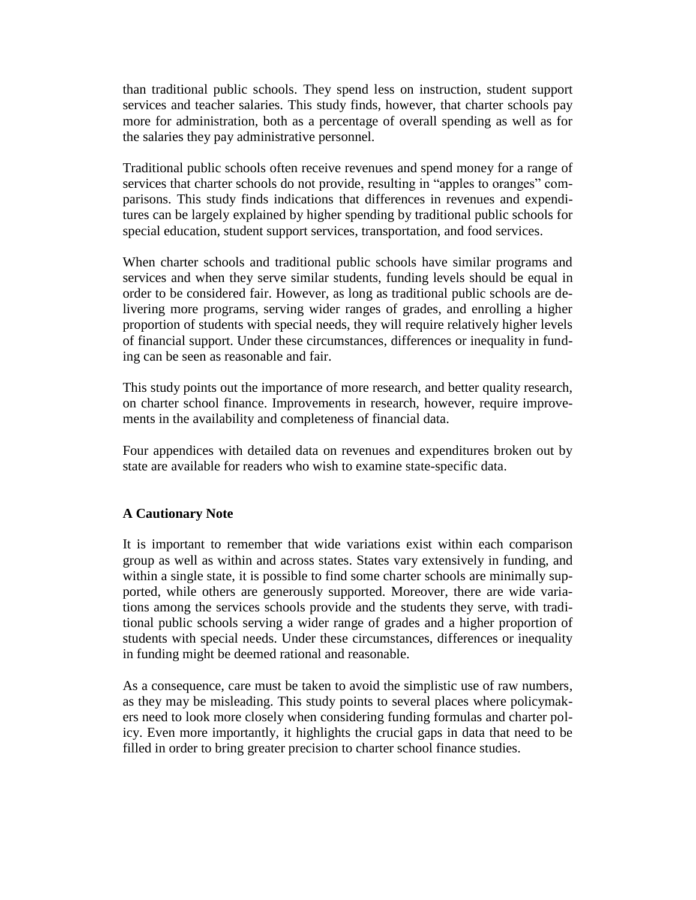than traditional public schools. They spend less on instruction, student support services and teacher salaries. This study finds, however, that charter schools pay more for administration, both as a percentage of overall spending as well as for the salaries they pay administrative personnel.

Traditional public schools often receive revenues and spend money for a range of services that charter schools do not provide, resulting in "apples to oranges" comparisons. This study finds indications that differences in revenues and expenditures can be largely explained by higher spending by traditional public schools for special education, student support services, transportation, and food services.

When charter schools and traditional public schools have similar programs and services and when they serve similar students, funding levels should be equal in order to be considered fair. However, as long as traditional public schools are delivering more programs, serving wider ranges of grades, and enrolling a higher proportion of students with special needs, they will require relatively higher levels of financial support. Under these circumstances, differences or inequality in funding can be seen as reasonable and fair.

This study points out the importance of more research, and better quality research, on charter school finance. Improvements in research, however, require improvements in the availability and completeness of financial data.

Four appendices with detailed data on revenues and expenditures broken out by state are available for readers who wish to examine state-specific data.

**A Cautionary Note**

It is important to remember that wide variations exist within each comparison group as well as within and across states. States vary extensively in funding, and within a single state, it is possible to find some charter schools are minimally supported, while others are generously supported. Moreover, there are wide variations among the services schools provide and the students they serve, with traditional public schools serving a wider range of grades and a higher proportion of students with special needs. Under these circumstances, differences or inequality in funding might be deemed rational and reasonable.

As a consequence, care must be taken to avoid the simplistic use of raw numbers, as they may be misleading. This study points to several places where policymakers need to look more closely when considering funding formulas and charter policy. Even more importantly, it highlights the crucial gaps in data that need to be filled in order to bring greater precision to charter school finance studies.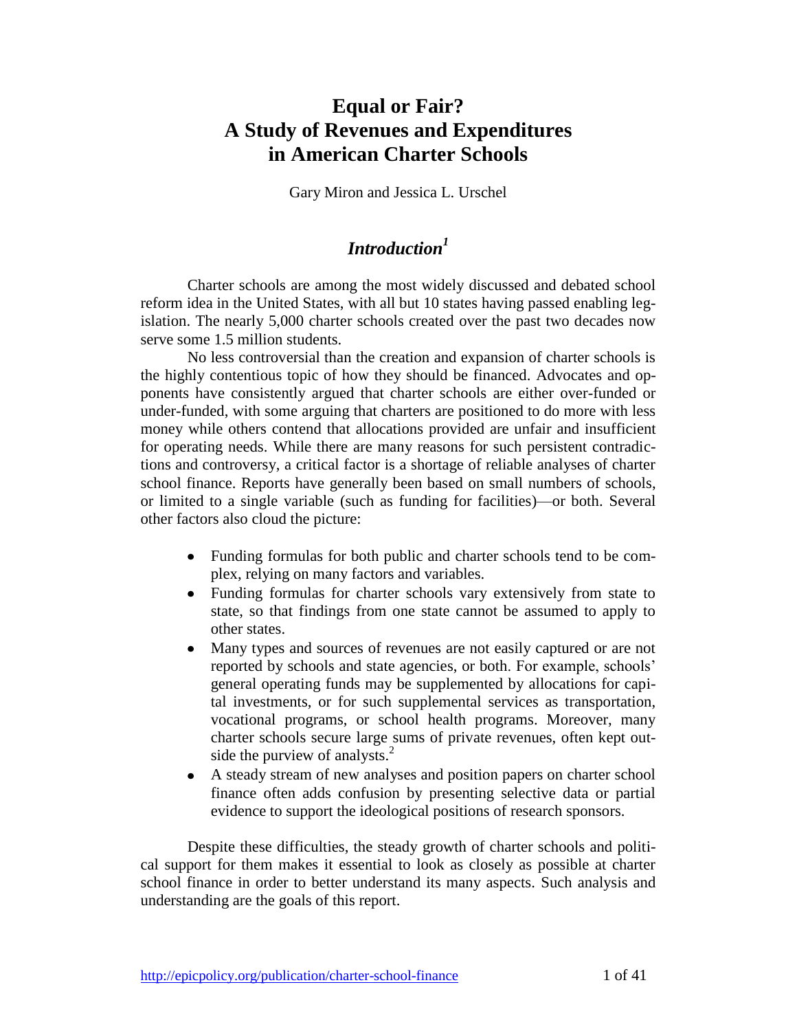# Equal or Fair?
# A Study of Revenues and Expenditures in American Charter Schools

Gary Miron and Jessica L. Urschel

## *Introduction*[1]

Charter schools are among the most widely discussed and debated school reform idea in the United States, with all but 10 states having passed enabling legislation. The nearly 5,000 charter schools created over the past two decades now serve some 1.5 million students.

No less controversial than the creation and expansion of charter schools is the highly contentious topic of how they should be financed. Advocates and opponents have consistently argued that charter schools are either over-funded or under-funded, with some arguing that charters are positioned to do more with less money while others contend that allocations provided are unfair and insufficient for operating needs. While there are many reasons for such persistent contradictions and controversy, a critical factor is a shortage of reliable analyses of charter school finance. Reports have generally been based on small numbers of schools, or limited to a single variable (such as funding for facilities)—or both. Several other factors also cloud the picture:

- Funding formulas for both public and charter schools tend to be complex, relying on many factors and variables.
- Funding formulas for charter schools vary extensively from state to state, so that findings from one state cannot be assumed to apply to other states.
- Many types and sources of revenues are not easily captured or are not reported by schools and state agencies, or both. For example, schools' general operating funds may be supplemented by allocations for capital investments, or for such supplemental services as transportation, vocational programs, or school health programs. Moreover, many charter schools secure large sums of private revenues, often kept outside the purview of analysts.[2]
- A steady stream of new analyses and position papers on charter school finance often adds confusion by presenting selective data or partial evidence to support the ideological positions of research sponsors.

Despite these difficulties, the steady growth of charter schools and political support for them makes it essential to look as closely as possible at charter school finance in order to better understand its many aspects. Such analysis and understanding are the goals of this report.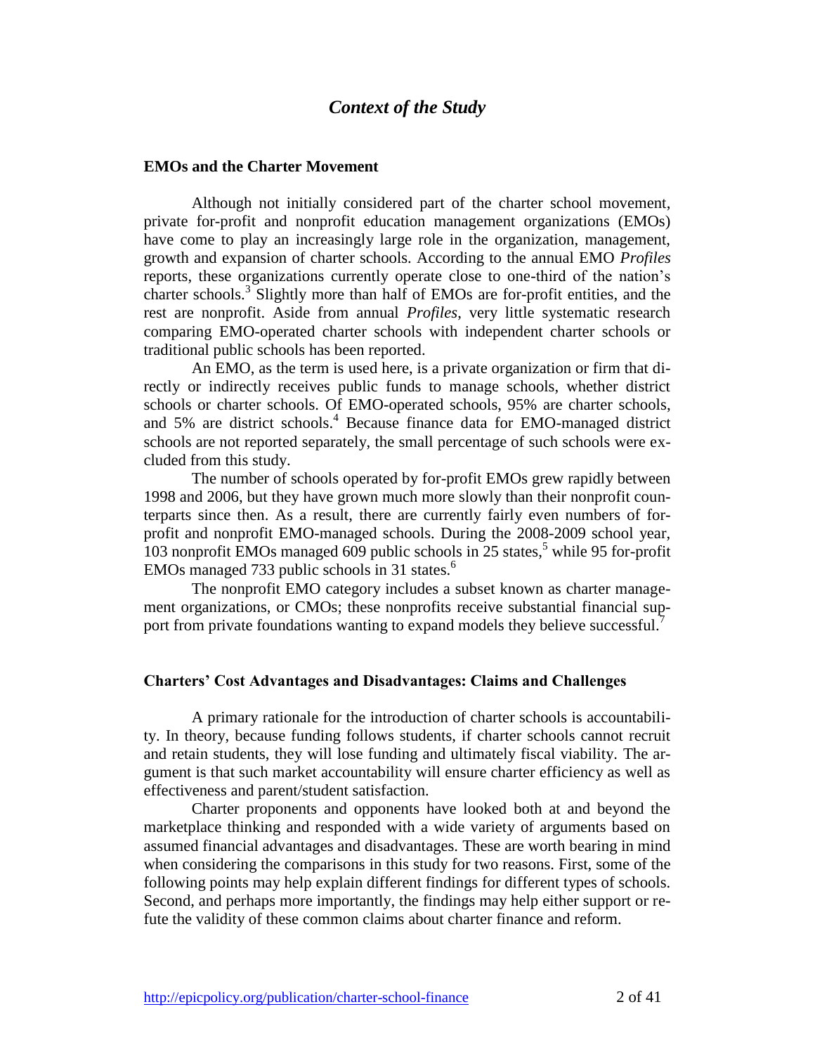## *Context of the Study*

### EMOs and the Charter Movement

Although not initially considered part of the charter school movement, private for-profit and nonprofit education management organizations (EMOs) have come to play an increasingly large role in the organization, management, growth and expansion of charter schools. According to the annual EMO *Profiles* reports, these organizations currently operate close to one-third of the nation's charter schools.[3] Slightly more than half of EMOs are for-profit entities, and the rest are nonprofit. Aside from annual *Profiles*, very little systematic research comparing EMO-operated charter schools with independent charter schools or traditional public schools has been reported.

An EMO, as the term is used here, is a private organization or firm that directly or indirectly receives public funds to manage schools, whether district schools or charter schools. Of EMO-operated schools, 95% are charter schools, and 5% are district schools.[4] Because finance data for EMO-managed district schools are not reported separately, the small percentage of such schools were excluded from this study.

The number of schools operated by for-profit EMOs grew rapidly between 1998 and 2006, but they have grown much more slowly than their nonprofit counterparts since then. As a result, there are currently fairly even numbers of for-profit and nonprofit EMO-managed schools. During the 2008-2009 school year, 103 nonprofit EMOs managed 609 public schools in 25 states,[5] while 95 for-profit EMOs managed 733 public schools in 31 states.[6]

The nonprofit EMO category includes a subset known as charter management organizations, or CMOs; these nonprofits receive substantial financial support from private foundations wanting to expand models they believe successful.[7]

### Charters' Cost Advantages and Disadvantages: Claims and Challenges

A primary rationale for the introduction of charter schools is accountability. In theory, because funding follows students, if charter schools cannot recruit and retain students, they will lose funding and ultimately fiscal viability. The argument is that such market accountability will ensure charter efficiency as well as effectiveness and parent/student satisfaction.

Charter proponents and opponents have looked both at and beyond the marketplace thinking and responded with a wide variety of arguments based on assumed financial advantages and disadvantages. These are worth bearing in mind when considering the comparisons in this study for two reasons. First, some of the following points may help explain different findings for different types of schools. Second, and perhaps more importantly, the findings may help either support or refute the validity of these common claims about charter finance and reform.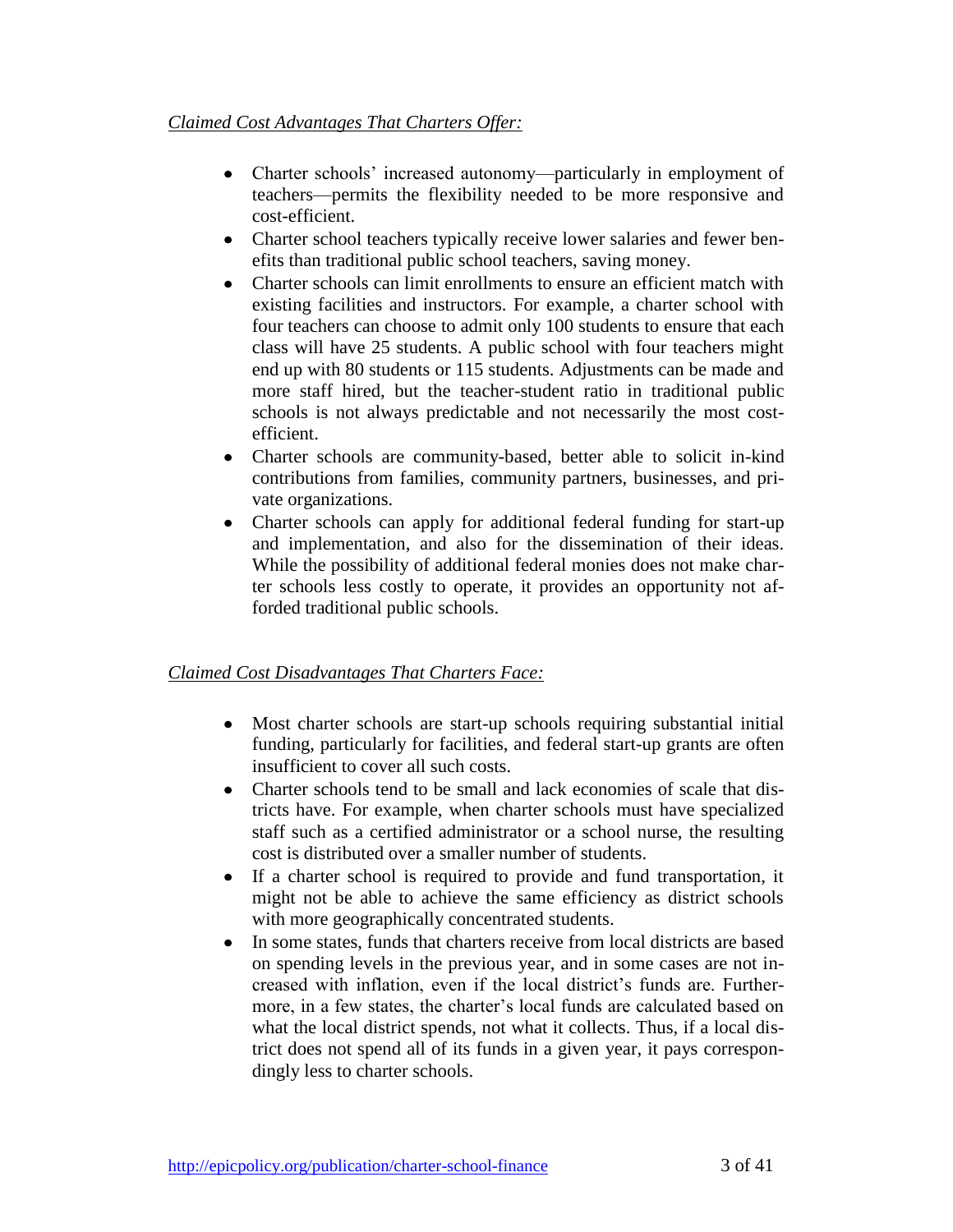*Claimed Cost Advantages That Charters Offer:*

- Charter schools' increased autonomy—particularly in employment of teachers—permits the flexibility needed to be more responsive and cost-efficient.
- Charter school teachers typically receive lower salaries and fewer benefits than traditional public school teachers, saving money.
- Charter schools can limit enrollments to ensure an efficient match with existing facilities and instructors. For example, a charter school with four teachers can choose to admit only 100 students to ensure that each class will have 25 students. A public school with four teachers might end up with 80 students or 115 students. Adjustments can be made and more staff hired, but the teacher-student ratio in traditional public schools is not always predictable and not necessarily the most cost-efficient.
- Charter schools are community-based, better able to solicit in-kind contributions from families, community partners, businesses, and private organizations.
- Charter schools can apply for additional federal funding for start-up and implementation, and also for the dissemination of their ideas. While the possibility of additional federal monies does not make charter schools less costly to operate, it provides an opportunity not afforded traditional public schools.

*Claimed Cost Disadvantages That Charters Face:*

- Most charter schools are start-up schools requiring substantial initial funding, particularly for facilities, and federal start-up grants are often insufficient to cover all such costs.
- Charter schools tend to be small and lack economies of scale that districts have. For example, when charter schools must have specialized staff such as a certified administrator or a school nurse, the resulting cost is distributed over a smaller number of students.
- If a charter school is required to provide and fund transportation, it might not be able to achieve the same efficiency as district schools with more geographically concentrated students.
- In some states, funds that charters receive from local districts are based on spending levels in the previous year, and in some cases are not increased with inflation, even if the local district's funds are. Furthermore, in a few states, the charter's local funds are calculated based on what the local district spends, not what it collects. Thus, if a local district does not spend all of its funds in a given year, it pays correspondingly less to charter schools.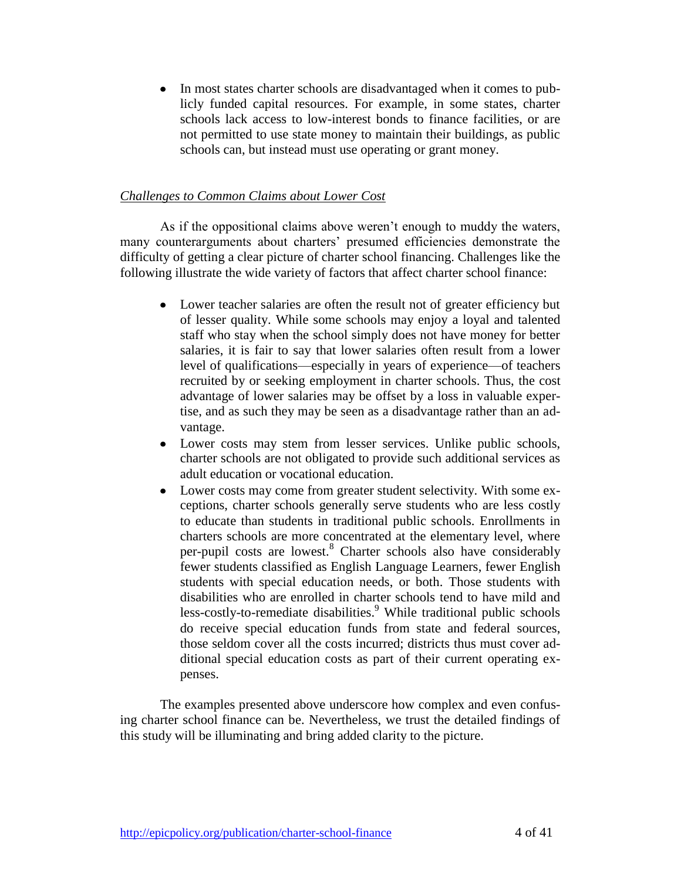- In most states charter schools are disadvantaged when it comes to publicly funded capital resources. For example, in some states, charter schools lack access to low-interest bonds to finance facilities, or are not permitted to use state money to maintain their buildings, as public schools can, but instead must use operating or grant money.

*Challenges to Common Claims about Lower Cost*

As if the oppositional claims above weren't enough to muddy the waters, many counterarguments about charters' presumed efficiencies demonstrate the difficulty of getting a clear picture of charter school financing. Challenges like the following illustrate the wide variety of factors that affect charter school finance:

- Lower teacher salaries are often the result not of greater efficiency but of lesser quality. While some schools may enjoy a loyal and talented staff who stay when the school simply does not have money for better salaries, it is fair to say that lower salaries often result from a lower level of qualifications—especially in years of experience—of teachers recruited by or seeking employment in charter schools. Thus, the cost advantage of lower salaries may be offset by a loss in valuable expertise, and as such they may be seen as a disadvantage rather than an advantage.
- Lower costs may stem from lesser services. Unlike public schools, charter schools are not obligated to provide such additional services as adult education or vocational education.
- Lower costs may come from greater student selectivity. With some exceptions, charter schools generally serve students who are less costly to educate than students in traditional public schools. Enrollments in charters schools are more concentrated at the elementary level, where per-pupil costs are lowest.[8] Charter schools also have considerably fewer students classified as English Language Learners, fewer English students with special education needs, or both. Those students with disabilities who are enrolled in charter schools tend to have mild and less-costly-to-remediate disabilities.[9] While traditional public schools do receive special education funds from state and federal sources, those seldom cover all the costs incurred; districts thus must cover additional special education costs as part of their current operating expenses.

The examples presented above underscore how complex and even confusing charter school finance can be. Nevertheless, we trust the detailed findings of this study will be illuminating and bring added clarity to the picture.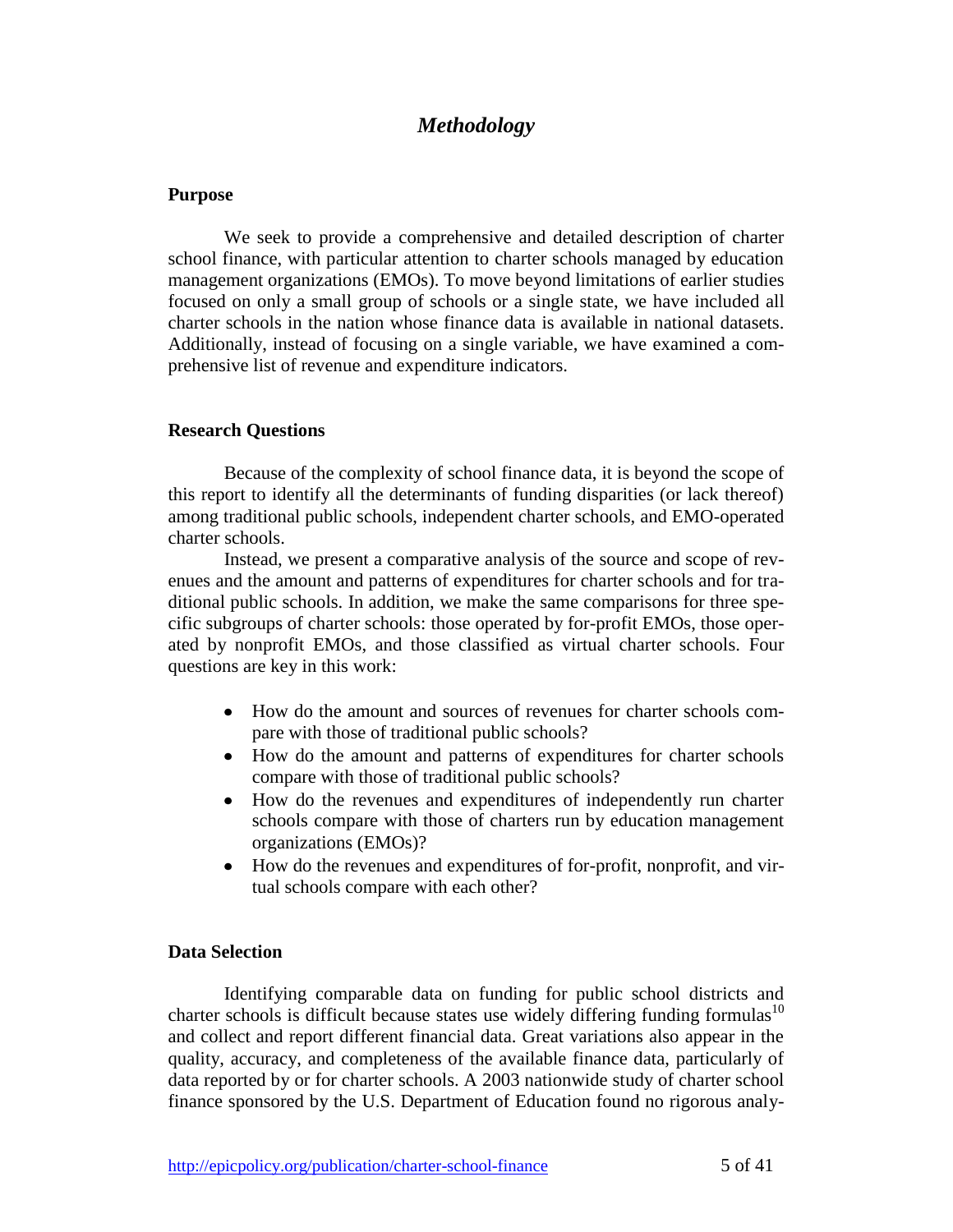## *Methodology*

### Purpose

We seek to provide a comprehensive and detailed description of charter school finance, with particular attention to charter schools managed by education management organizations (EMOs). To move beyond limitations of earlier studies focused on only a small group of schools or a single state, we have included all charter schools in the nation whose finance data is available in national datasets. Additionally, instead of focusing on a single variable, we have examined a comprehensive list of revenue and expenditure indicators.

### Research Questions

Because of the complexity of school finance data, it is beyond the scope of this report to identify all the determinants of funding disparities (or lack thereof) among traditional public schools, independent charter schools, and EMO-operated charter schools.

Instead, we present a comparative analysis of the source and scope of revenues and the amount and patterns of expenditures for charter schools and for traditional public schools. In addition, we make the same comparisons for three specific subgroups of charter schools: those operated by for-profit EMOs, those operated by nonprofit EMOs, and those classified as virtual charter schools. Four questions are key in this work:

- How do the amount and sources of revenues for charter schools compare with those of traditional public schools?
- How do the amount and patterns of expenditures for charter schools compare with those of traditional public schools?
- How do the revenues and expenditures of independently run charter schools compare with those of charters run by education management organizations (EMOs)?
- How do the revenues and expenditures of for-profit, nonprofit, and virtual schools compare with each other?

### Data Selection

Identifying comparable data on funding for public school districts and charter schools is difficult because states use widely differing funding formulas[10] and collect and report different financial data. Great variations also appear in the quality, accuracy, and completeness of the available finance data, particularly of data reported by or for charter schools. A 2003 nationwide study of charter school finance sponsored by the U.S. Department of Education found no rigorous analy-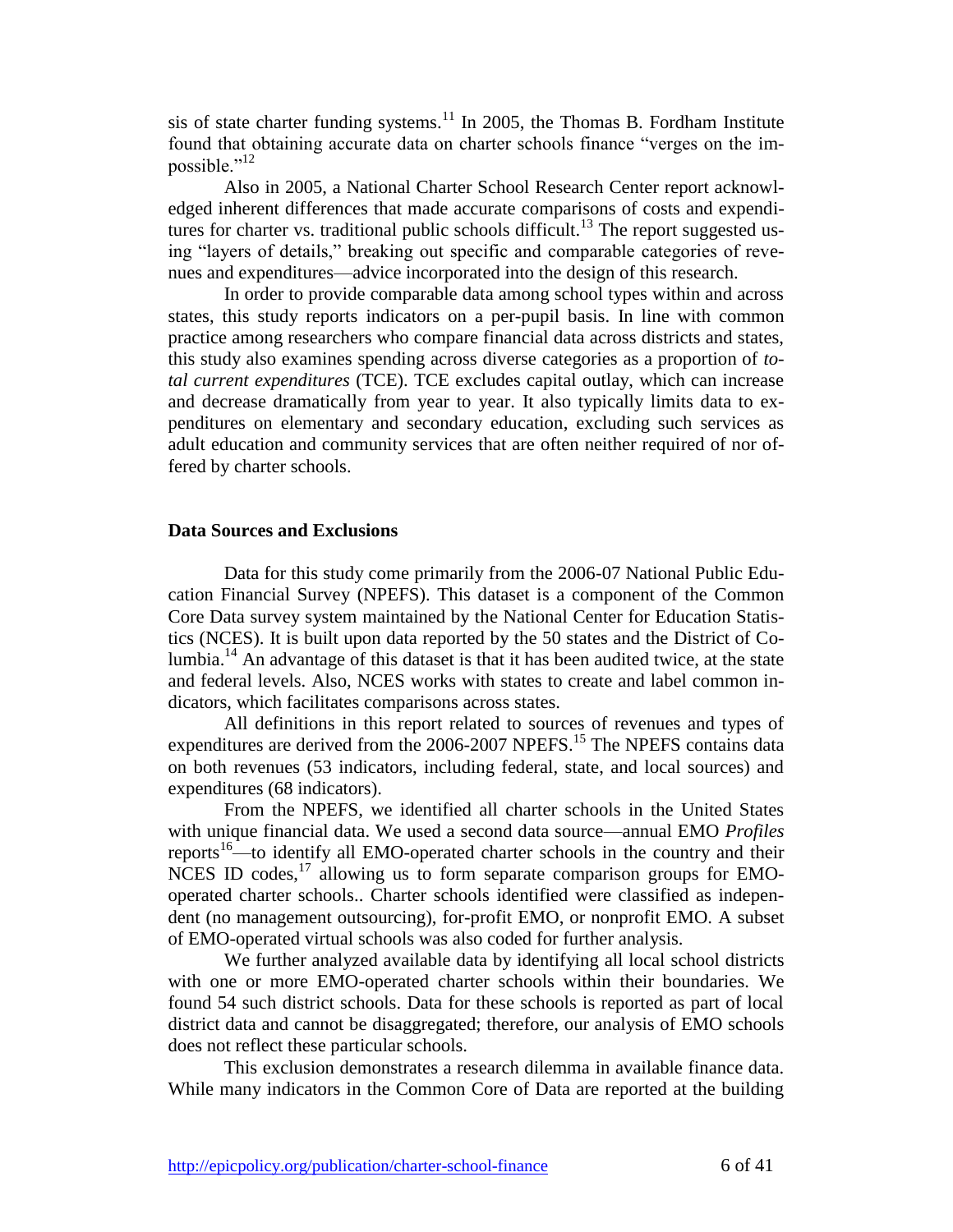sis of state charter funding systems.[11] In 2005, the Thomas B. Fordham Institute found that obtaining accurate data on charter schools finance "verges on the impossible."[12]

Also in 2005, a National Charter School Research Center report acknowledged inherent differences that made accurate comparisons of costs and expenditures for charter vs. traditional public schools difficult.[13] The report suggested using "layers of details," breaking out specific and comparable categories of revenues and expenditures—advice incorporated into the design of this research.

In order to provide comparable data among school types within and across states, this study reports indicators on a per-pupil basis. In line with common practice among researchers who compare financial data across districts and states, this study also examines spending across diverse categories as a proportion of *total current expenditures* (TCE). TCE excludes capital outlay, which can increase and decrease dramatically from year to year. It also typically limits data to expenditures on elementary and secondary education, excluding such services as adult education and community services that are often neither required of nor offered by charter schools.

### Data Sources and Exclusions

Data for this study come primarily from the 2006-07 National Public Education Financial Survey (NPEFS). This dataset is a component of the Common Core Data survey system maintained by the National Center for Education Statistics (NCES). It is built upon data reported by the 50 states and the District of Columbia.[14] An advantage of this dataset is that it has been audited twice, at the state and federal levels. Also, NCES works with states to create and label common indicators, which facilitates comparisons across states.

All definitions in this report related to sources of revenues and types of expenditures are derived from the 2006-2007 NPEFS.[15] The NPEFS contains data on both revenues (53 indicators, including federal, state, and local sources) and expenditures (68 indicators).

From the NPEFS, we identified all charter schools in the United States with unique financial data. We used a second data source—annual EMO *Profiles* reports[16]—to identify all EMO-operated charter schools in the country and their NCES ID codes,[17] allowing us to form separate comparison groups for EMO-operated charter schools.. Charter schools identified were classified as independent (no management outsourcing), for-profit EMO, or nonprofit EMO. A subset of EMO-operated virtual schools was also coded for further analysis.

We further analyzed available data by identifying all local school districts with one or more EMO-operated charter schools within their boundaries. We found 54 such district schools. Data for these schools is reported as part of local district data and cannot be disaggregated; therefore, our analysis of EMO schools does not reflect these particular schools.

This exclusion demonstrates a research dilemma in available finance data. While many indicators in the Common Core of Data are reported at the building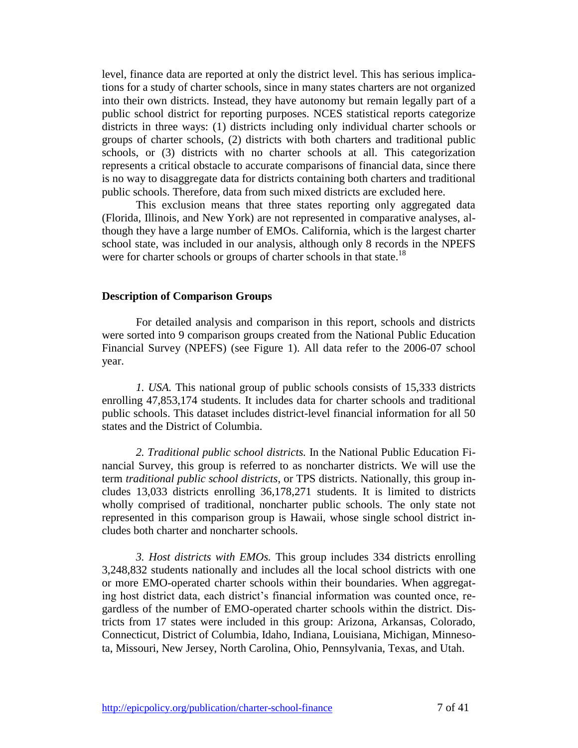level, finance data are reported at only the district level. This has serious implications for a study of charter schools, since in many states charters are not organized into their own districts. Instead, they have autonomy but remain legally part of a public school district for reporting purposes. NCES statistical reports categorize districts in three ways: (1) districts including only individual charter schools or groups of charter schools, (2) districts with both charters and traditional public schools, or (3) districts with no charter schools at all. This categorization represents a critical obstacle to accurate comparisons of financial data, since there is no way to disaggregate data for districts containing both charters and traditional public schools. Therefore, data from such mixed districts are excluded here.

This exclusion means that three states reporting only aggregated data (Florida, Illinois, and New York) are not represented in comparative analyses, although they have a large number of EMOs. California, which is the largest charter school state, was included in our analysis, although only 8 records in the NPEFS were for charter schools or groups of charter schools in that state.[18]

### Description of Comparison Groups

For detailed analysis and comparison in this report, schools and districts were sorted into 9 comparison groups created from the National Public Education Financial Survey (NPEFS) (see Figure 1). All data refer to the 2006-07 school year.

*1. USA.* This national group of public schools consists of 15,333 districts enrolling 47,853,174 students. It includes data for charter schools and traditional public schools. This dataset includes district-level financial information for all 50 states and the District of Columbia.

*2. Traditional public school districts.* In the National Public Education Financial Survey, this group is referred to as noncharter districts. We will use the term *traditional public school districts*, or TPS districts. Nationally, this group includes 13,033 districts enrolling 36,178,271 students. It is limited to districts wholly comprised of traditional, noncharter public schools. The only state not represented in this comparison group is Hawaii, whose single school district includes both charter and noncharter schools.

*3. Host districts with EMOs.* This group includes 334 districts enrolling 3,248,832 students nationally and includes all the local school districts with one or more EMO-operated charter schools within their boundaries. When aggregating host district data, each district's financial information was counted once, regardless of the number of EMO-operated charter schools within the district. Districts from 17 states were included in this group: Arizona, Arkansas, Colorado, Connecticut, District of Columbia, Idaho, Indiana, Louisiana, Michigan, Minnesota, Missouri, New Jersey, North Carolina, Ohio, Pennsylvania, Texas, and Utah.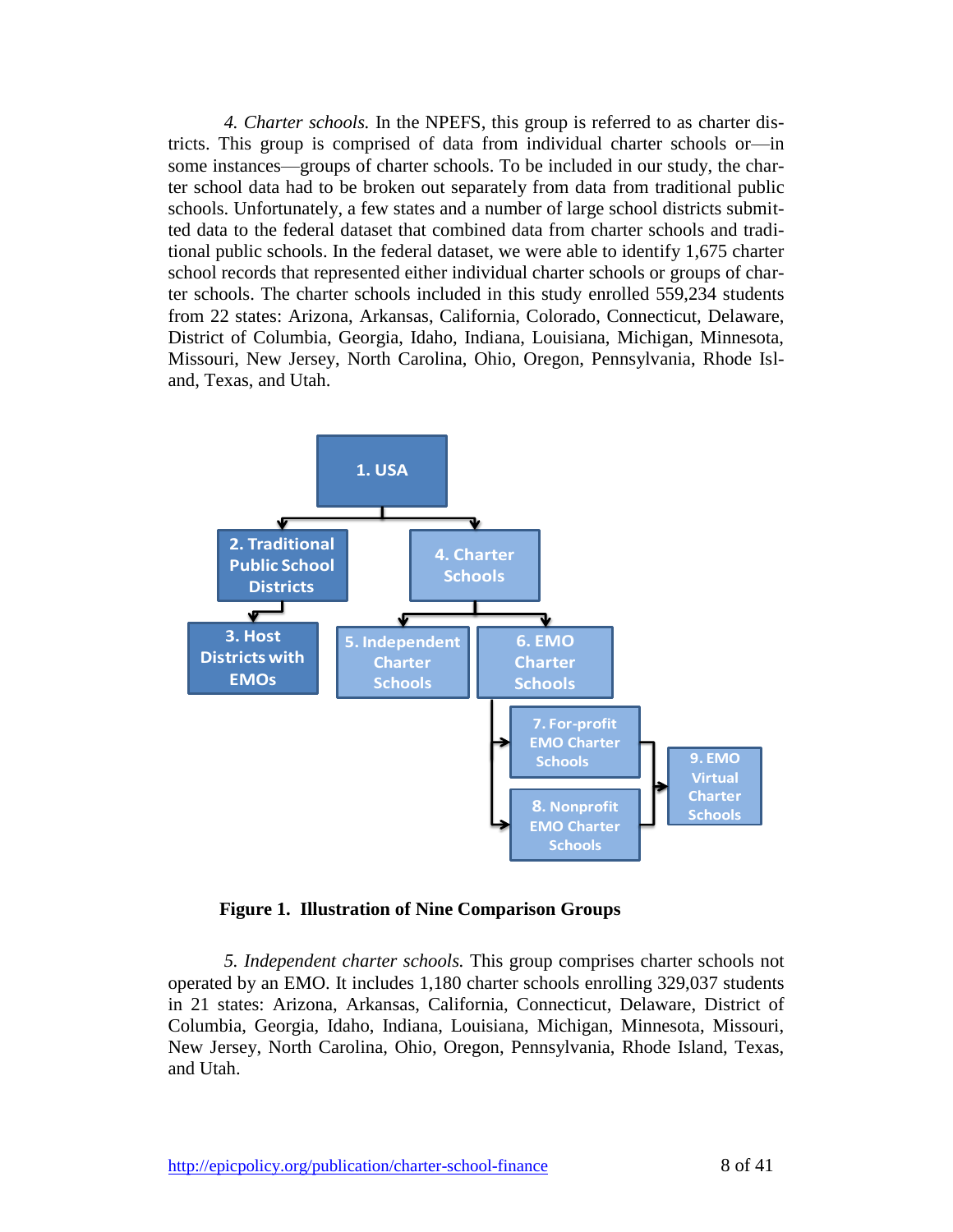*4. Charter schools.* In the NPEFS, this group is referred to as charter districts. This group is comprised of data from individual charter schools or—in some instances—groups of charter schools. To be included in our study, the charter school data had to be broken out separately from data from traditional public schools. Unfortunately, a few states and a number of large school districts submitted data to the federal dataset that combined data from charter schools and traditional public schools. In the federal dataset, we were able to identify 1,675 charter school records that represented either individual charter schools or groups of charter schools. The charter schools included in this study enrolled 559,234 students from 22 states: Arizona, Arkansas, California, Colorado, Connecticut, Delaware, District of Columbia, Georgia, Idaho, Indiana, Louisiana, Michigan, Minnesota, Missouri, New Jersey, North Carolina, Ohio, Oregon, Pennsylvania, Rhode Island, Texas, and Utah.

**Figure 1. Illustration of Nine Comparison Groups**

*5. Independent charter schools.* This group comprises charter schools not operated by an EMO. It includes 1,180 charter schools enrolling 329,037 students in 21 states: Arizona, Arkansas, California, Connecticut, Delaware, District of Columbia, Georgia, Idaho, Indiana, Louisiana, Michigan, Minnesota, Missouri, New Jersey, North Carolina, Ohio, Oregon, Pennsylvania, Rhode Island, Texas, and Utah.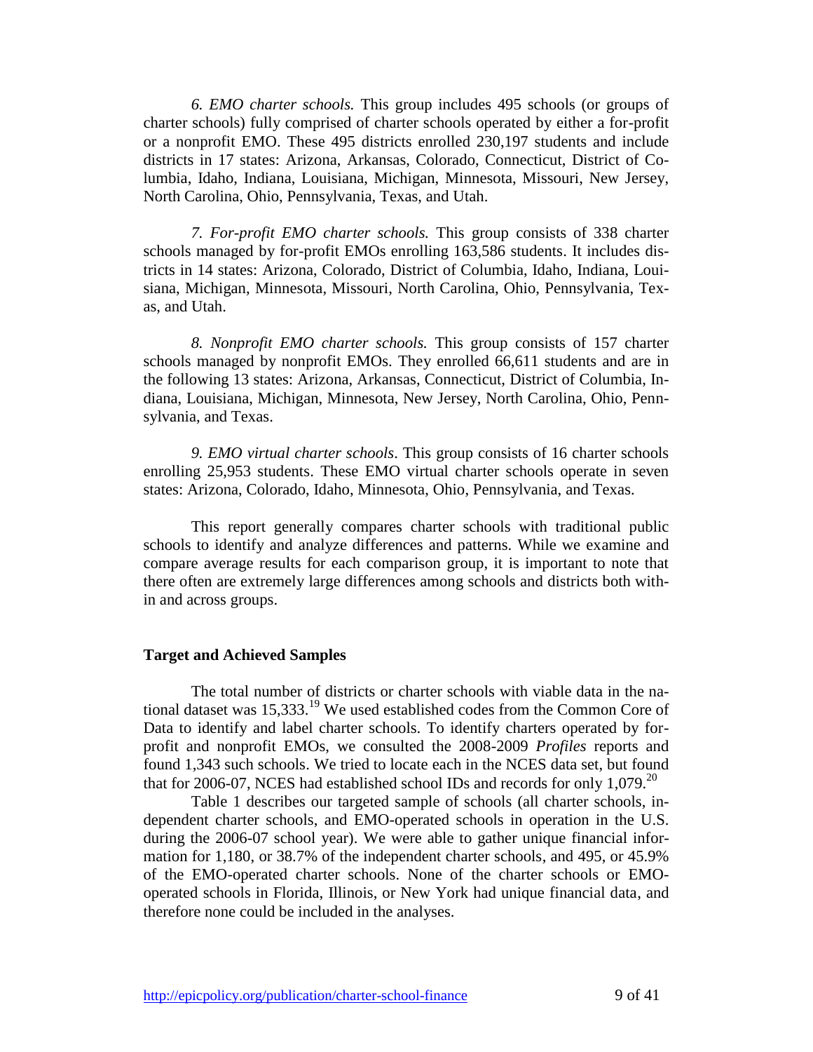*6. EMO charter schools.* This group includes 495 schools (or groups of charter schools) fully comprised of charter schools operated by either a for-profit or a nonprofit EMO. These 495 districts enrolled 230,197 students and include districts in 17 states: Arizona, Arkansas, Colorado, Connecticut, District of Columbia, Idaho, Indiana, Louisiana, Michigan, Minnesota, Missouri, New Jersey, North Carolina, Ohio, Pennsylvania, Texas, and Utah.

*7. For-profit EMO charter schools.* This group consists of 338 charter schools managed by for-profit EMOs enrolling 163,586 students. It includes districts in 14 states: Arizona, Colorado, District of Columbia, Idaho, Indiana, Louisiana, Michigan, Minnesota, Missouri, North Carolina, Ohio, Pennsylvania, Texas, and Utah.

*8. Nonprofit EMO charter schools.* This group consists of 157 charter schools managed by nonprofit EMOs. They enrolled 66,611 students and are in the following 13 states: Arizona, Arkansas, Connecticut, District of Columbia, Indiana, Louisiana, Michigan, Minnesota, New Jersey, North Carolina, Ohio, Pennsylvania, and Texas.

*9. EMO virtual charter schools*. This group consists of 16 charter schools enrolling 25,953 students. These EMO virtual charter schools operate in seven states: Arizona, Colorado, Idaho, Minnesota, Ohio, Pennsylvania, and Texas.

This report generally compares charter schools with traditional public schools to identify and analyze differences and patterns. While we examine and compare average results for each comparison group, it is important to note that there often are extremely large differences among schools and districts both within and across groups.

**Target and Achieved Samples**

The total number of districts or charter schools with viable data in the national dataset was 15,333.[19] We used established codes from the Common Core of Data to identify and label charter schools. To identify charters operated by for-profit and nonprofit EMOs, we consulted the 2008-2009 *Profiles* reports and found 1,343 such schools. We tried to locate each in the NCES data set, but found that for 2006-07, NCES had established school IDs and records for only 1,079.[20]

Table 1 describes our targeted sample of schools (all charter schools, independent charter schools, and EMO-operated schools in operation in the U.S. during the 2006-07 school year). We were able to gather unique financial information for 1,180, or 38.7% of the independent charter schools, and 495, or 45.9% of the EMO-operated charter schools. None of the charter schools or EMO-operated schools in Florida, Illinois, or New York had unique financial data, and therefore none could be included in the analyses.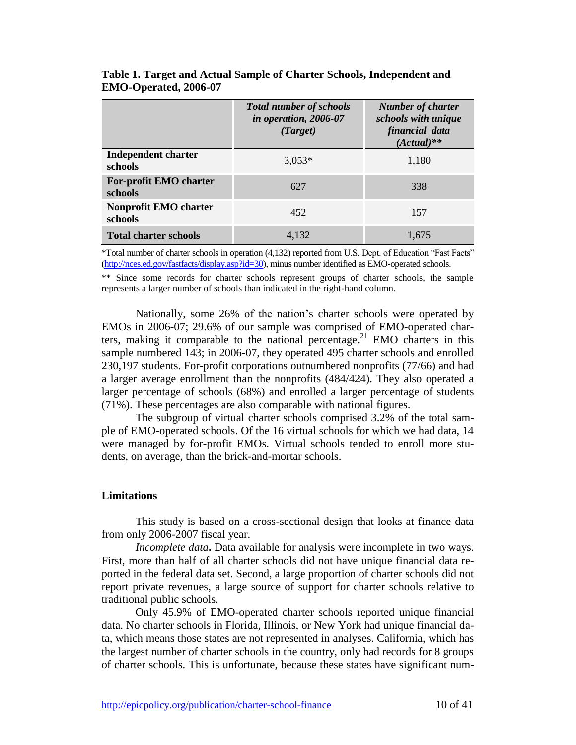**Table 1. Target and Actual Sample of Charter Schools, Independent and EMO-Operated, 2006-07**

| | *Total number of schools in operation, 2006-07 (Target)* | *Number of charter schools with unique financial data (Actual)*** |
|---|---|---|
| **Independent charter schools** | 3,053* | 1,180 |
| **For-profit EMO charter schools** | 627 | 338 |
| **Nonprofit EMO charter schools** | 452 | 157 |
| **Total charter schools** | 4,132 | 1,675 |

*Total number of charter schools in operation (4,132) reported from U.S. Dept. of Education "Fast Facts" (http://nces.ed.gov/fastfacts/display.asp?id=30), minus number identified as EMO-operated schools.

** Since some records for charter schools represent groups of charter schools, the sample represents a larger number of schools than indicated in the right-hand column.

Nationally, some 26% of the nation's charter schools were operated by EMOs in 2006-07; 29.6% of our sample was comprised of EMO-operated charters, making it comparable to the national percentage.[21] EMO charters in this sample numbered 143; in 2006-07, they operated 495 charter schools and enrolled 230,197 students. For-profit corporations outnumbered nonprofits (77/66) and had a larger average enrollment than the nonprofits (484/424). They also operated a larger percentage of schools (68%) and enrolled a larger percentage of students (71%). These percentages are also comparable with national figures.

The subgroup of virtual charter schools comprised 3.2% of the total sample of EMO-operated schools. Of the 16 virtual schools for which we had data, 14 were managed by for-profit EMOs. Virtual schools tended to enroll more students, on average, than the brick-and-mortar schools.

## Limitations

This study is based on a cross-sectional design that looks at finance data from only 2006-2007 fiscal year.

*Incomplete data***.** Data available for analysis were incomplete in two ways. First, more than half of all charter schools did not have unique financial data reported in the federal data set. Second, a large proportion of charter schools did not report private revenues, a large source of support for charter schools relative to traditional public schools.

Only 45.9% of EMO-operated charter schools reported unique financial data. No charter schools in Florida, Illinois, or New York had unique financial data, which means those states are not represented in analyses. California, which has the largest number of charter schools in the country, only had records for 8 groups of charter schools. This is unfortunate, because these states have significant num-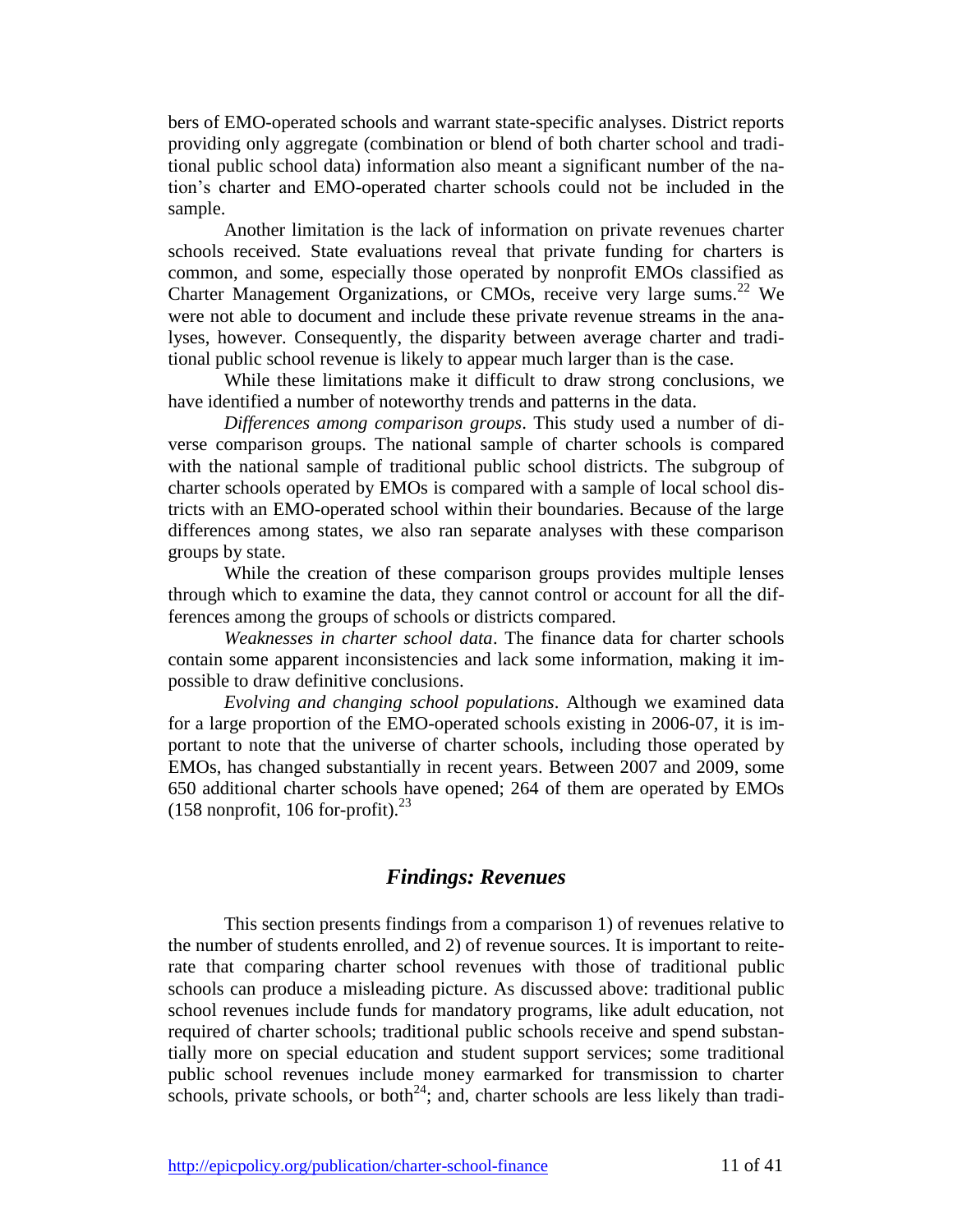bers of EMO-operated schools and warrant state-specific analyses. District reports providing only aggregate (combination or blend of both charter school and traditional public school data) information also meant a significant number of the nation's charter and EMO-operated charter schools could not be included in the sample.

Another limitation is the lack of information on private revenues charter schools received. State evaluations reveal that private funding for charters is common, and some, especially those operated by nonprofit EMOs classified as Charter Management Organizations, or CMOs, receive very large sums.[22] We were not able to document and include these private revenue streams in the analyses, however. Consequently, the disparity between average charter and traditional public school revenue is likely to appear much larger than is the case.

While these limitations make it difficult to draw strong conclusions, we have identified a number of noteworthy trends and patterns in the data.

*Differences among comparison groups*. This study used a number of diverse comparison groups. The national sample of charter schools is compared with the national sample of traditional public school districts. The subgroup of charter schools operated by EMOs is compared with a sample of local school districts with an EMO-operated school within their boundaries. Because of the large differences among states, we also ran separate analyses with these comparison groups by state.

While the creation of these comparison groups provides multiple lenses through which to examine the data, they cannot control or account for all the differences among the groups of schools or districts compared.

*Weaknesses in charter school data*. The finance data for charter schools contain some apparent inconsistencies and lack some information, making it impossible to draw definitive conclusions.

*Evolving and changing school populations*. Although we examined data for a large proportion of the EMO-operated schools existing in 2006-07, it is important to note that the universe of charter schools, including those operated by EMOs, has changed substantially in recent years. Between 2007 and 2009, some 650 additional charter schools have opened; 264 of them are operated by EMOs (158 nonprofit, 106 for-profit).[23]

## *Findings: Revenues*

This section presents findings from a comparison 1) of revenues relative to the number of students enrolled, and 2) of revenue sources. It is important to reiterate that comparing charter school revenues with those of traditional public schools can produce a misleading picture. As discussed above: traditional public school revenues include funds for mandatory programs, like adult education, not required of charter schools; traditional public schools receive and spend substantially more on special education and student support services; some traditional public school revenues include money earmarked for transmission to charter schools, private schools, or both[24]; and, charter schools are less likely than tradi-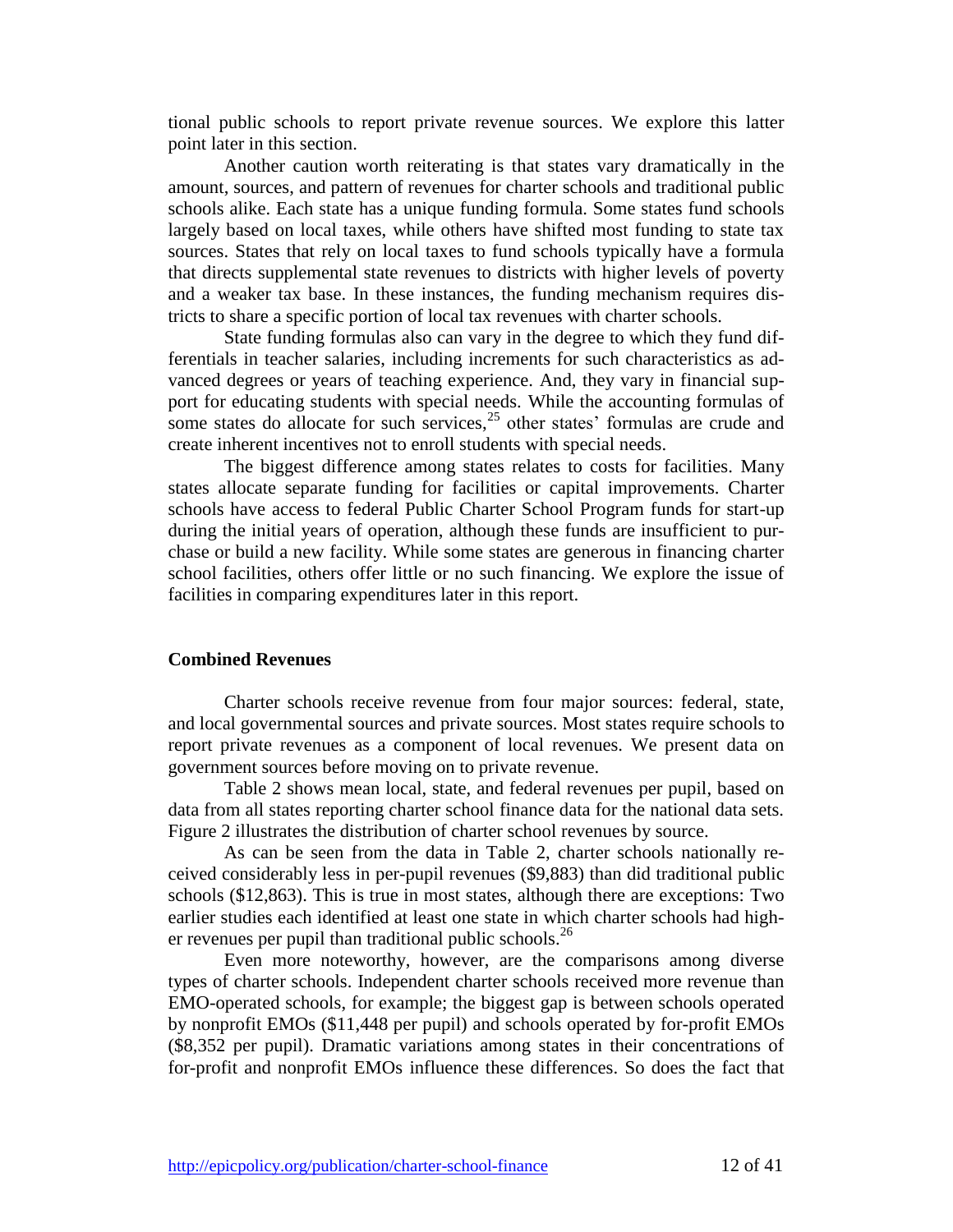tional public schools to report private revenue sources. We explore this latter point later in this section.

Another caution worth reiterating is that states vary dramatically in the amount, sources, and pattern of revenues for charter schools and traditional public schools alike. Each state has a unique funding formula. Some states fund schools largely based on local taxes, while others have shifted most funding to state tax sources. States that rely on local taxes to fund schools typically have a formula that directs supplemental state revenues to districts with higher levels of poverty and a weaker tax base. In these instances, the funding mechanism requires districts to share a specific portion of local tax revenues with charter schools.

State funding formulas also can vary in the degree to which they fund differentials in teacher salaries, including increments for such characteristics as advanced degrees or years of teaching experience. And, they vary in financial support for educating students with special needs. While the accounting formulas of some states do allocate for such services,[25] other states' formulas are crude and create inherent incentives not to enroll students with special needs.

The biggest difference among states relates to costs for facilities. Many states allocate separate funding for facilities or capital improvements. Charter schools have access to federal Public Charter School Program funds for start-up during the initial years of operation, although these funds are insufficient to purchase or build a new facility. While some states are generous in financing charter school facilities, others offer little or no such financing. We explore the issue of facilities in comparing expenditures later in this report.

### Combined Revenues

Charter schools receive revenue from four major sources: federal, state, and local governmental sources and private sources. Most states require schools to report private revenues as a component of local revenues. We present data on government sources before moving on to private revenue.

Table 2 shows mean local, state, and federal revenues per pupil, based on data from all states reporting charter school finance data for the national data sets. Figure 2 illustrates the distribution of charter school revenues by source.

As can be seen from the data in Table 2, charter schools nationally received considerably less in per-pupil revenues ($9,883) than did traditional public schools ($12,863). This is true in most states, although there are exceptions: Two earlier studies each identified at least one state in which charter schools had higher revenues per pupil than traditional public schools.[26]

Even more noteworthy, however, are the comparisons among diverse types of charter schools. Independent charter schools received more revenue than EMO-operated schools, for example; the biggest gap is between schools operated by nonprofit EMOs ($11,448 per pupil) and schools operated by for-profit EMOs ($8,352 per pupil). Dramatic variations among states in their concentrations of for-profit and nonprofit EMOs influence these differences. So does the fact that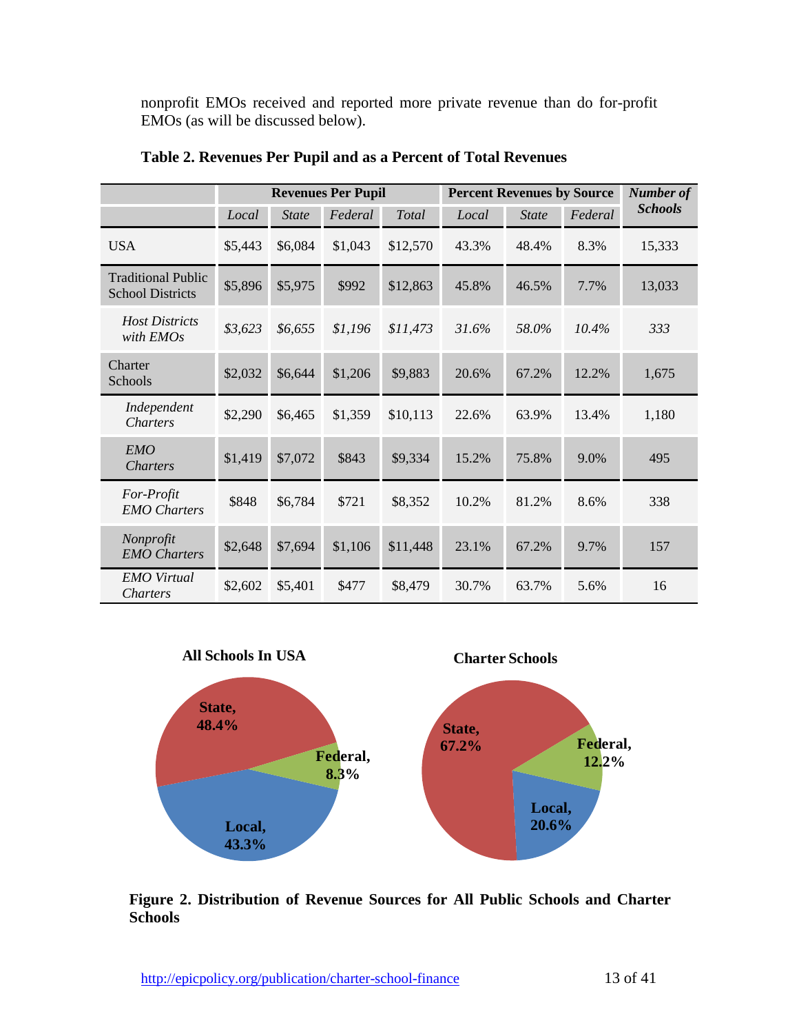nonprofit EMOs received and reported more private revenue than do for-profit EMOs (as will be discussed below).

**Table 2. Revenues Per Pupil and as a Percent of Total Revenues**

| | Revenues Per Pupil | | | | Percent Revenues by Source | | | *Number of Schools* |
|---|---|---|---|---|---|---|---|---|
| | *Local* | *State* | *Federal* | *Total* | *Local* | *State* | *Federal* | |
| USA | \$5,443 | \$6,084 | \$1,043 | \$12,570 | 43.3% | 48.4% | 8.3% | 15,333 |
| Traditional Public School Districts | \$5,896 | \$5,975 | \$992 | \$12,863 | 45.8% | 46.5% | 7.7% | 13,033 |
| *Host Districts with EMOs* | *\$3,623* | *\$6,655* | *\$1,196* | *\$11,473* | *31.6%* | *58.0%* | *10.4%* | *333* |
| Charter Schools | \$2,032 | \$6,644 | \$1,206 | \$9,883 | 20.6% | 67.2% | 12.2% | 1,675 |
| *Independent Charters* | \$2,290 | \$6,465 | \$1,359 | \$10,113 | 22.6% | 63.9% | 13.4% | 1,180 |
| *EMO Charters* | \$1,419 | \$7,072 | \$843 | \$9,334 | 15.2% | 75.8% | 9.0% | 495 |
| *For-Profit EMO Charters* | \$848 | \$6,784 | \$721 | \$8,352 | 10.2% | 81.2% | 8.6% | 338 |
| *Nonprofit EMO Charters* | \$2,648 | \$7,694 | \$1,106 | \$11,448 | 23.1% | 67.2% | 9.7% | 157 |
| *EMO Virtual Charters* | \$2,602 | \$5,401 | \$477 | \$8,479 | 30.7% | 63.7% | 5.6% | 16 |

**Figure 2. Distribution of Revenue Sources for All Public Schools and Charter Schools**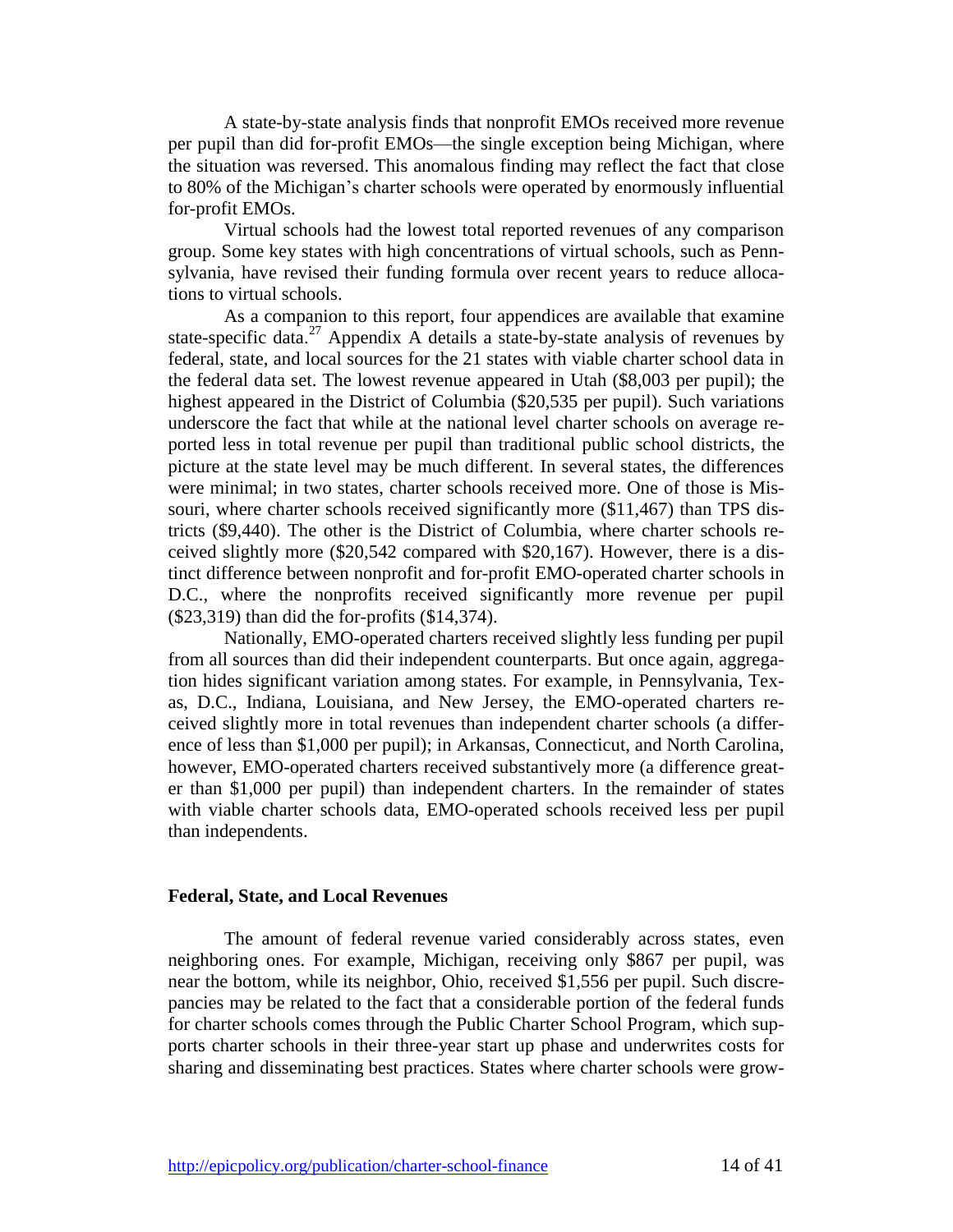A state-by-state analysis finds that nonprofit EMOs received more revenue per pupil than did for-profit EMOs—the single exception being Michigan, where the situation was reversed. This anomalous finding may reflect the fact that close to 80% of the Michigan's charter schools were operated by enormously influential for-profit EMOs.

Virtual schools had the lowest total reported revenues of any comparison group. Some key states with high concentrations of virtual schools, such as Pennsylvania, have revised their funding formula over recent years to reduce allocations to virtual schools.

As a companion to this report, four appendices are available that examine state-specific data.[27] Appendix A details a state-by-state analysis of revenues by federal, state, and local sources for the 21 states with viable charter school data in the federal data set. The lowest revenue appeared in Utah ($8,003 per pupil); the highest appeared in the District of Columbia ($20,535 per pupil). Such variations underscore the fact that while at the national level charter schools on average reported less in total revenue per pupil than traditional public school districts, the picture at the state level may be much different. In several states, the differences were minimal; in two states, charter schools received more. One of those is Missouri, where charter schools received significantly more ($11,467) than TPS districts ($9,440). The other is the District of Columbia, where charter schools received slightly more ($20,542 compared with $20,167). However, there is a distinct difference between nonprofit and for-profit EMO-operated charter schools in D.C., where the nonprofits received significantly more revenue per pupil ($23,319) than did the for-profits ($14,374).

Nationally, EMO-operated charters received slightly less funding per pupil from all sources than did their independent counterparts. But once again, aggregation hides significant variation among states. For example, in Pennsylvania, Texas, D.C., Indiana, Louisiana, and New Jersey, the EMO-operated charters received slightly more in total revenues than independent charter schools (a difference of less than $1,000 per pupil); in Arkansas, Connecticut, and North Carolina, however, EMO-operated charters received substantively more (a difference greater than $1,000 per pupil) than independent charters. In the remainder of states with viable charter schools data, EMO-operated schools received less per pupil than independents.

### Federal, State, and Local Revenues

The amount of federal revenue varied considerably across states, even neighboring ones. For example, Michigan, receiving only $867 per pupil, was near the bottom, while its neighbor, Ohio, received $1,556 per pupil. Such discrepancies may be related to the fact that a considerable portion of the federal funds for charter schools comes through the Public Charter School Program, which supports charter schools in their three-year start up phase and underwrites costs for sharing and disseminating best practices. States where charter schools were grow-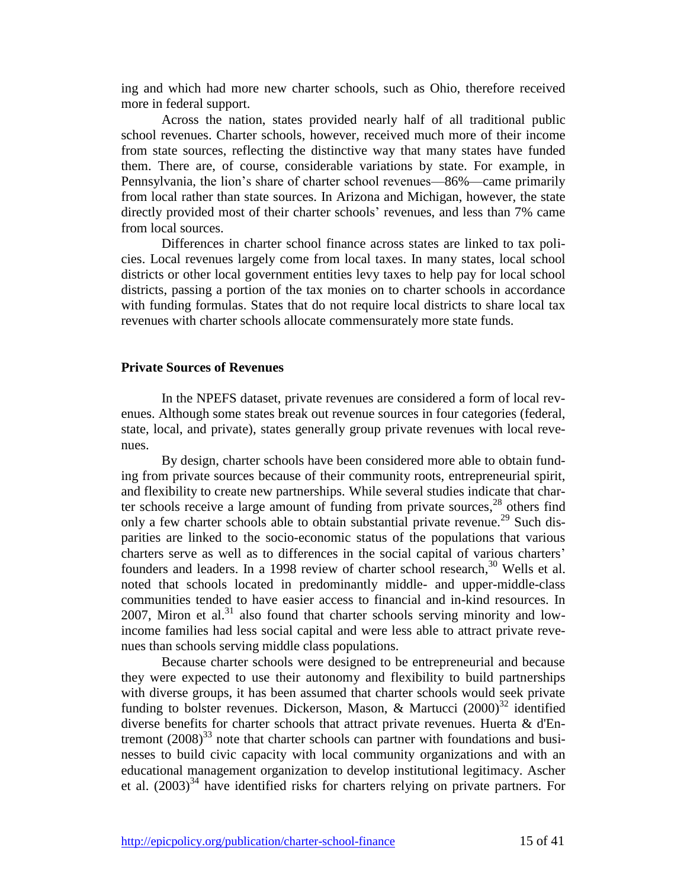ing and which had more new charter schools, such as Ohio, therefore received more in federal support.

Across the nation, states provided nearly half of all traditional public school revenues. Charter schools, however, received much more of their income from state sources, reflecting the distinctive way that many states have funded them. There are, of course, considerable variations by state. For example, in Pennsylvania, the lion's share of charter school revenues—86%—came primarily from local rather than state sources. In Arizona and Michigan, however, the state directly provided most of their charter schools' revenues, and less than 7% came from local sources.

Differences in charter school finance across states are linked to tax policies. Local revenues largely come from local taxes. In many states, local school districts or other local government entities levy taxes to help pay for local school districts, passing a portion of the tax monies on to charter schools in accordance with funding formulas. States that do not require local districts to share local tax revenues with charter schools allocate commensurately more state funds.

### Private Sources of Revenues

In the NPEFS dataset, private revenues are considered a form of local revenues. Although some states break out revenue sources in four categories (federal, state, local, and private), states generally group private revenues with local revenues.

By design, charter schools have been considered more able to obtain funding from private sources because of their community roots, entrepreneurial spirit, and flexibility to create new partnerships. While several studies indicate that charter schools receive a large amount of funding from private sources,[28] others find only a few charter schools able to obtain substantial private revenue.[29] Such disparities are linked to the socio-economic status of the populations that various charters serve as well as to differences in the social capital of various charters' founders and leaders. In a 1998 review of charter school research,[30] Wells et al. noted that schools located in predominantly middle- and upper-middle-class communities tended to have easier access to financial and in-kind resources. In 2007, Miron et al.[31] also found that charter schools serving minority and low-income families had less social capital and were less able to attract private revenues than schools serving middle class populations.

Because charter schools were designed to be entrepreneurial and because they were expected to use their autonomy and flexibility to build partnerships with diverse groups, it has been assumed that charter schools would seek private funding to bolster revenues. Dickerson, Mason, & Martucci (2000)[32] identified diverse benefits for charter schools that attract private revenues. Huerta & d'Entremont (2008)[33] note that charter schools can partner with foundations and businesses to build civic capacity with local community organizations and with an educational management organization to develop institutional legitimacy. Ascher et al. (2003)[34] have identified risks for charters relying on private partners. For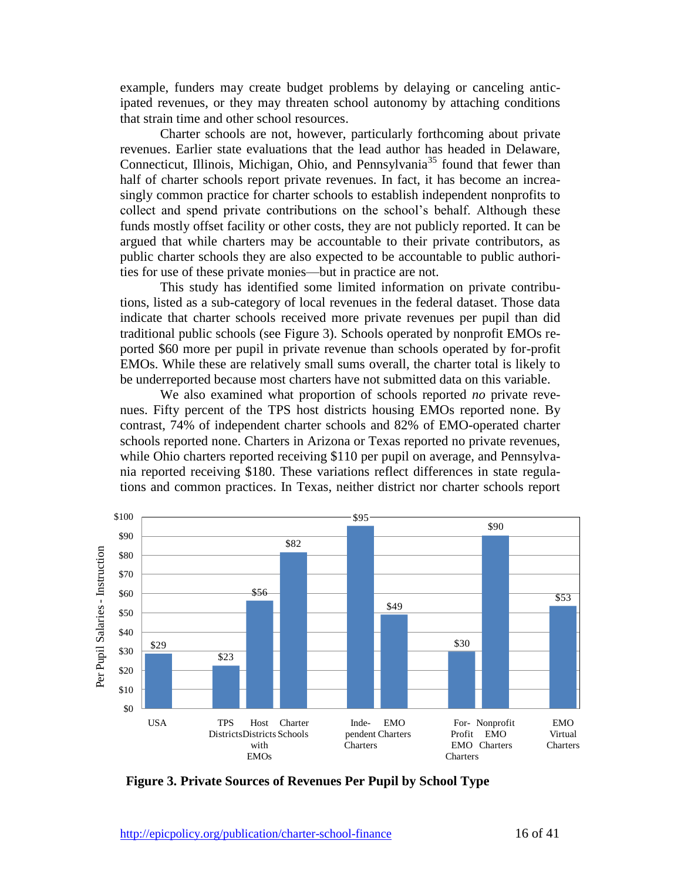example, funders may create budget problems by delaying or canceling anticipated revenues, or they may threaten school autonomy by attaching conditions that strain time and other school resources.

Charter schools are not, however, particularly forthcoming about private revenues. Earlier state evaluations that the lead author has headed in Delaware, Connecticut, Illinois, Michigan, Ohio, and Pennsylvania[35] found that fewer than half of charter schools report private revenues. In fact, it has become an increasingly common practice for charter schools to establish independent nonprofits to collect and spend private contributions on the school's behalf. Although these funds mostly offset facility or other costs, they are not publicly reported. It can be argued that while charters may be accountable to their private contributors, as public charter schools they are also expected to be accountable to public authorities for use of these private monies—but in practice are not.

This study has identified some limited information on private contributions, listed as a sub-category of local revenues in the federal dataset. Those data indicate that charter schools received more private revenues per pupil than did traditional public schools (see Figure 3). Schools operated by nonprofit EMOs reported $60 more per pupil in private revenue than schools operated by for-profit EMOs. While these are relatively small sums overall, the charter total is likely to be underreported because most charters have not submitted data on this variable.

We also examined what proportion of schools reported *no* private revenues. Fifty percent of the TPS host districts housing EMOs reported none. By contrast, 74% of independent charter schools and 82% of EMO-operated charter schools reported none. Charters in Arizona or Texas reported no private revenues, while Ohio charters reported receiving $110 per pupil on average, and Pennsylvania reported receiving $180. These variations reflect differences in state regulations and common practices. In Texas, neither district nor charter schools report

| School Type | Per Pupil Salaries - Instruction |
|---|---|
| USA | $29 |
| TPS Districts | $23 |
| Host Districts with EMOs | $56 |
| Charter Schools | $82 |
| Independent Charters | $95 |
| EMO Charters | $49 |
| For-Profit EMO Charters | $30 |
| Nonprofit EMO Charters | $90 |
| EMO Virtual Charters | $53 |

**Figure 3. Private Sources of Revenues Per Pupil by School Type**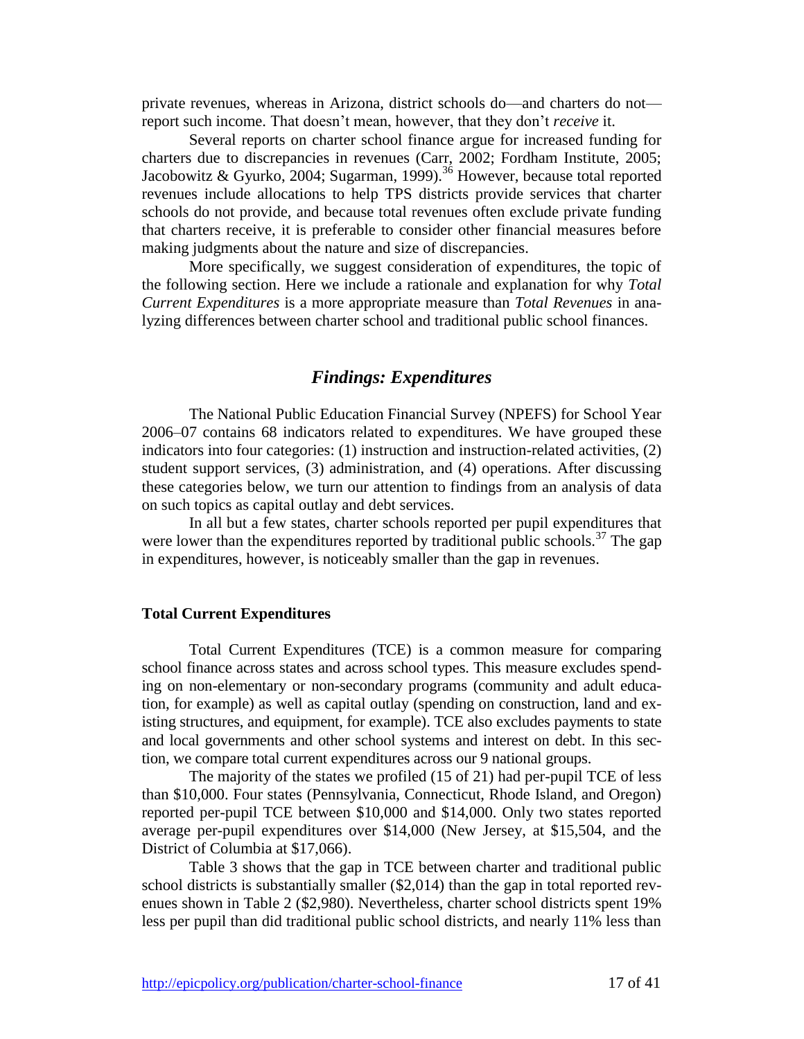private revenues, whereas in Arizona, district schools do—and charters do not—report such income. That doesn't mean, however, that they don't *receive* it.

Several reports on charter school finance argue for increased funding for charters due to discrepancies in revenues (Carr, 2002; Fordham Institute, 2005; Jacobowitz & Gyurko, 2004; Sugarman, 1999).[36] However, because total reported revenues include allocations to help TPS districts provide services that charter schools do not provide, and because total revenues often exclude private funding that charters receive, it is preferable to consider other financial measures before making judgments about the nature and size of discrepancies.

More specifically, we suggest consideration of expenditures, the topic of the following section. Here we include a rationale and explanation for why *Total Current Expenditures* is a more appropriate measure than *Total Revenues* in analyzing differences between charter school and traditional public school finances.

## *Findings: Expenditures*

The National Public Education Financial Survey (NPEFS) for School Year 2006–07 contains 68 indicators related to expenditures. We have grouped these indicators into four categories: (1) instruction and instruction-related activities, (2) student support services, (3) administration, and (4) operations. After discussing these categories below, we turn our attention to findings from an analysis of data on such topics as capital outlay and debt services.

In all but a few states, charter schools reported per pupil expenditures that were lower than the expenditures reported by traditional public schools.[37] The gap in expenditures, however, is noticeably smaller than the gap in revenues.

### Total Current Expenditures

Total Current Expenditures (TCE) is a common measure for comparing school finance across states and across school types. This measure excludes spending on non-elementary or non-secondary programs (community and adult education, for example) as well as capital outlay (spending on construction, land and existing structures, and equipment, for example). TCE also excludes payments to state and local governments and other school systems and interest on debt. In this section, we compare total current expenditures across our 9 national groups.

The majority of the states we profiled (15 of 21) had per-pupil TCE of less than $10,000. Four states (Pennsylvania, Connecticut, Rhode Island, and Oregon) reported per-pupil TCE between $10,000 and $14,000. Only two states reported average per-pupil expenditures over $14,000 (New Jersey, at $15,504, and the District of Columbia at $17,066).

Table 3 shows that the gap in TCE between charter and traditional public school districts is substantially smaller ($2,014) than the gap in total reported revenues shown in Table 2 ($2,980). Nevertheless, charter school districts spent 19% less per pupil than did traditional public school districts, and nearly 11% less than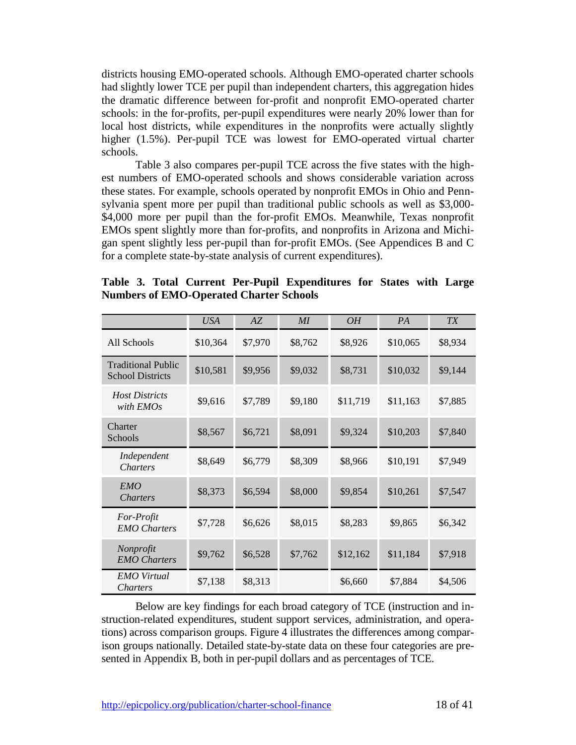districts housing EMO-operated schools. Although EMO-operated charter schools had slightly lower TCE per pupil than independent charters, this aggregation hides the dramatic difference between for-profit and nonprofit EMO-operated charter schools: in the for-profits, per-pupil expenditures were nearly 20% lower than for local host districts, while expenditures in the nonprofits were actually slightly higher (1.5%). Per-pupil TCE was lowest for EMO-operated virtual charter schools.

Table 3 also compares per-pupil TCE across the five states with the highest numbers of EMO-operated schools and shows considerable variation across these states. For example, schools operated by nonprofit EMOs in Ohio and Pennsylvania spent more per pupil than traditional public schools as well as $3,000-$4,000 more per pupil than the for-profit EMOs. Meanwhile, Texas nonprofit EMOs spent slightly more than for-profits, and nonprofits in Arizona and Michigan spent slightly less per-pupil than for-profit EMOs. (See Appendices B and C for a complete state-by-state analysis of current expenditures).

**Table 3. Total Current Per-Pupil Expenditures for States with Large Numbers of EMO-Operated Charter Schools**

| | *USA* | *AZ* | *MI* | *OH* | *PA* | *TX* |
|---|---|---|---|---|---|---|
| All Schools | $10,364 | $7,970 | $8,762 | $8,926 | $10,065 | $8,934 |
| Traditional Public School Districts | $10,581 | $9,956 | $9,032 | $8,731 | $10,032 | $9,144 |
| *Host Districts with EMOs* | $9,616 | $7,789 | $9,180 | $11,719 | $11,163 | $7,885 |
| Charter Schools | $8,567 | $6,721 | $8,091 | $9,324 | $10,203 | $7,840 |
| *Independent Charters* | $8,649 | $6,779 | $8,309 | $8,966 | $10,191 | $7,949 |
| *EMO Charters* | $8,373 | $6,594 | $8,000 | $9,854 | $10,261 | $7,547 |
| *For-Profit EMO Charters* | $7,728 | $6,626 | $8,015 | $8,283 | $9,865 | $6,342 |
| *Nonprofit EMO Charters* | $9,762 | $6,528 | $7,762 | $12,162 | $11,184 | $7,918 |
| *EMO Virtual Charters* | $7,138 | $8,313 | | $6,660 | $7,884 | $4,506 |

Below are key findings for each broad category of TCE (instruction and instruction-related expenditures, student support services, administration, and operations) across comparison groups. Figure 4 illustrates the differences among comparison groups nationally. Detailed state-by-state data on these four categories are presented in Appendix B, both in per-pupil dollars and as percentages of TCE.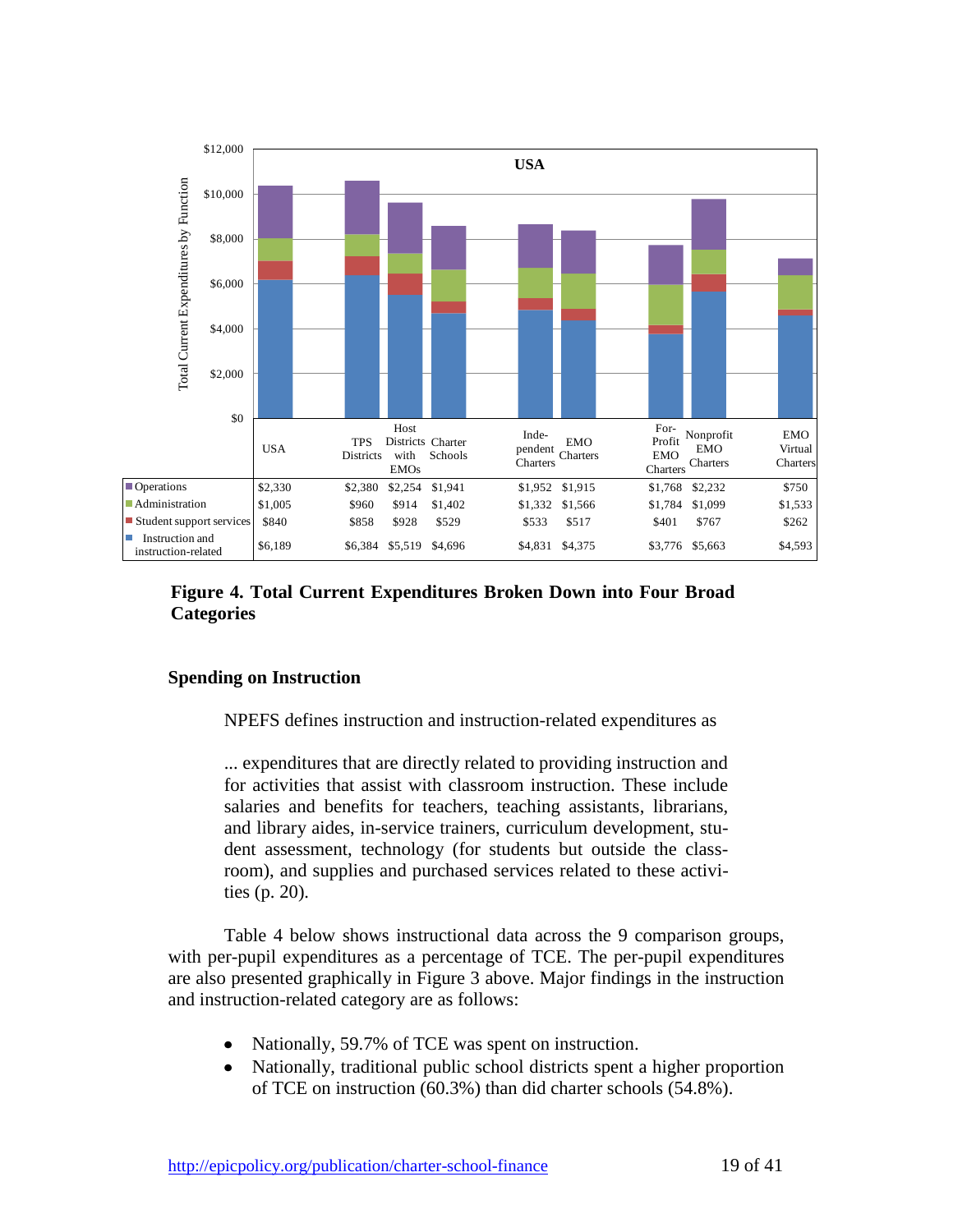**USA**

| | USA | TPS Districts | Host Districts with EMOs | Charter Schools | Inde-pendent Charters | EMO Charters | For-Profit EMO Charters | Nonprofit EMO Charters | EMO Virtual Charters |
|---|---|---|---|---|---|---|---|---|---|
| Operations | $2,330 | $2,380 | $2,254 | $1,941 | $1,952 | $1,915 | $1,768 | $2,232 | $750 |
| Administration | $1,005 | $960 | $914 | $1,402 | $1,332 | $1,566 | $1,784 | $1,099 | $1,533 |
| Student support services | $840 | $858 | $928 | $529 | $533 | $517 | $401 | $767 | $262 |
| Instruction and instruction-related | $6,189 | $6,384 | $5,519 | $4,696 | $4,831 | $4,375 | $3,776 | $5,663 | $4,593 |

**Figure 4. Total Current Expenditures Broken Down into Four Broad Categories**

### Spending on Instruction

NPEFS defines instruction and instruction-related expenditures as

> ... expenditures that are directly related to providing instruction and for activities that assist with classroom instruction. These include salaries and benefits for teachers, teaching assistants, librarians, and library aides, in-service trainers, curriculum development, student assessment, technology (for students but outside the classroom), and supplies and purchased services related to these activities (p. 20).

Table 4 below shows instructional data across the 9 comparison groups, with per-pupil expenditures as a percentage of TCE. The per-pupil expenditures are also presented graphically in Figure 3 above. Major findings in the instruction and instruction-related category are as follows:

- Nationally, 59.7% of TCE was spent on instruction.
- Nationally, traditional public school districts spent a higher proportion of TCE on instruction (60.3%) than did charter schools (54.8%).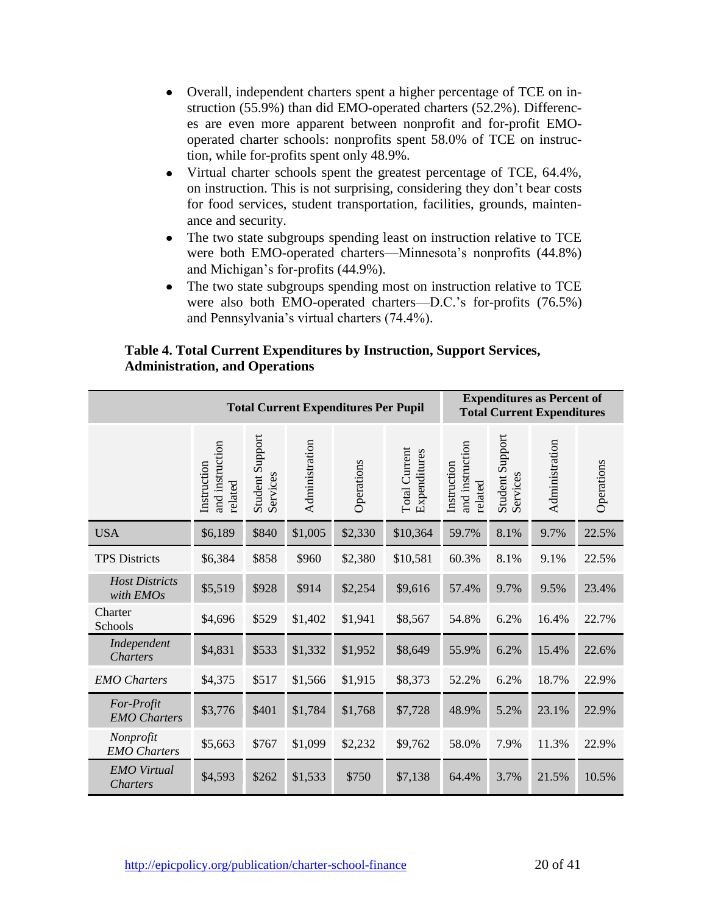- Overall, independent charters spent a higher percentage of TCE on instruction (55.9%) than did EMO-operated charters (52.2%). Differences are even more apparent between nonprofit and for-profit EMO-operated charter schools: nonprofits spent 58.0% of TCE on instruction, while for-profits spent only 48.9%.
- Virtual charter schools spent the greatest percentage of TCE, 64.4%, on instruction. This is not surprising, considering they don't bear costs for food services, student transportation, facilities, grounds, maintenance and security.
- The two state subgroups spending least on instruction relative to TCE were both EMO-operated charters—Minnesota's nonprofits (44.8%) and Michigan's for-profits (44.9%).
- The two state subgroups spending most on instruction relative to TCE were also both EMO-operated charters—D.C.'s for-profits (76.5%) and Pennsylvania's virtual charters (74.4%).

**Table 4. Total Current Expenditures by Instruction, Support Services, Administration, and Operations**

| | Total Current Expenditures Per Pupil | | | | | Expenditures as Percent of Total Current Expenditures | | | |
|---|---|---|---|---|---|---|---|---|---|
| | Instruction and instruction related | Student Support Services | Administration | Operations | Total Current Expenditures | Instruction and instruction related | Student Support Services | Administration | Operations |
| USA | $6,189 | $840 | $1,005 | $2,330 | $10,364 | 59.7% | 8.1% | 9.7% | 22.5% |
| TPS Districts | $6,384 | $858 | $960 | $2,380 | $10,581 | 60.3% | 8.1% | 9.1% | 22.5% |
| *Host Districts with EMOs* | $5,519 | $928 | $914 | $2,254 | $9,616 | 57.4% | 9.7% | 9.5% | 23.4% |
| Charter Schools | $4,696 | $529 | $1,402 | $1,941 | $8,567 | 54.8% | 6.2% | 16.4% | 22.7% |
| *Independent Charters* | $4,831 | $533 | $1,332 | $1,952 | $8,649 | 55.9% | 6.2% | 15.4% | 22.6% |
| *EMO Charters* | $4,375 | $517 | $1,566 | $1,915 | $8,373 | 52.2% | 6.2% | 18.7% | 22.9% |
| *For-Profit EMO Charters* | $3,776 | $401 | $1,784 | $1,768 | $7,728 | 48.9% | 5.2% | 23.1% | 22.9% |
| *Nonprofit EMO Charters* | $5,663 | $767 | $1,099 | $2,232 | $9,762 | 58.0% | 7.9% | 11.3% | 22.9% |
| *EMO Virtual Charters* | $4,593 | $262 | $1,533 | $750 | $7,138 | 64.4% | 3.7% | 21.5% | 10.5% |

http://epicpolicy.org/publication/charter-school-finance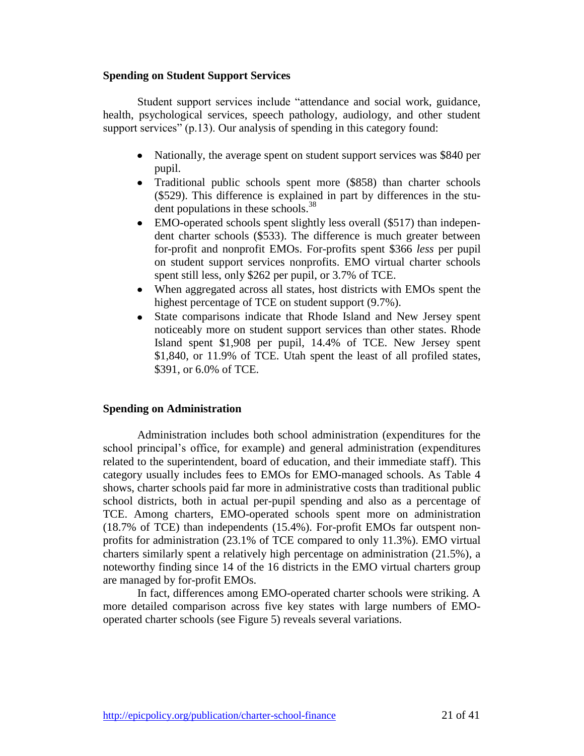### Spending on Student Support Services

Student support services include "attendance and social work, guidance, health, psychological services, speech pathology, audiology, and other student support services" (p.13). Our analysis of spending in this category found:

- Nationally, the average spent on student support services was \$840 per pupil.
- Traditional public schools spent more (\$858) than charter schools (\$529). This difference is explained in part by differences in the student populations in these schools.[38]
- EMO-operated schools spent slightly less overall (\$517) than independent charter schools (\$533). The difference is much greater between for-profit and nonprofit EMOs. For-profits spent \$366 *less* per pupil on student support services nonprofits. EMO virtual charter schools spent still less, only \$262 per pupil, or 3.7% of TCE.
- When aggregated across all states, host districts with EMOs spent the highest percentage of TCE on student support (9.7%).
- State comparisons indicate that Rhode Island and New Jersey spent noticeably more on student support services than other states. Rhode Island spent \$1,908 per pupil, 14.4% of TCE. New Jersey spent \$1,840, or 11.9% of TCE. Utah spent the least of all profiled states, \$391, or 6.0% of TCE.

### Spending on Administration

Administration includes both school administration (expenditures for the school principal's office, for example) and general administration (expenditures related to the superintendent, board of education, and their immediate staff). This category usually includes fees to EMOs for EMO-managed schools. As Table 4 shows, charter schools paid far more in administrative costs than traditional public school districts, both in actual per-pupil spending and also as a percentage of TCE. Among charters, EMO-operated schools spent more on administration (18.7% of TCE) than independents (15.4%). For-profit EMOs far outspent nonprofits for administration (23.1% of TCE compared to only 11.3%). EMO virtual charters similarly spent a relatively high percentage on administration (21.5%), a noteworthy finding since 14 of the 16 districts in the EMO virtual charters group are managed by for-profit EMOs.

In fact, differences among EMO-operated charter schools were striking. A more detailed comparison across five key states with large numbers of EMO-operated charter schools (see Figure 5) reveals several variations.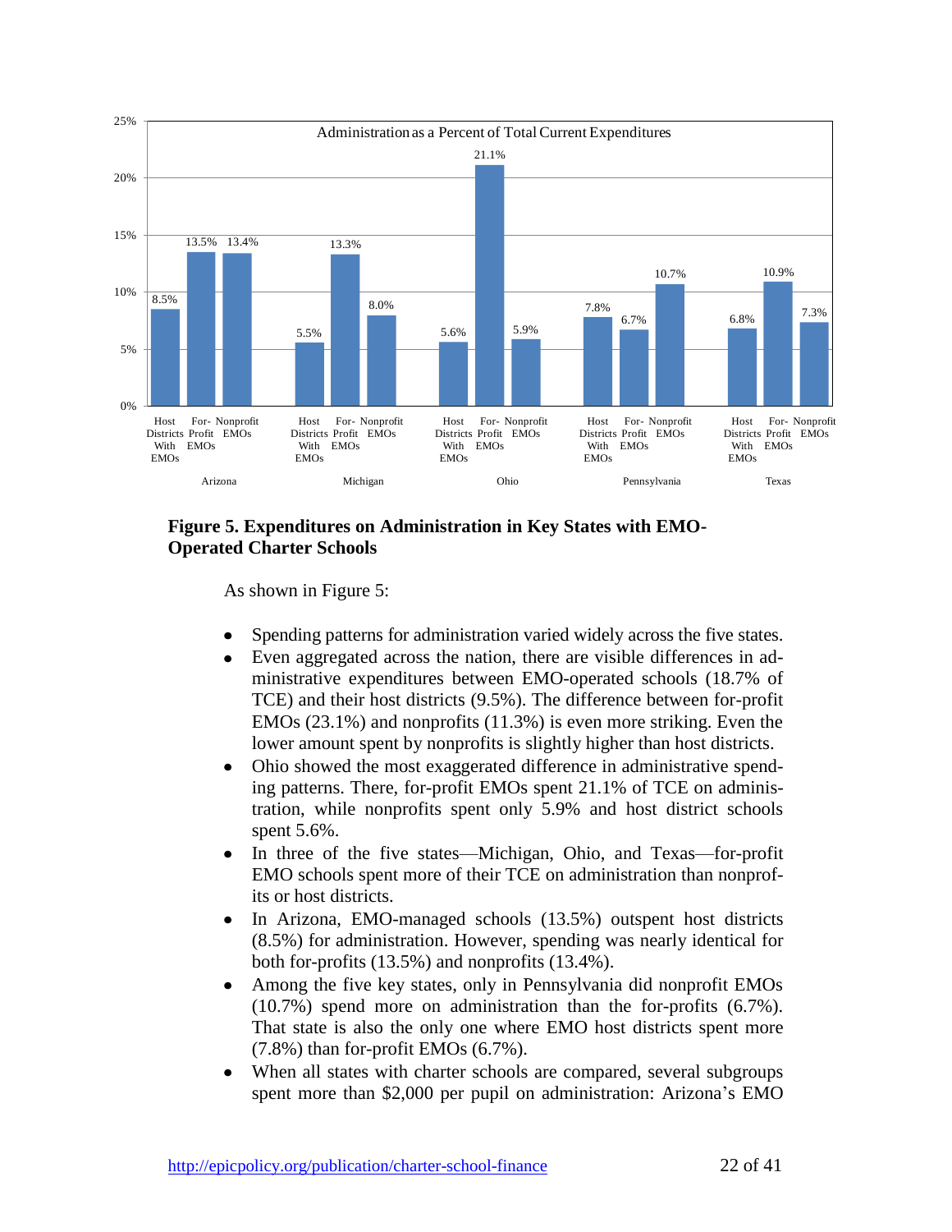Administration as a Percent of Total Current Expenditures

| State | Host Districts With EMOs | For-Profit EMOs | Nonprofit EMOs |
|---|---|---|---|
| Arizona | 8.5% | 13.5% | 13.4% |
| Michigan | 5.5% | 13.3% | 8.0% |
| Ohio | 5.6% | 21.1% | 5.9% |
| Pennsylvania | 7.8% | 6.7% | 10.7% |
| Texas | 6.8% | 10.9% | 7.3% |

**Figure 5. Expenditures on Administration in Key States with EMO-Operated Charter Schools**

As shown in Figure 5:

- Spending patterns for administration varied widely across the five states.
- Even aggregated across the nation, there are visible differences in administrative expenditures between EMO-operated schools (18.7% of TCE) and their host districts (9.5%). The difference between for-profit EMOs (23.1%) and nonprofits (11.3%) is even more striking. Even the lower amount spent by nonprofits is slightly higher than host districts.
- Ohio showed the most exaggerated difference in administrative spending patterns. There, for-profit EMOs spent 21.1% of TCE on administration, while nonprofits spent only 5.9% and host district schools spent 5.6%.
- In three of the five states—Michigan, Ohio, and Texas—for-profit EMO schools spent more of their TCE on administration than nonprofits or host districts.
- In Arizona, EMO-managed schools (13.5%) outspent host districts (8.5%) for administration. However, spending was nearly identical for both for-profits (13.5%) and nonprofits (13.4%).
- Among the five key states, only in Pennsylvania did nonprofit EMOs (10.7%) spend more on administration than the for-profits (6.7%). That state is also the only one where EMO host districts spent more (7.8%) than for-profit EMOs (6.7%).
- When all states with charter schools are compared, several subgroups spent more than $2,000 per pupil on administration: Arizona's EMO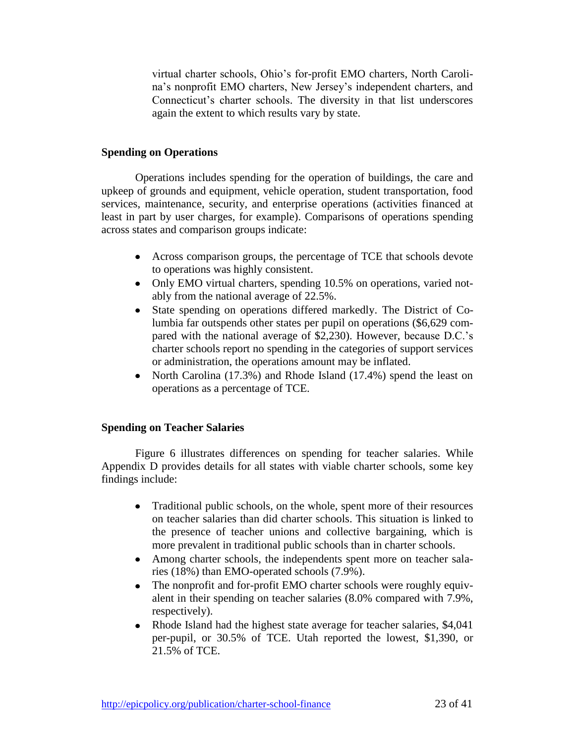virtual charter schools, Ohio's for-profit EMO charters, North Carolina's nonprofit EMO charters, New Jersey's independent charters, and Connecticut's charter schools. The diversity in that list underscores again the extent to which results vary by state.

### Spending on Operations

Operations includes spending for the operation of buildings, the care and upkeep of grounds and equipment, vehicle operation, student transportation, food services, maintenance, security, and enterprise operations (activities financed at least in part by user charges, for example). Comparisons of operations spending across states and comparison groups indicate:

- Across comparison groups, the percentage of TCE that schools devote to operations was highly consistent.
- Only EMO virtual charters, spending 10.5% on operations, varied notably from the national average of 22.5%.
- State spending on operations differed markedly. The District of Columbia far outspends other states per pupil on operations ($6,629 compared with the national average of $2,230). However, because D.C.'s charter schools report no spending in the categories of support services or administration, the operations amount may be inflated.
- North Carolina (17.3%) and Rhode Island (17.4%) spend the least on operations as a percentage of TCE.

### Spending on Teacher Salaries

Figure 6 illustrates differences on spending for teacher salaries. While Appendix D provides details for all states with viable charter schools, some key findings include:

- Traditional public schools, on the whole, spent more of their resources on teacher salaries than did charter schools. This situation is linked to the presence of teacher unions and collective bargaining, which is more prevalent in traditional public schools than in charter schools.
- Among charter schools, the independents spent more on teacher salaries (18%) than EMO-operated schools (7.9%).
- The nonprofit and for-profit EMO charter schools were roughly equivalent in their spending on teacher salaries (8.0% compared with 7.9%, respectively).
- Rhode Island had the highest state average for teacher salaries, $4,041 per-pupil, or 30.5% of TCE. Utah reported the lowest, $1,390, or 21.5% of TCE.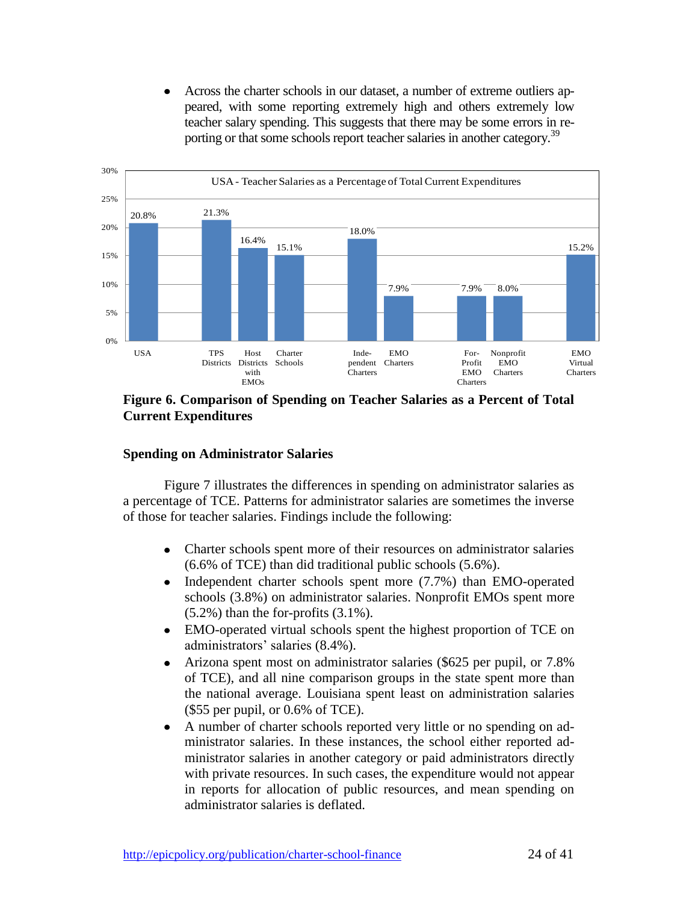- Across the charter schools in our dataset, a number of extreme outliers appeared, with some reporting extremely high and others extremely low teacher salary spending. This suggests that there may be some errors in reporting or that some schools report teacher salaries in another category.[39]

USA - Teacher Salaries as a Percentage of Total Current Expenditures

| Group | Percentage |
|---|---|
| USA | 20.8% |
| TPS Districts | 21.3% |
| Host Districts with EMOs | 16.4% |
| Charter Schools | 15.1% |
| Independent Charters | 18.0% |
| EMO Charters | 7.9% |
| For-Profit EMO Charters | 7.9% |
| Nonprofit EMO Charters | 8.0% |
| EMO Virtual Charters | 15.2% |

**Figure 6. Comparison of Spending on Teacher Salaries as a Percent of Total Current Expenditures**

### Spending on Administrator Salaries

Figure 7 illustrates the differences in spending on administrator salaries as a percentage of TCE. Patterns for administrator salaries are sometimes the inverse of those for teacher salaries. Findings include the following:

- Charter schools spent more of their resources on administrator salaries (6.6% of TCE) than did traditional public schools (5.6%).
- Independent charter schools spent more (7.7%) than EMO-operated schools (3.8%) on administrator salaries. Nonprofit EMOs spent more (5.2%) than the for-profits (3.1%).
- EMO-operated virtual schools spent the highest proportion of TCE on administrators' salaries (8.4%).
- Arizona spent most on administrator salaries ($625 per pupil, or 7.8% of TCE), and all nine comparison groups in the state spent more than the national average. Louisiana spent least on administration salaries ($55 per pupil, or 0.6% of TCE).
- A number of charter schools reported very little or no spending on administrator salaries. In these instances, the school either reported administrator salaries in another category or paid administrators directly with private resources. In such cases, the expenditure would not appear in reports for allocation of public resources, and mean spending on administrator salaries is deflated.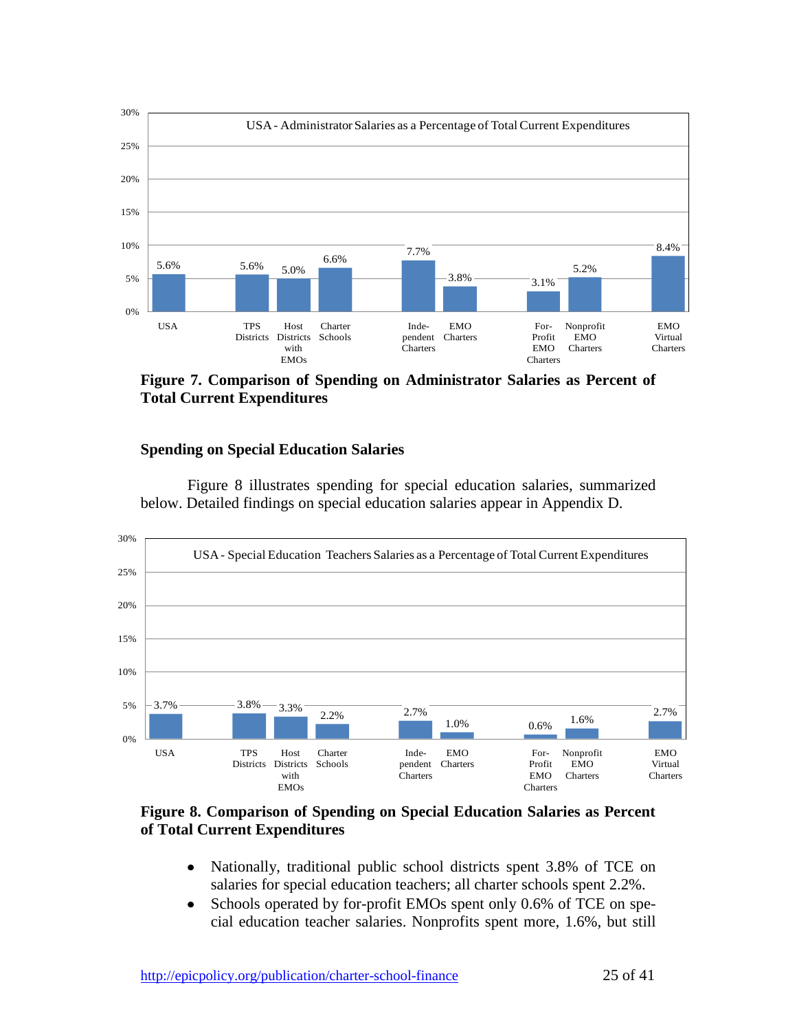**Figure 7. Comparison of Spending on Administrator Salaries as Percent of Total Current Expenditures**

### Spending on Special Education Salaries

Figure 8 illustrates spending for special education salaries, summarized below. Detailed findings on special education salaries appear in Appendix D.

**Figure 8. Comparison of Spending on Special Education Salaries as Percent of Total Current Expenditures**

- Nationally, traditional public school districts spent 3.8% of TCE on salaries for special education teachers; all charter schools spent 2.2%.
- Schools operated by for-profit EMOs spent only 0.6% of TCE on special education teacher salaries. Nonprofits spent more, 1.6%, but still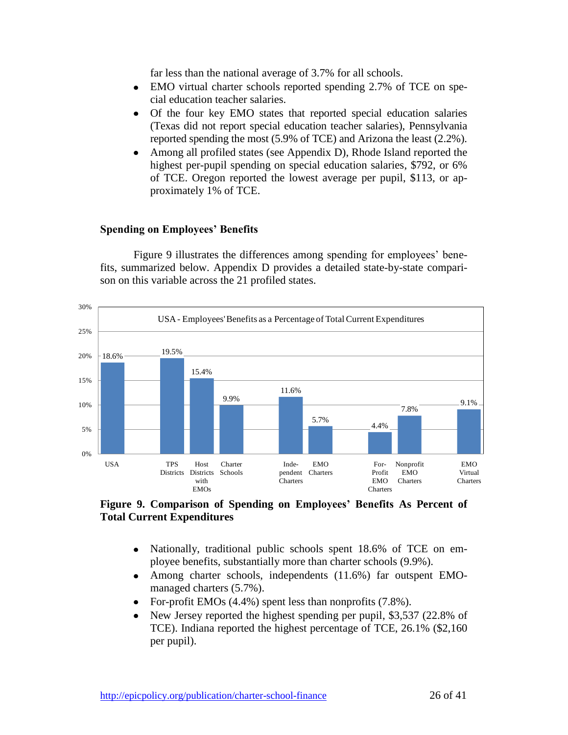far less than the national average of 3.7% for all schools.

- EMO virtual charter schools reported spending 2.7% of TCE on special education teacher salaries.
- Of the four key EMO states that reported special education salaries (Texas did not report special education teacher salaries), Pennsylvania reported spending the most (5.9% of TCE) and Arizona the least (2.2%).
- Among all profiled states (see Appendix D), Rhode Island reported the highest per-pupil spending on special education salaries, $792, or 6% of TCE. Oregon reported the lowest average per pupil, $113, or approximately 1% of TCE.

### Spending on Employees' Benefits

Figure 9 illustrates the differences among spending for employees' benefits, summarized below. Appendix D provides a detailed state-by-state comparison on this variable across the 21 profiled states.

USA - Employees' Benefits as a Percentage of Total Current Expenditures

| Category | Percentage |
|---|---|
| USA | 18.6% |
| TPS Districts | 19.5% |
| Host Districts with EMOs | 15.4% |
| Charter Schools | 9.9% |
| Independent Charters | 11.6% |
| EMO Charters | 5.7% |
| For-Profit EMO Charters | 4.4% |
| Nonprofit EMO Charters | 7.8% |
| EMO Virtual Charters | 9.1% |

**Figure 9. Comparison of Spending on Employees' Benefits As Percent of Total Current Expenditures**

- Nationally, traditional public schools spent 18.6% of TCE on employee benefits, substantially more than charter schools (9.9%).
- Among charter schools, independents (11.6%) far outspent EMO-managed charters (5.7%).
- For-profit EMOs (4.4%) spent less than nonprofits (7.8%).
- New Jersey reported the highest spending per pupil, $3,537 (22.8% of TCE). Indiana reported the highest percentage of TCE, 26.1% ($2,160 per pupil).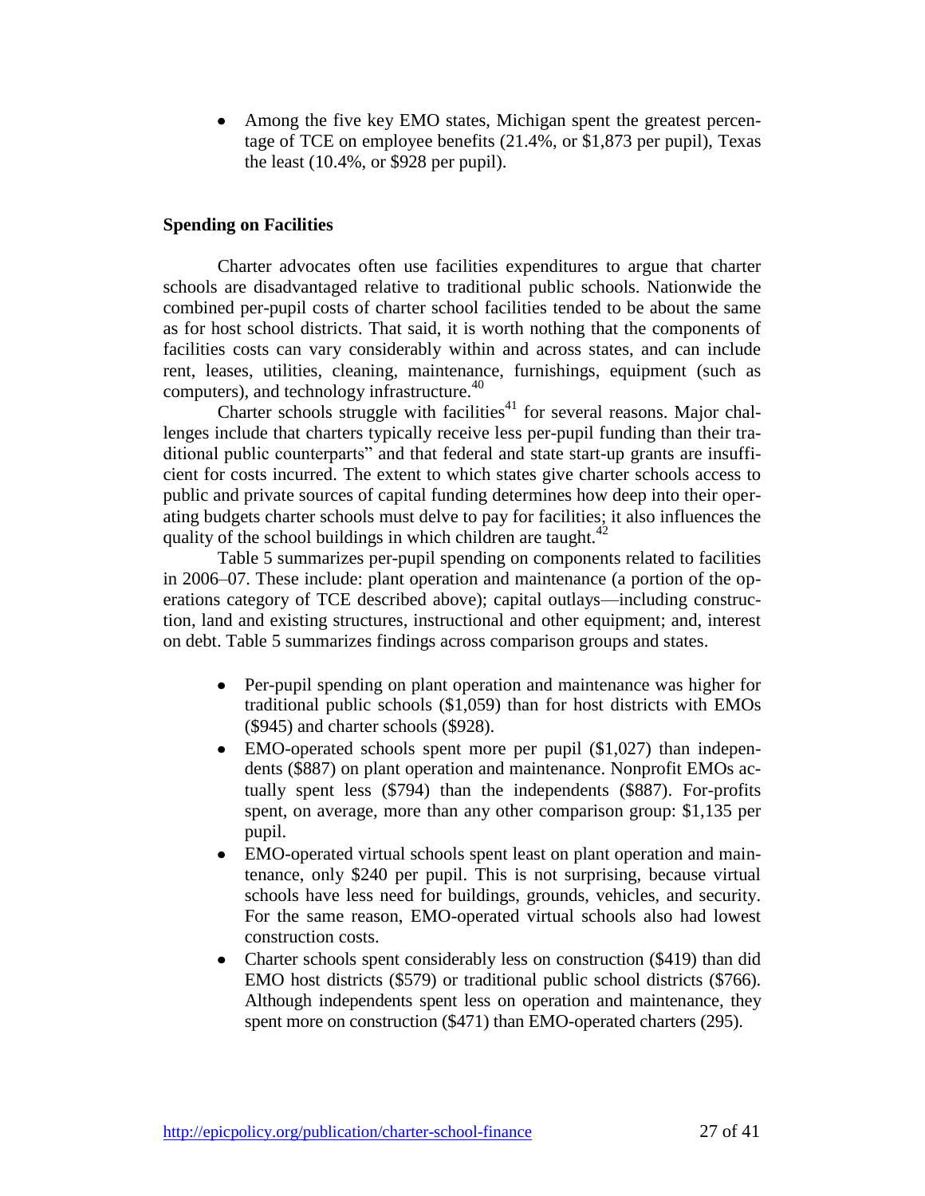- Among the five key EMO states, Michigan spent the greatest percentage of TCE on employee benefits (21.4%, or $1,873 per pupil), Texas the least (10.4%, or $928 per pupil).

**Spending on Facilities**

Charter advocates often use facilities expenditures to argue that charter schools are disadvantaged relative to traditional public schools. Nationwide the combined per-pupil costs of charter school facilities tended to be about the same as for host school districts. That said, it is worth nothing that the components of facilities costs can vary considerably within and across states, and can include rent, leases, utilities, cleaning, maintenance, furnishings, equipment (such as computers), and technology infrastructure.[40]

Charter schools struggle with facilities[41] for several reasons. Major challenges include that charters typically receive less per-pupil funding than their traditional public counterparts" and that federal and state start-up grants are insufficient for costs incurred. The extent to which states give charter schools access to public and private sources of capital funding determines how deep into their operating budgets charter schools must delve to pay for facilities; it also influences the quality of the school buildings in which children are taught.[42]

Table 5 summarizes per-pupil spending on components related to facilities in 2006–07. These include: plant operation and maintenance (a portion of the operations category of TCE described above); capital outlays—including construction, land and existing structures, instructional and other equipment; and, interest on debt. Table 5 summarizes findings across comparison groups and states.

- Per-pupil spending on plant operation and maintenance was higher for traditional public schools ($1,059) than for host districts with EMOs ($945) and charter schools ($928).
- EMO-operated schools spent more per pupil ($1,027) than independents ($887) on plant operation and maintenance. Nonprofit EMOs actually spent less ($794) than the independents ($887). For-profits spent, on average, more than any other comparison group: $1,135 per pupil.
- EMO-operated virtual schools spent least on plant operation and maintenance, only $240 per pupil. This is not surprising, because virtual schools have less need for buildings, grounds, vehicles, and security. For the same reason, EMO-operated virtual schools also had lowest construction costs.
- Charter schools spent considerably less on construction ($419) than did EMO host districts ($579) or traditional public school districts ($766). Although independents spent less on operation and maintenance, they spent more on construction ($471) than EMO-operated charters (295).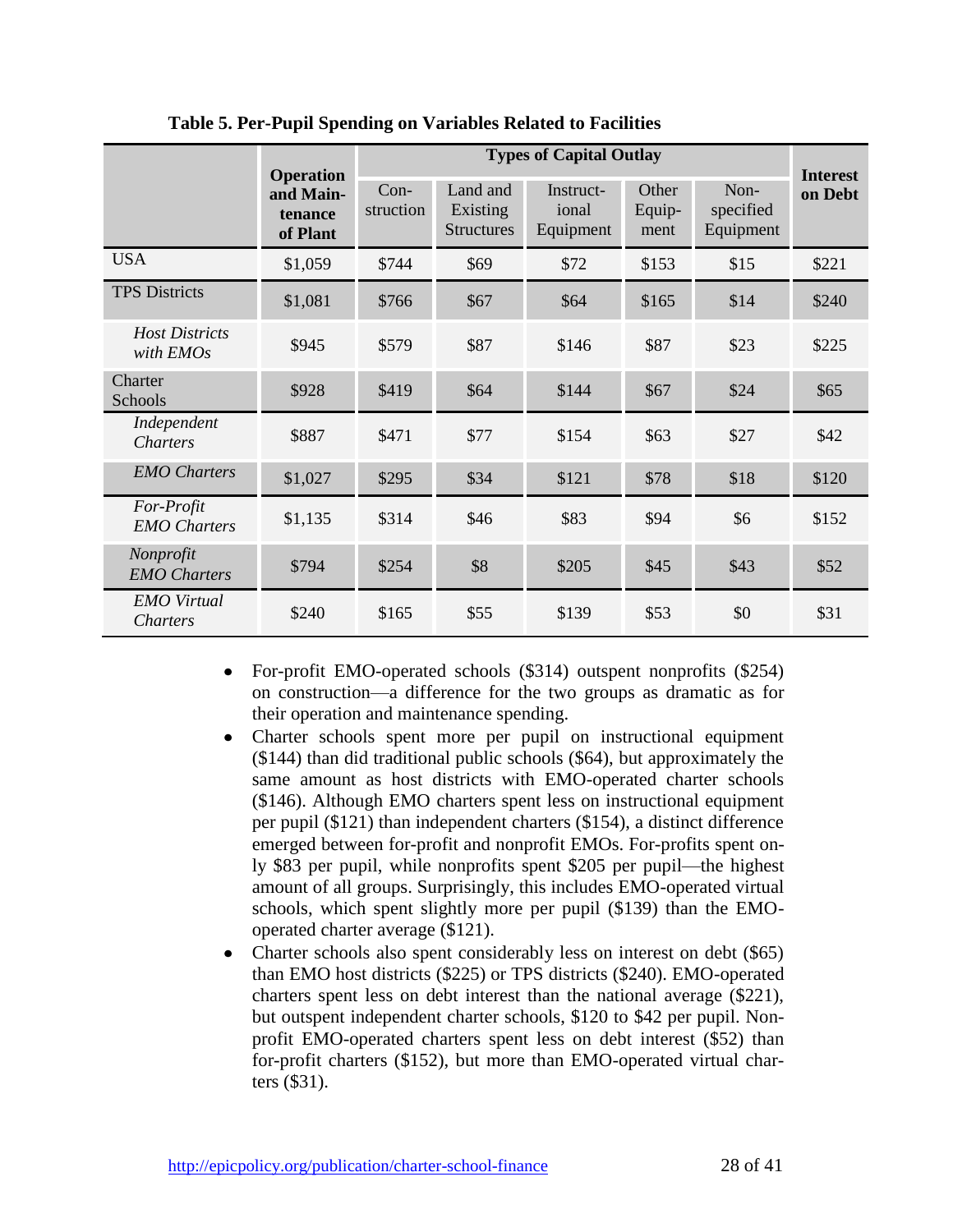**Table 5. Per-Pupil Spending on Variables Related to Facilities**

| | Operation and Maintenance of Plant | Types of Capital Outlay | | | | | Interest on Debt |
|---|---|---|---|---|---|---|---|
| | | Construction | Land and Existing Structures | Instructional Equipment | Other Equipment | Non-specified Equipment | |
| USA | $1,059 | $744 | $69 | $72 | $153 | $15 | $221 |
| TPS Districts | $1,081 | $766 | $67 | $64 | $165 | $14 | $240 |
| *Host Districts with EMOs* | $945 | $579 | $87 | $146 | $87 | $23 | $225 |
| Charter Schools | $928 | $419 | $64 | $144 | $67 | $24 | $65 |
| *Independent Charters* | $887 | $471 | $77 | $154 | $63 | $27 | $42 |
| *EMO Charters* | $1,027 | $295 | $34 | $121 | $78 | $18 | $120 |
| *For-Profit EMO Charters* | $1,135 | $314 | $46 | $83 | $94 | $6 | $152 |
| *Nonprofit EMO Charters* | $794 | $254 | $8 | $205 | $45 | $43 | $52 |
| *EMO Virtual Charters* | $240 | $165 | $55 | $139 | $53 | $0 | $31 |

- For-profit EMO-operated schools ($314) outspent nonprofits ($254) on construction—a difference for the two groups as dramatic as for their operation and maintenance spending.
- Charter schools spent more per pupil on instructional equipment ($144) than did traditional public schools ($64), but approximately the same amount as host districts with EMO-operated charter schools ($146). Although EMO charters spent less on instructional equipment per pupil ($121) than independent charters ($154), a distinct difference emerged between for-profit and nonprofit EMOs. For-profits spent only $83 per pupil, while nonprofits spent $205 per pupil—the highest amount of all groups. Surprisingly, this includes EMO-operated virtual schools, which spent slightly more per pupil ($139) than the EMO-operated charter average ($121).
- Charter schools also spent considerably less on interest on debt ($65) than EMO host districts ($225) or TPS districts ($240). EMO-operated charters spent less on debt interest than the national average ($221), but outspent independent charter schools, $120 to $42 per pupil. Nonprofit EMO-operated charters spent less on debt interest ($52) than for-profit charters ($152), but more than EMO-operated virtual charters ($31).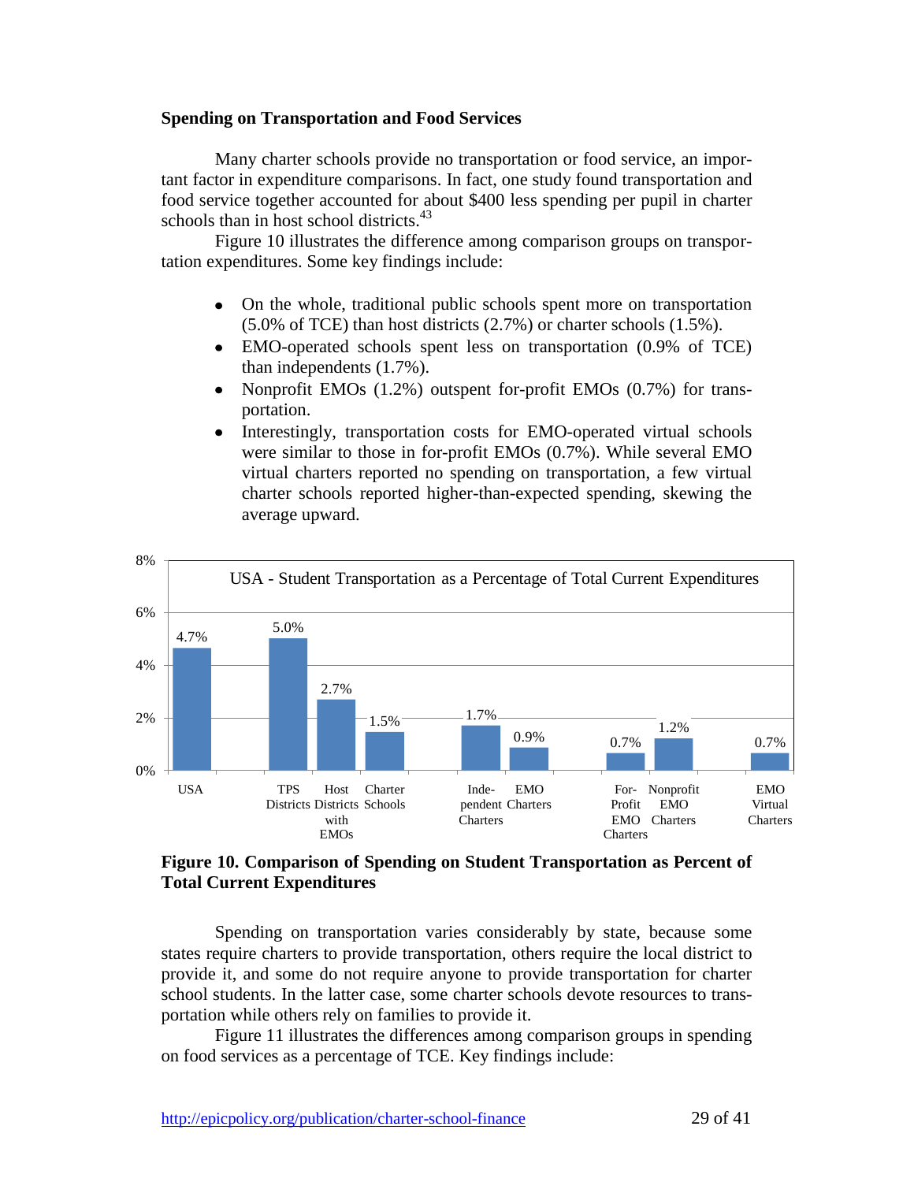**Spending on Transportation and Food Services**

Many charter schools provide no transportation or food service, an important factor in expenditure comparisons. In fact, one study found transportation and food service together accounted for about $400 less spending per pupil in charter schools than in host school districts.[43]

Figure 10 illustrates the difference among comparison groups on transportation expenditures. Some key findings include:

- On the whole, traditional public schools spent more on transportation (5.0% of TCE) than host districts (2.7%) or charter schools (1.5%).
- EMO-operated schools spent less on transportation (0.9% of TCE) than independents (1.7%).
- Nonprofit EMOs (1.2%) outspent for-profit EMOs (0.7%) for transportation.
- Interestingly, transportation costs for EMO-operated virtual schools were similar to those in for-profit EMOs (0.7%). While several EMO virtual charters reported no spending on transportation, a few virtual charter schools reported higher-than-expected spending, skewing the average upward.

USA - Student Transportation as a Percentage of Total Current Expenditures

| Group | Percentage |
|---|---|
| USA | 4.7% |
| TPS Districts | 5.0% |
| Host Districts with EMOs | 2.7% |
| Charter Schools | 1.5% |
| Independent Charters | 1.7% |
| EMO Charters | 0.9% |
| For-Profit EMO Charters | 0.7% |
| Nonprofit EMO Charters | 1.2% |
| EMO Virtual Charters | 0.7% |

**Figure 10. Comparison of Spending on Student Transportation as Percent of Total Current Expenditures**

Spending on transportation varies considerably by state, because some states require charters to provide transportation, others require the local district to provide it, and some do not require anyone to provide transportation for charter school students. In the latter case, some charter schools devote resources to transportation while others rely on families to provide it.

Figure 11 illustrates the differences among comparison groups in spending on food services as a percentage of TCE. Key findings include: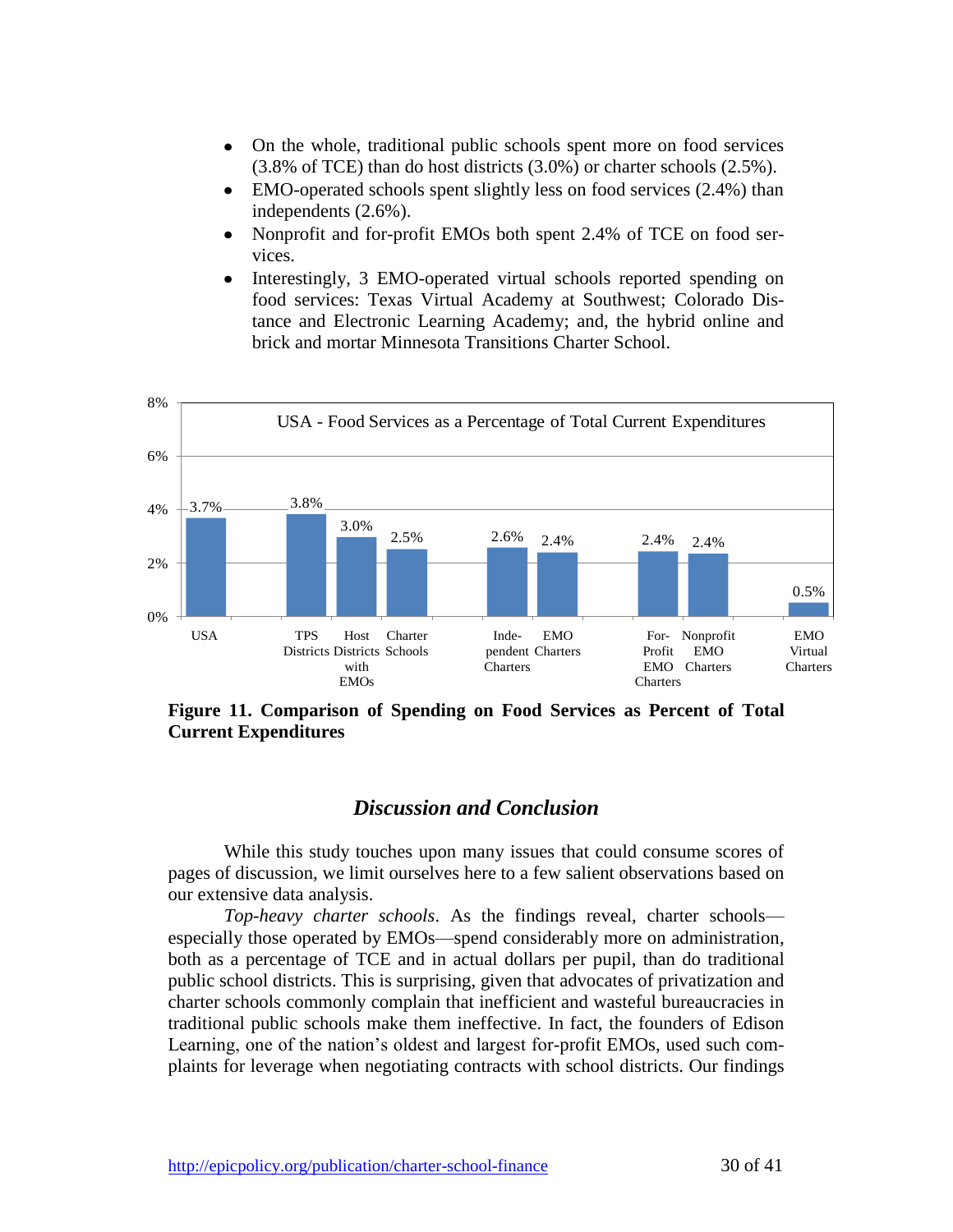- On the whole, traditional public schools spent more on food services (3.8% of TCE) than do host districts (3.0%) or charter schools (2.5%).
- EMO-operated schools spent slightly less on food services (2.4%) than independents (2.6%).
- Nonprofit and for-profit EMOs both spent 2.4% of TCE on food services.
- Interestingly, 3 EMO-operated virtual schools reported spending on food services: Texas Virtual Academy at Southwest; Colorado Distance and Electronic Learning Academy; and, the hybrid online and brick and mortar Minnesota Transitions Charter School.

| USA - Food Services as a Percentage of Total Current Expenditures | |
|---|---|
| USA | 3.7% |
| TPS Districts | 3.8% |
| Host Districts with EMOs | 3.0% |
| Charter Schools | 2.5% |
| Independent Charters | 2.6% |
| EMO Charters | 2.4% |
| For-Profit EMO Charters | 2.4% |
| Nonprofit EMO Charters | 2.4% |
| EMO Virtual Charters | 0.5% |

**Figure 11. Comparison of Spending on Food Services as Percent of Total Current Expenditures**

## *Discussion and Conclusion*

While this study touches upon many issues that could consume scores of pages of discussion, we limit ourselves here to a few salient observations based on our extensive data analysis.

*Top-heavy charter schools*. As the findings reveal, charter schools—especially those operated by EMOs—spend considerably more on administration, both as a percentage of TCE and in actual dollars per pupil, than do traditional public school districts. This is surprising, given that advocates of privatization and charter schools commonly complain that inefficient and wasteful bureaucracies in traditional public schools make them ineffective. In fact, the founders of Edison Learning, one of the nation's oldest and largest for-profit EMOs, used such complaints for leverage when negotiating contracts with school districts. Our findings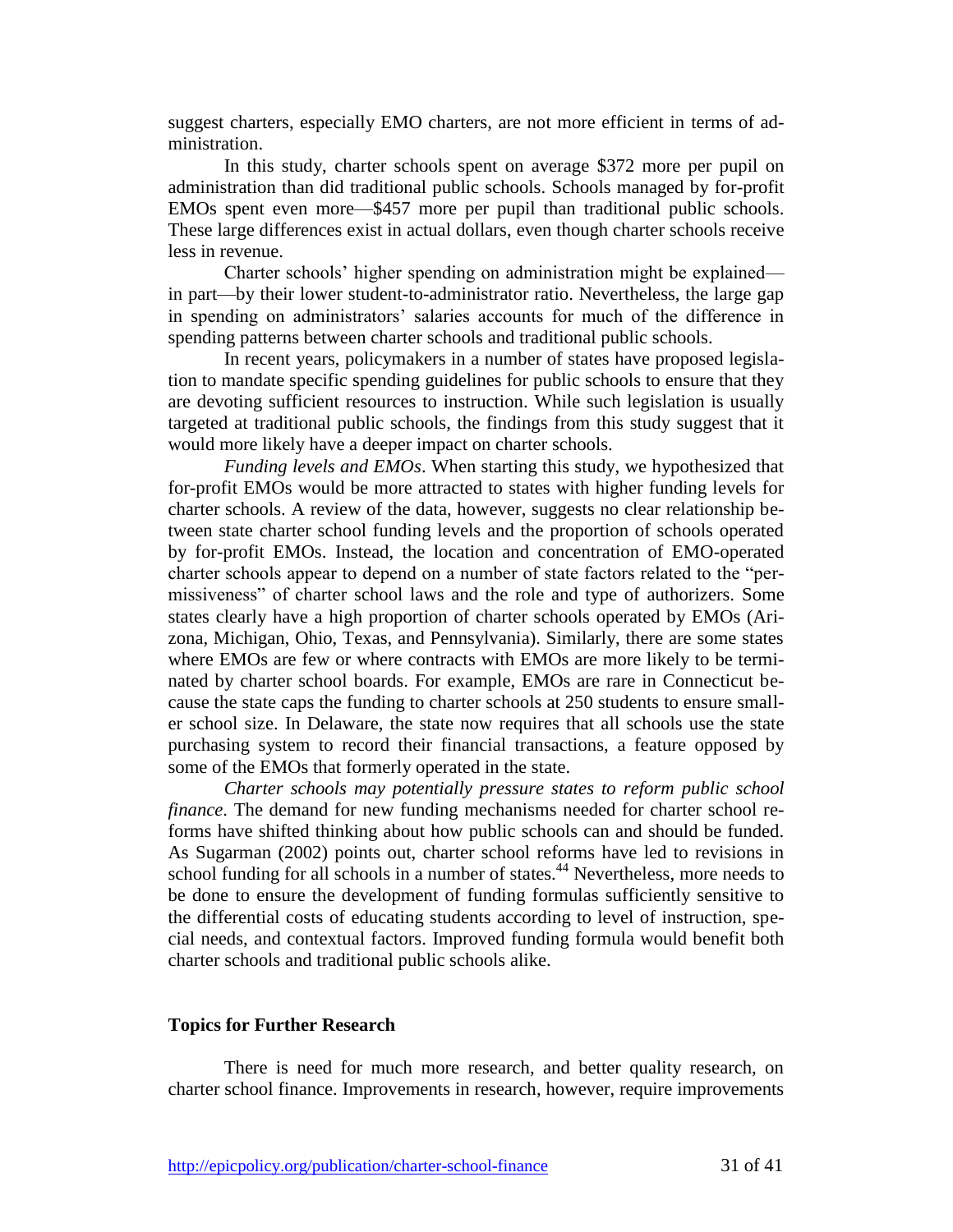suggest charters, especially EMO charters, are not more efficient in terms of administration.

In this study, charter schools spent on average $372 more per pupil on administration than did traditional public schools. Schools managed by for-profit EMOs spent even more—$457 more per pupil than traditional public schools. These large differences exist in actual dollars, even though charter schools receive less in revenue.

Charter schools' higher spending on administration might be explained—in part—by their lower student-to-administrator ratio. Nevertheless, the large gap in spending on administrators' salaries accounts for much of the difference in spending patterns between charter schools and traditional public schools.

In recent years, policymakers in a number of states have proposed legislation to mandate specific spending guidelines for public schools to ensure that they are devoting sufficient resources to instruction. While such legislation is usually targeted at traditional public schools, the findings from this study suggest that it would more likely have a deeper impact on charter schools.

*Funding levels and EMOs*. When starting this study, we hypothesized that for-profit EMOs would be more attracted to states with higher funding levels for charter schools. A review of the data, however, suggests no clear relationship between state charter school funding levels and the proportion of schools operated by for-profit EMOs. Instead, the location and concentration of EMO-operated charter schools appear to depend on a number of state factors related to the "permissiveness" of charter school laws and the role and type of authorizers. Some states clearly have a high proportion of charter schools operated by EMOs (Arizona, Michigan, Ohio, Texas, and Pennsylvania). Similarly, there are some states where EMOs are few or where contracts with EMOs are more likely to be terminated by charter school boards. For example, EMOs are rare in Connecticut because the state caps the funding to charter schools at 250 students to ensure smaller school size. In Delaware, the state now requires that all schools use the state purchasing system to record their financial transactions, a feature opposed by some of the EMOs that formerly operated in the state.

*Charter schools may potentially pressure states to reform public school finance*. The demand for new funding mechanisms needed for charter school reforms have shifted thinking about how public schools can and should be funded. As Sugarman (2002) points out, charter school reforms have led to revisions in school funding for all schools in a number of states.[44] Nevertheless, more needs to be done to ensure the development of funding formulas sufficiently sensitive to the differential costs of educating students according to level of instruction, special needs, and contextual factors. Improved funding formula would benefit both charter schools and traditional public schools alike.

### Topics for Further Research

There is need for much more research, and better quality research, on charter school finance. Improvements in research, however, require improvements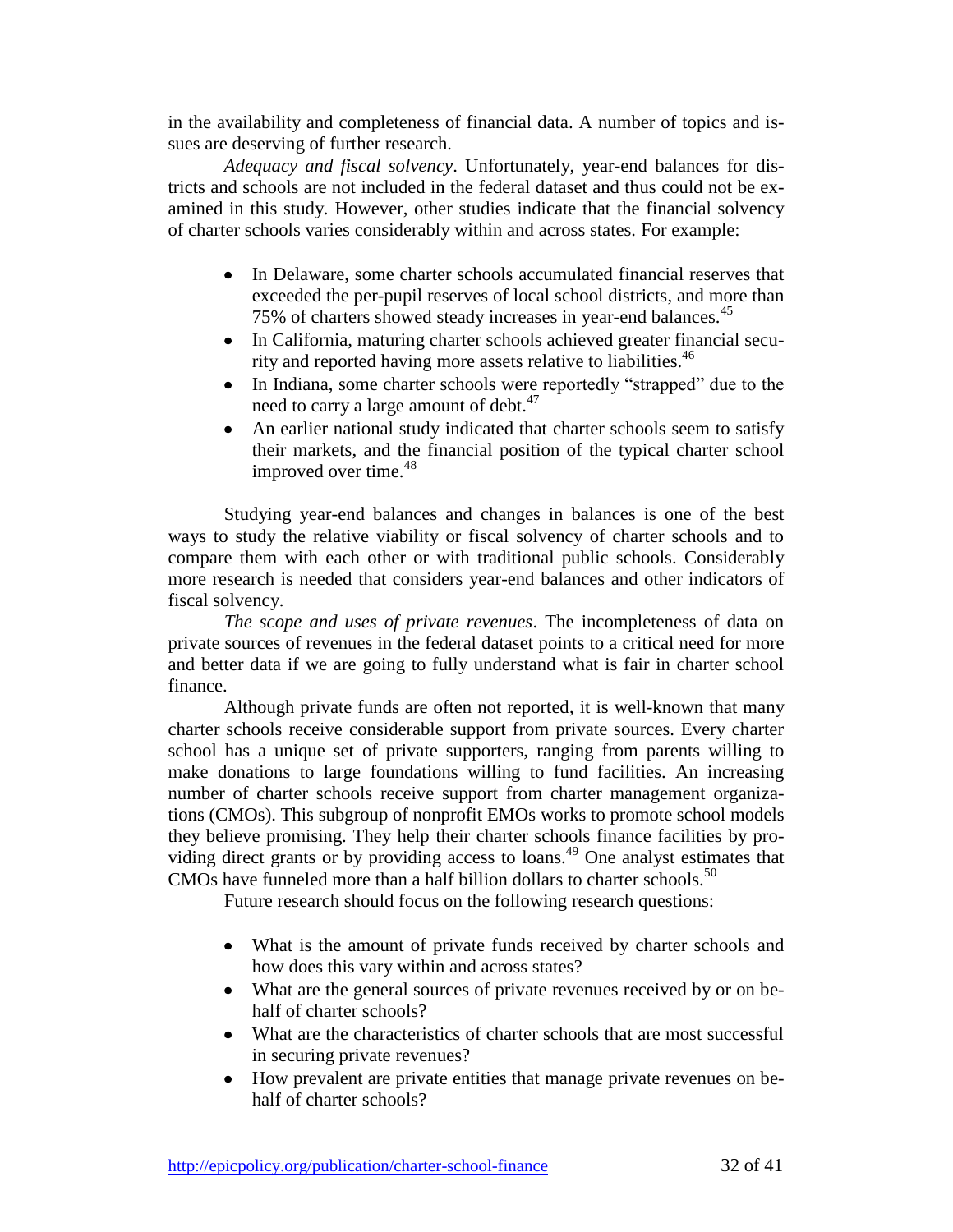in the availability and completeness of financial data. A number of topics and issues are deserving of further research.

*Adequacy and fiscal solvency*. Unfortunately, year-end balances for districts and schools are not included in the federal dataset and thus could not be examined in this study. However, other studies indicate that the financial solvency of charter schools varies considerably within and across states. For example:

- In Delaware, some charter schools accumulated financial reserves that exceeded the per-pupil reserves of local school districts, and more than 75% of charters showed steady increases in year-end balances.[45]
- In California, maturing charter schools achieved greater financial security and reported having more assets relative to liabilities.[46]
- In Indiana, some charter schools were reportedly "strapped" due to the need to carry a large amount of debt.[47]
- An earlier national study indicated that charter schools seem to satisfy their markets, and the financial position of the typical charter school improved over time.[48]

Studying year-end balances and changes in balances is one of the best ways to study the relative viability or fiscal solvency of charter schools and to compare them with each other or with traditional public schools. Considerably more research is needed that considers year-end balances and other indicators of fiscal solvency.

*The scope and uses of private revenues*. The incompleteness of data on private sources of revenues in the federal dataset points to a critical need for more and better data if we are going to fully understand what is fair in charter school finance.

Although private funds are often not reported, it is well-known that many charter schools receive considerable support from private sources. Every charter school has a unique set of private supporters, ranging from parents willing to make donations to large foundations willing to fund facilities. An increasing number of charter schools receive support from charter management organizations (CMOs). This subgroup of nonprofit EMOs works to promote school models they believe promising. They help their charter schools finance facilities by providing direct grants or by providing access to loans.[49] One analyst estimates that CMOs have funneled more than a half billion dollars to charter schools.[50]

Future research should focus on the following research questions:

- What is the amount of private funds received by charter schools and how does this vary within and across states?
- What are the general sources of private revenues received by or on behalf of charter schools?
- What are the characteristics of charter schools that are most successful in securing private revenues?
- How prevalent are private entities that manage private revenues on behalf of charter schools?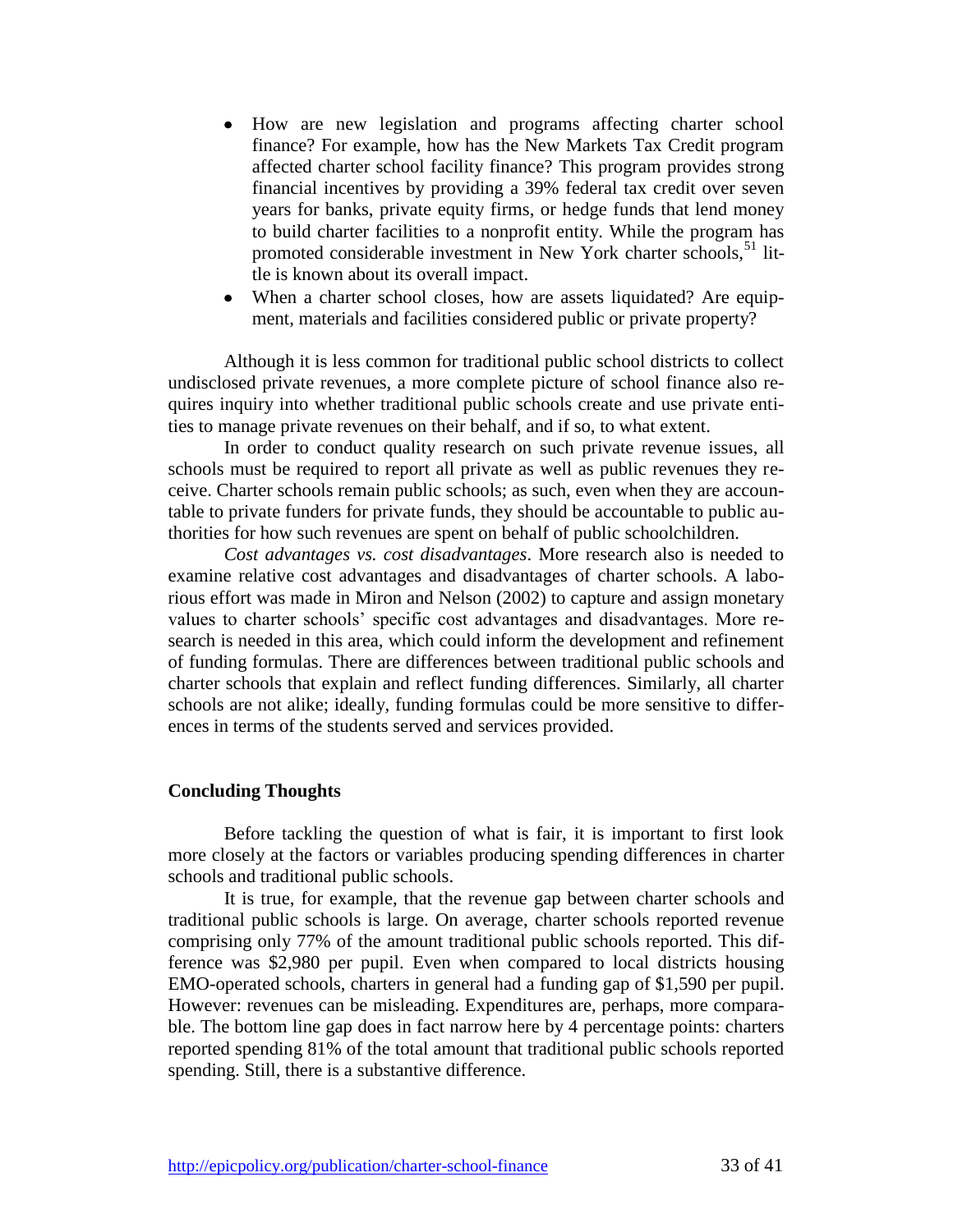- How are new legislation and programs affecting charter school finance? For example, how has the New Markets Tax Credit program affected charter school facility finance? This program provides strong financial incentives by providing a 39% federal tax credit over seven years for banks, private equity firms, or hedge funds that lend money to build charter facilities to a nonprofit entity. While the program has promoted considerable investment in New York charter schools,[51] little is known about its overall impact.
- When a charter school closes, how are assets liquidated? Are equipment, materials and facilities considered public or private property?

Although it is less common for traditional public school districts to collect undisclosed private revenues, a more complete picture of school finance also requires inquiry into whether traditional public schools create and use private entities to manage private revenues on their behalf, and if so, to what extent.

In order to conduct quality research on such private revenue issues, all schools must be required to report all private as well as public revenues they receive. Charter schools remain public schools; as such, even when they are accountable to private funders for private funds, they should be accountable to public authorities for how such revenues are spent on behalf of public schoolchildren.

*Cost advantages vs. cost disadvantages*. More research also is needed to examine relative cost advantages and disadvantages of charter schools. A laborious effort was made in Miron and Nelson (2002) to capture and assign monetary values to charter schools' specific cost advantages and disadvantages. More research is needed in this area, which could inform the development and refinement of funding formulas. There are differences between traditional public schools and charter schools that explain and reflect funding differences. Similarly, all charter schools are not alike; ideally, funding formulas could be more sensitive to differences in terms of the students served and services provided.

## Concluding Thoughts

Before tackling the question of what is fair, it is important to first look more closely at the factors or variables producing spending differences in charter schools and traditional public schools.

It is true, for example, that the revenue gap between charter schools and traditional public schools is large. On average, charter schools reported revenue comprising only 77% of the amount traditional public schools reported. This difference was $2,980 per pupil. Even when compared to local districts housing EMO-operated schools, charters in general had a funding gap of $1,590 per pupil. However: revenues can be misleading. Expenditures are, perhaps, more comparable. The bottom line gap does in fact narrow here by 4 percentage points: charters reported spending 81% of the total amount that traditional public schools reported spending. Still, there is a substantive difference.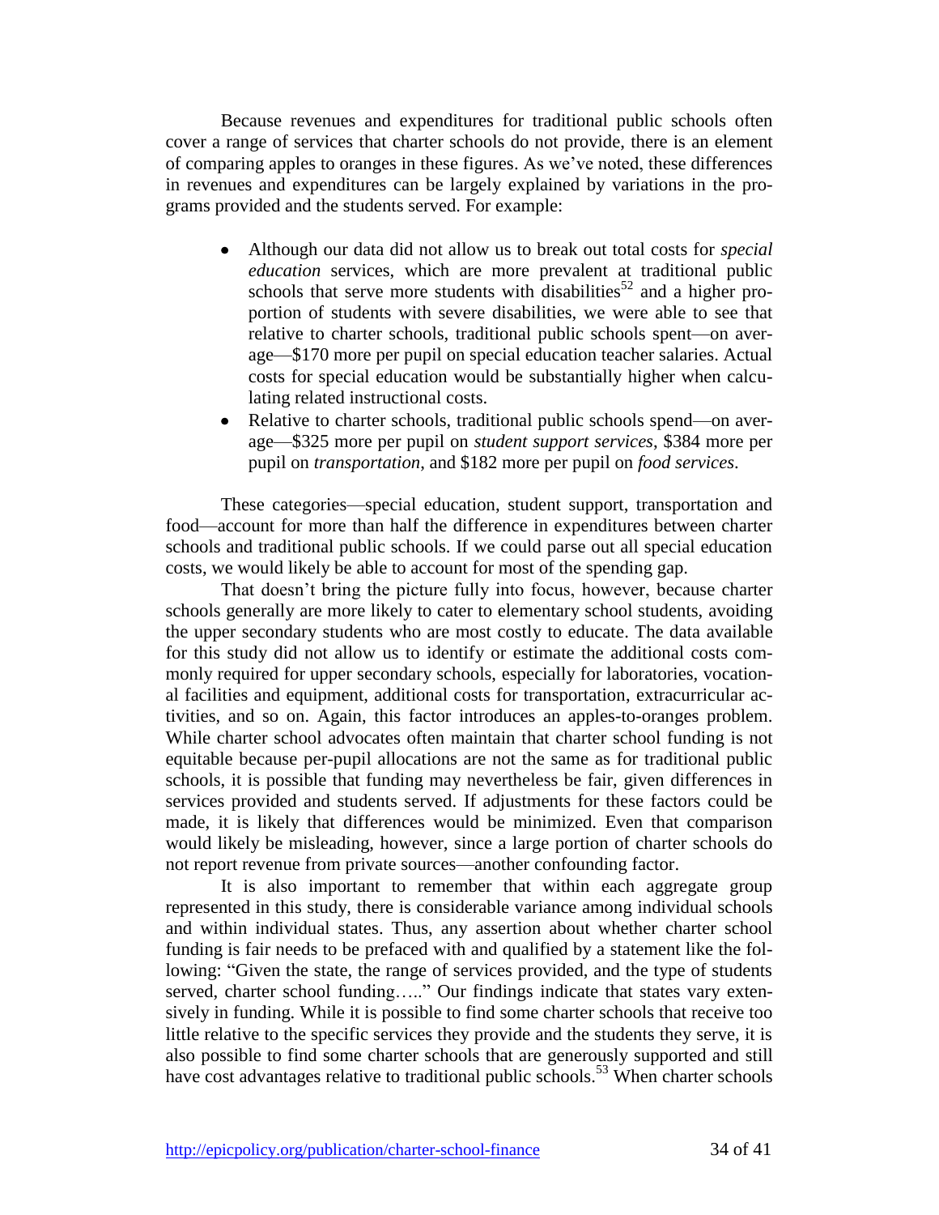Because revenues and expenditures for traditional public schools often cover a range of services that charter schools do not provide, there is an element of comparing apples to oranges in these figures. As we've noted, these differences in revenues and expenditures can be largely explained by variations in the programs provided and the students served. For example:

- Although our data did not allow us to break out total costs for *special education* services, which are more prevalent at traditional public schools that serve more students with disabilities[52] and a higher proportion of students with severe disabilities, we were able to see that relative to charter schools, traditional public schools spent—on average—$170 more per pupil on special education teacher salaries. Actual costs for special education would be substantially higher when calculating related instructional costs.
- Relative to charter schools, traditional public schools spend—on average—$325 more per pupil on *student support services*, $384 more per pupil on *transportation*, and $182 more per pupil on *food services*.

These categories—special education, student support, transportation and food—account for more than half the difference in expenditures between charter schools and traditional public schools. If we could parse out all special education costs, we would likely be able to account for most of the spending gap.

That doesn't bring the picture fully into focus, however, because charter schools generally are more likely to cater to elementary school students, avoiding the upper secondary students who are most costly to educate. The data available for this study did not allow us to identify or estimate the additional costs commonly required for upper secondary schools, especially for laboratories, vocational facilities and equipment, additional costs for transportation, extracurricular activities, and so on. Again, this factor introduces an apples-to-oranges problem. While charter school advocates often maintain that charter school funding is not equitable because per-pupil allocations are not the same as for traditional public schools, it is possible that funding may nevertheless be fair, given differences in services provided and students served. If adjustments for these factors could be made, it is likely that differences would be minimized. Even that comparison would likely be misleading, however, since a large portion of charter schools do not report revenue from private sources—another confounding factor.

It is also important to remember that within each aggregate group represented in this study, there is considerable variance among individual schools and within individual states. Thus, any assertion about whether charter school funding is fair needs to be prefaced with and qualified by a statement like the following: "Given the state, the range of services provided, and the type of students served, charter school funding….." Our findings indicate that states vary extensively in funding. While it is possible to find some charter schools that receive too little relative to the specific services they provide and the students they serve, it is also possible to find some charter schools that are generously supported and still have cost advantages relative to traditional public schools.[53] When charter schools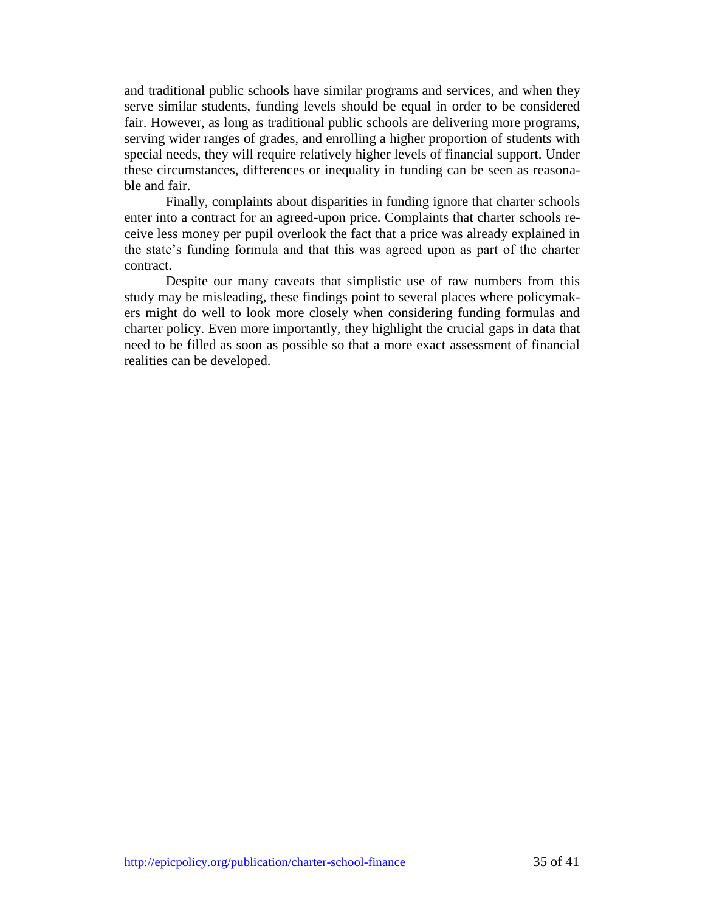and traditional public schools have similar programs and services, and when they serve similar students, funding levels should be equal in order to be considered fair. However, as long as traditional public schools are delivering more programs, serving wider ranges of grades, and enrolling a higher proportion of students with special needs, they will require relatively higher levels of financial support. Under these circumstances, differences or inequality in funding can be seen as reasonable and fair.

Finally, complaints about disparities in funding ignore that charter schools enter into a contract for an agreed-upon price. Complaints that charter schools receive less money per pupil overlook the fact that a price was already explained in the state's funding formula and that this was agreed upon as part of the charter contract.

Despite our many caveats that simplistic use of raw numbers from this study may be misleading, these findings point to several places where policymakers might do well to look more closely when considering funding formulas and charter policy. Even more importantly, they highlight the crucial gaps in data that need to be filled as soon as possible so that a more exact assessment of financial realities can be developed.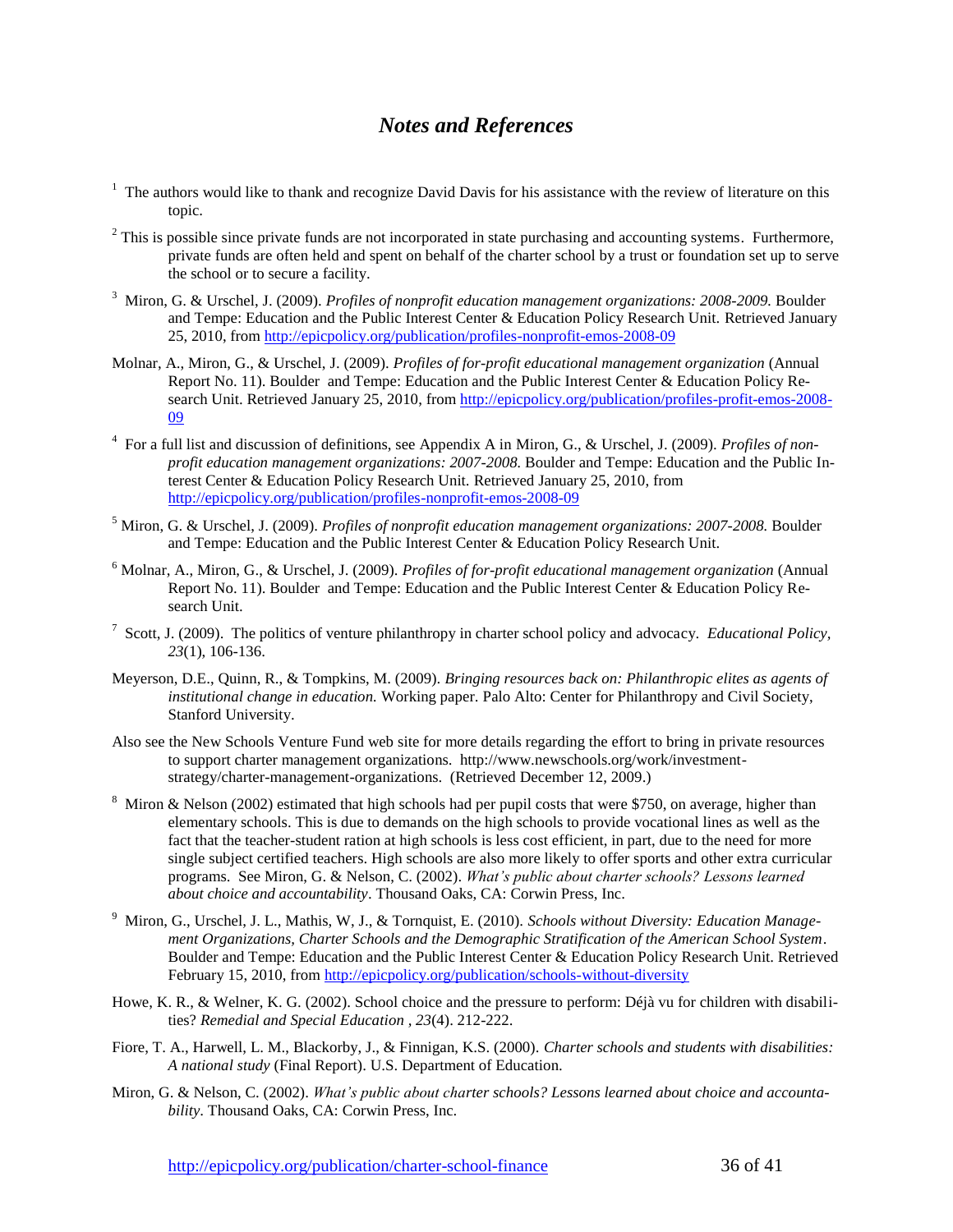# *Notes and References*

[1] The authors would like to thank and recognize David Davis for his assistance with the review of literature on this topic.

[2] This is possible since private funds are not incorporated in state purchasing and accounting systems. Furthermore, private funds are often held and spent on behalf of the charter school by a trust or foundation set up to serve the school or to secure a facility.

[3] Miron, G. & Urschel, J. (2009). *Profiles of nonprofit education management organizations: 2008-2009.* Boulder and Tempe: Education and the Public Interest Center & Education Policy Research Unit. Retrieved January 25, 2010, from http://epicpolicy.org/publication/profiles-nonprofit-emos-2008-09

Molnar, A., Miron, G., & Urschel, J. (2009). *Profiles of for-profit educational management organization* (Annual Report No. 11). Boulder and Tempe: Education and the Public Interest Center & Education Policy Research Unit. Retrieved January 25, 2010, from http://epicpolicy.org/publication/profiles-profit-emos-2008-09

[4] For a full list and discussion of definitions, see Appendix A in Miron, G., & Urschel, J. (2009). *Profiles of nonprofit education management organizations: 2007-2008.* Boulder and Tempe: Education and the Public Interest Center & Education Policy Research Unit. Retrieved January 25, 2010, from http://epicpolicy.org/publication/profiles-nonprofit-emos-2008-09

[5] Miron, G. & Urschel, J. (2009). *Profiles of nonprofit education management organizations: 2007-2008.* Boulder and Tempe: Education and the Public Interest Center & Education Policy Research Unit.

[6] Molnar, A., Miron, G., & Urschel, J. (2009). *Profiles of for-profit educational management organization* (Annual Report No. 11). Boulder and Tempe: Education and the Public Interest Center & Education Policy Research Unit.

[7] Scott, J. (2009). The politics of venture philanthropy in charter school policy and advocacy. *Educational Policy, 23*(1), 106-136.

Meyerson, D.E., Quinn, R., & Tompkins, M. (2009). *Bringing resources back on: Philanthropic elites as agents of institutional change in education.* Working paper. Palo Alto: Center for Philanthropy and Civil Society, Stanford University.

Also see the New Schools Venture Fund web site for more details regarding the effort to bring in private resources to support charter management organizations. http://www.newschools.org/work/investment-strategy/charter-management-organizations. (Retrieved December 12, 2009.)

[8] Miron & Nelson (2002) estimated that high schools had per pupil costs that were $750, on average, higher than elementary schools. This is due to demands on the high schools to provide vocational lines as well as the fact that the teacher-student ration at high schools is less cost efficient, in part, due to the need for more single subject certified teachers. High schools are also more likely to offer sports and other extra curricular programs. See Miron, G. & Nelson, C. (2002). *What's public about charter schools? Lessons learned about choice and accountability*. Thousand Oaks, CA: Corwin Press, Inc.

[9] Miron, G., Urschel, J. L., Mathis, W, J., & Tornquist, E. (2010). *Schools without Diversity: Education Management Organizations, Charter Schools and the Demographic Stratification of the American School System*. Boulder and Tempe: Education and the Public Interest Center & Education Policy Research Unit. Retrieved February 15, 2010, from http://epicpolicy.org/publication/schools-without-diversity

Howe, K. R., & Welner, K. G. (2002). School choice and the pressure to perform: Déjà vu for children with disabilities? *Remedial and Special Education , 23*(4). 212-222.

Fiore, T. A., Harwell, L. M., Blackorby, J., & Finnigan, K.S. (2000). *Charter schools and students with disabilities: A national study* (Final Report). U.S. Department of Education.

Miron, G. & Nelson, C. (2002). *What's public about charter schools? Lessons learned about choice and accountability*. Thousand Oaks, CA: Corwin Press, Inc.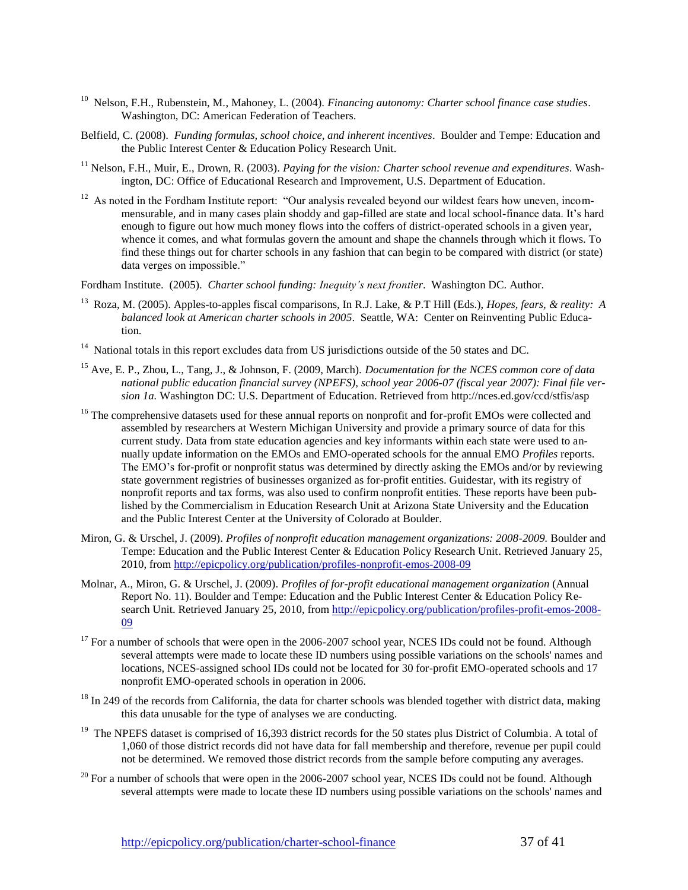[10] Nelson, F.H., Rubenstein, M., Mahoney, L. (2004). *Financing autonomy: Charter school finance case studies*. Washington, DC: American Federation of Teachers.

Belfield, C. (2008). *Funding formulas, school choice, and inherent incentives*. Boulder and Tempe: Education and the Public Interest Center & Education Policy Research Unit.

[11] Nelson, F.H., Muir, E., Drown, R. (2003). *Paying for the vision: Charter school revenue and expenditures*. Washington, DC: Office of Educational Research and Improvement, U.S. Department of Education.

[12] As noted in the Fordham Institute report: "Our analysis revealed beyond our wildest fears how uneven, incommensurable, and in many cases plain shoddy and gap-filled are state and local school-finance data. It's hard enough to figure out how much money flows into the coffers of district-operated schools in a given year, whence it comes, and what formulas govern the amount and shape the channels through which it flows. To find these things out for charter schools in any fashion that can begin to be compared with district (or state) data verges on impossible."

Fordham Institute. (2005). *Charter school funding: Inequity's next frontier*. Washington DC. Author.

[13] Roza, M. (2005). Apples-to-apples fiscal comparisons, In R.J. Lake, & P.T Hill (Eds.), *Hopes, fears, & reality: A balanced look at American charter schools in 2005*. Seattle, WA: Center on Reinventing Public Education.

[14] National totals in this report excludes data from US jurisdictions outside of the 50 states and DC.

[15] Ave, E. P., Zhou, L., Tang, J., & Johnson, F. (2009, March). *Documentation for the NCES common core of data national public education financial survey (NPEFS), school year 2006-07 (fiscal year 2007): Final file version 1a.* Washington DC: U.S. Department of Education. Retrieved from http://nces.ed.gov/ccd/stfis/asp

[16] The comprehensive datasets used for these annual reports on nonprofit and for-profit EMOs were collected and assembled by researchers at Western Michigan University and provide a primary source of data for this current study. Data from state education agencies and key informants within each state were used to annually update information on the EMOs and EMO-operated schools for the annual EMO *Profiles* reports. The EMO's for-profit or nonprofit status was determined by directly asking the EMOs and/or by reviewing state government registries of businesses organized as for-profit entities. Guidestar, with its registry of nonprofit reports and tax forms, was also used to confirm nonprofit entities. These reports have been published by the Commercialism in Education Research Unit at Arizona State University and the Education and the Public Interest Center at the University of Colorado at Boulder.

Miron, G. & Urschel, J. (2009). *Profiles of nonprofit education management organizations: 2008-2009.* Boulder and Tempe: Education and the Public Interest Center & Education Policy Research Unit. Retrieved January 25, 2010, from http://epicpolicy.org/publication/profiles-nonprofit-emos-2008-09

Molnar, A., Miron, G. & Urschel, J. (2009). *Profiles of for-profit educational management organization* (Annual Report No. 11). Boulder and Tempe: Education and the Public Interest Center & Education Policy Research Unit. Retrieved January 25, 2010, from http://epicpolicy.org/publication/profiles-profit-emos-2008-09

[17] For a number of schools that were open in the 2006-2007 school year, NCES IDs could not be found. Although several attempts were made to locate these ID numbers using possible variations on the schools' names and locations, NCES-assigned school IDs could not be located for 30 for-profit EMO-operated schools and 17 nonprofit EMO-operated schools in operation in 2006.

[18] In 249 of the records from California, the data for charter schools was blended together with district data, making this data unusable for the type of analyses we are conducting.

[19] The NPEFS dataset is comprised of 16,393 district records for the 50 states plus District of Columbia. A total of 1,060 of those district records did not have data for fall membership and therefore, revenue per pupil could not be determined. We removed those district records from the sample before computing any averages.

[20] For a number of schools that were open in the 2006-2007 school year, NCES IDs could not be found. Although several attempts were made to locate these ID numbers using possible variations on the schools' names and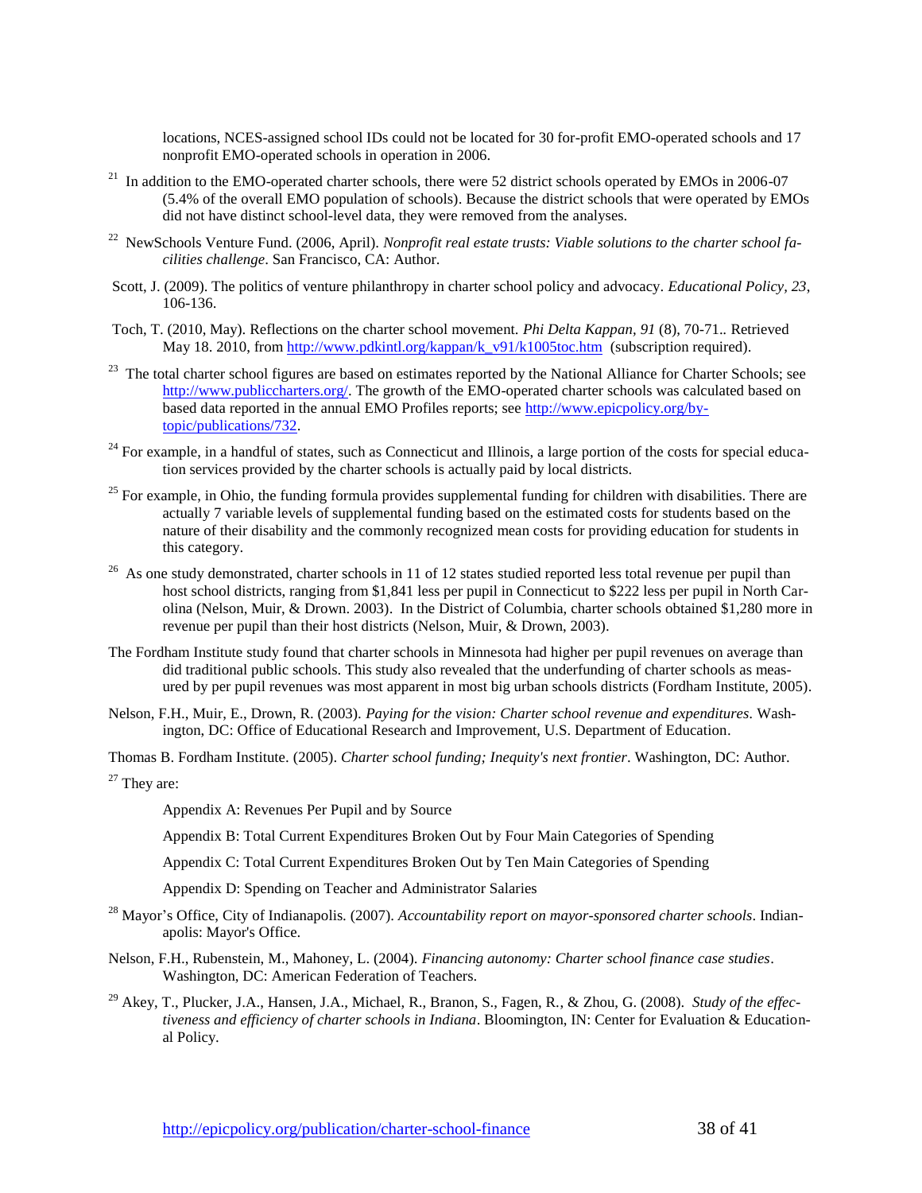locations, NCES-assigned school IDs could not be located for 30 for-profit EMO-operated schools and 17 nonprofit EMO-operated schools in operation in 2006.

[21] In addition to the EMO-operated charter schools, there were 52 district schools operated by EMOs in 2006-07 (5.4% of the overall EMO population of schools). Because the district schools that were operated by EMOs did not have distinct school-level data, they were removed from the analyses.

[22] NewSchools Venture Fund. (2006, April). *Nonprofit real estate trusts: Viable solutions to the charter school facilities challenge*. San Francisco, CA: Author.

Scott, J. (2009). The politics of venture philanthropy in charter school policy and advocacy. *Educational Policy, 23*, 106-136.

Toch, T. (2010, May). Reflections on the charter school movement. *Phi Delta Kappan, 91* (8), 70-71.. Retrieved May 18. 2010, from http://www.pdkintl.org/kappan/k_v91/k1005toc.htm (subscription required).

[23] The total charter school figures are based on estimates reported by the National Alliance for Charter Schools; see http://www.publiccharters.org/. The growth of the EMO-operated charter schools was calculated based on based data reported in the annual EMO Profiles reports; see http://www.epicpolicy.org/by-topic/publications/732.

[24] For example, in a handful of states, such as Connecticut and Illinois, a large portion of the costs for special education services provided by the charter schools is actually paid by local districts.

[25] For example, in Ohio, the funding formula provides supplemental funding for children with disabilities. There are actually 7 variable levels of supplemental funding based on the estimated costs for students based on the nature of their disability and the commonly recognized mean costs for providing education for students in this category.

[26] As one study demonstrated, charter schools in 11 of 12 states studied reported less total revenue per pupil than host school districts, ranging from $1,841 less per pupil in Connecticut to $222 less per pupil in North Carolina (Nelson, Muir, & Drown. 2003). In the District of Columbia, charter schools obtained $1,280 more in revenue per pupil than their host districts (Nelson, Muir, & Drown, 2003).

The Fordham Institute study found that charter schools in Minnesota had higher per pupil revenues on average than did traditional public schools. This study also revealed that the underfunding of charter schools as measured by per pupil revenues was most apparent in most big urban schools districts (Fordham Institute, 2005).

Nelson, F.H., Muir, E., Drown, R. (2003). *Paying for the vision: Charter school revenue and expenditures.* Washington, DC: Office of Educational Research and Improvement, U.S. Department of Education.

Thomas B. Fordham Institute. (2005). *Charter school funding; Inequity's next frontier*. Washington, DC: Author.

[27] They are:

Appendix A: Revenues Per Pupil and by Source

Appendix B: Total Current Expenditures Broken Out by Four Main Categories of Spending

Appendix C: Total Current Expenditures Broken Out by Ten Main Categories of Spending

Appendix D: Spending on Teacher and Administrator Salaries

[28] Mayor's Office, City of Indianapolis. (2007). *Accountability report on mayor-sponsored charter schools*. Indianapolis: Mayor's Office.

Nelson, F.H., Rubenstein, M., Mahoney, L. (2004). *Financing autonomy: Charter school finance case studies*. Washington, DC: American Federation of Teachers.

[29] Akey, T., Plucker, J.A., Hansen, J.A., Michael, R., Branon, S., Fagen, R., & Zhou, G. (2008). *Study of the effectiveness and efficiency of charter schools in Indiana*. Bloomington, IN: Center for Evaluation & Educational Policy.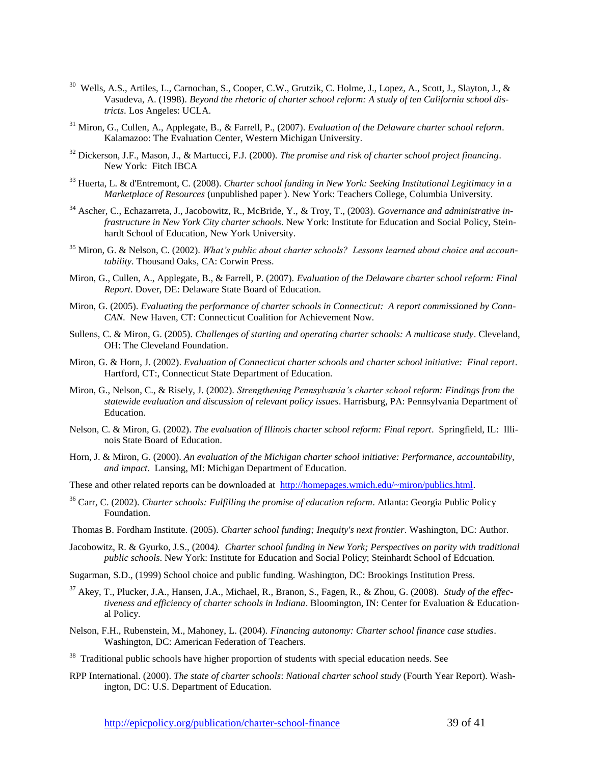[30] Wells, A.S., Artiles, L., Carnochan, S., Cooper, C.W., Grutzik, C. Holme, J., Lopez, A., Scott, J., Slayton, J., & Vasudeva, A. (1998). *Beyond the rhetoric of charter school reform: A study of ten California school districts*. Los Angeles: UCLA.

[31] Miron, G., Cullen, A., Applegate, B., & Farrell, P., (2007). *Evaluation of the Delaware charter school reform*. Kalamazoo: The Evaluation Center, Western Michigan University.

[32] Dickerson, J.F., Mason, J., & Martucci, F.J. (2000). *The promise and risk of charter school project financing*. New York: Fitch IBCA

[33] Huerta, L. & d'Entremont, C. (2008). *Charter school funding in New York: Seeking Institutional Legitimacy in a Marketplace of Resources* (unpublished paper ). New York: Teachers College, Columbia University.

[34] Ascher, C., Echazarreta, J., Jacobowitz, R., McBride, Y., & Troy, T., (2003). *Governance and administrative infrastructure in New York City charter schools*. New York: Institute for Education and Social Policy, Steinhardt School of Education, New York University.

[35] Miron, G. & Nelson, C. (2002). *What's public about charter schools? Lessons learned about choice and accountability*. Thousand Oaks, CA: Corwin Press.

Miron, G., Cullen, A., Applegate, B., & Farrell, P. (2007). *Evaluation of the Delaware charter school reform: Final Report*. Dover, DE: Delaware State Board of Education.

Miron, G. (2005). *Evaluating the performance of charter schools in Connecticut: A report commissioned by ConnCAN*. New Haven, CT: Connecticut Coalition for Achievement Now.

Sullens, C. & Miron, G. (2005). *Challenges of starting and operating charter schools: A multicase study*. Cleveland, OH: The Cleveland Foundation.

Miron, G. & Horn, J. (2002). *Evaluation of Connecticut charter schools and charter school initiative: Final report*. Hartford, CT:, Connecticut State Department of Education.

Miron, G., Nelson, C., & Risely, J. (2002). *Strengthening Pennsylvania's charter school reform: Findings from the statewide evaluation and discussion of relevant policy issues*. Harrisburg, PA: Pennsylvania Department of Education.

Nelson, C. & Miron, G. (2002). *The evaluation of Illinois charter school reform: Final report*. Springfield, IL: Illinois State Board of Education.

Horn, J. & Miron, G. (2000). *An evaluation of the Michigan charter school initiative: Performance, accountability, and impact*. Lansing, MI: Michigan Department of Education.

These and other related reports can be downloaded at http://homepages.wmich.edu/~miron/publics.html.

[36] Carr, C. (2002). *Charter schools: Fulfilling the promise of education reform*. Atlanta: Georgia Public Policy Foundation.

Thomas B. Fordham Institute. (2005). *Charter school funding; Inequity's next frontier*. Washington, DC: Author.

Jacobowitz, R. & Gyurko, J.S., (2004). *Charter school funding in New York; Perspectives on parity with traditional public schools*. New York: Institute for Education and Social Policy; Steinhardt School of Edcuation.

Sugarman, S.D., (1999) School choice and public funding. Washington, DC: Brookings Institution Press.

[37] Akey, T., Plucker, J.A., Hansen, J.A., Michael, R., Branon, S., Fagen, R., & Zhou, G. (2008). *Study of the effectiveness and efficiency of charter schools in Indiana*. Bloomington, IN: Center for Evaluation & Educational Policy.

Nelson, F.H., Rubenstein, M., Mahoney, L. (2004). *Financing autonomy: Charter school finance case studies*. Washington, DC: American Federation of Teachers.

[38] Traditional public schools have higher proportion of students with special education needs. See

RPP International. (2000). *The state of charter schools*: *National charter school study* (Fourth Year Report). Washington, DC: U.S. Department of Education.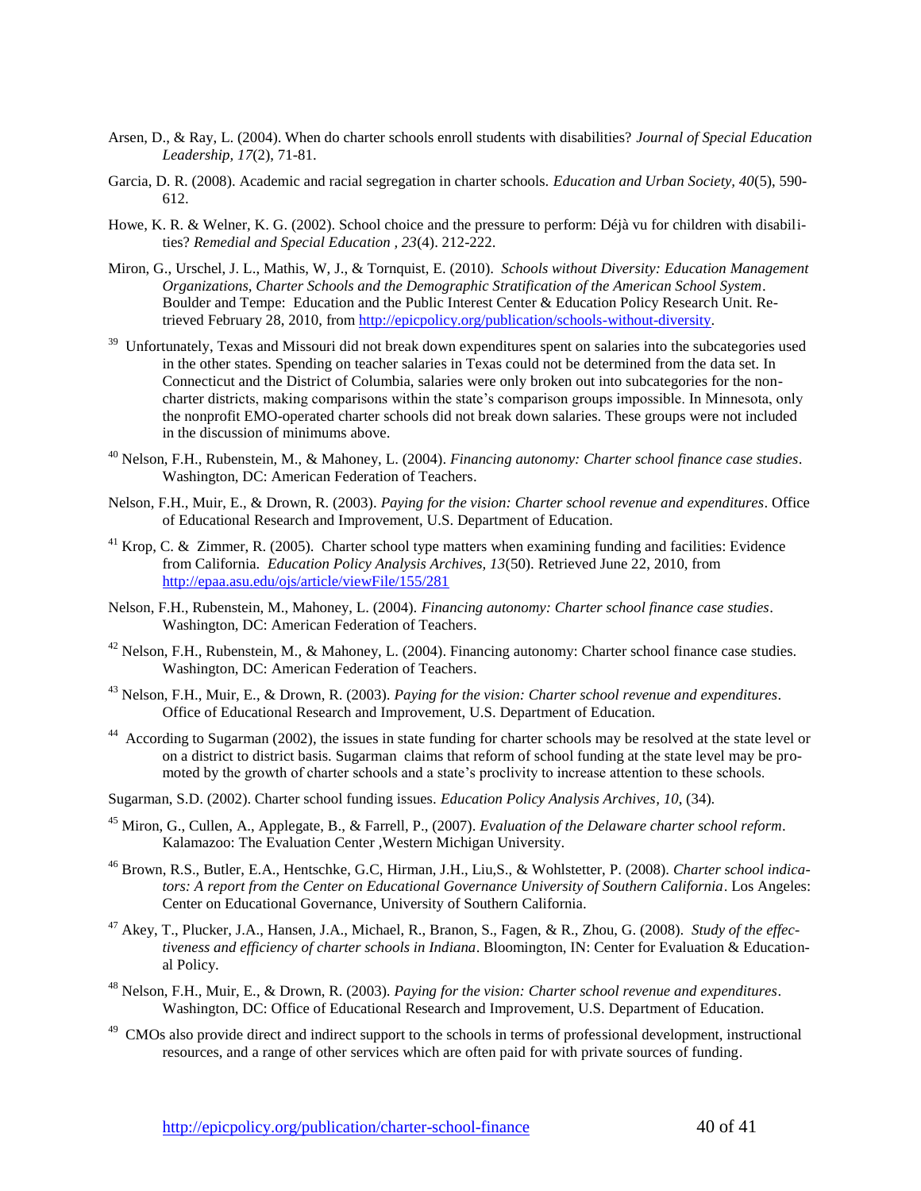Arsen, D., & Ray, L. (2004). When do charter schools enroll students with disabilities? *Journal of Special Education Leadership, 17*(2), 71-81.

Garcia, D. R. (2008). Academic and racial segregation in charter schools. *Education and Urban Society, 40*(5), 590-612.

Howe, K. R. & Welner, K. G. (2002). School choice and the pressure to perform: Déjà vu for children with disabilities? *Remedial and Special Education , 23*(4). 212-222.

Miron, G., Urschel, J. L., Mathis, W, J., & Tornquist, E. (2010). *Schools without Diversity: Education Management Organizations, Charter Schools and the Demographic Stratification of the American School System*. Boulder and Tempe: Education and the Public Interest Center & Education Policy Research Unit. Retrieved February 28, 2010, from http://epicpolicy.org/publication/schools-without-diversity.

[39] Unfortunately, Texas and Missouri did not break down expenditures spent on salaries into the subcategories used in the other states. Spending on teacher salaries in Texas could not be determined from the data set. In Connecticut and the District of Columbia, salaries were only broken out into subcategories for the non-charter districts, making comparisons within the state's comparison groups impossible. In Minnesota, only the nonprofit EMO-operated charter schools did not break down salaries. These groups were not included in the discussion of minimums above.

[40] Nelson, F.H., Rubenstein, M., & Mahoney, L. (2004). *Financing autonomy: Charter school finance case studies*. Washington, DC: American Federation of Teachers.

Nelson, F.H., Muir, E., & Drown, R. (2003). *Paying for the vision: Charter school revenue and expenditures*. Office of Educational Research and Improvement, U.S. Department of Education.

[41] Krop, C. & Zimmer, R. (2005). Charter school type matters when examining funding and facilities: Evidence from California. *Education Policy Analysis Archives, 13*(50). Retrieved June 22, 2010, from http://epaa.asu.edu/ojs/article/viewFile/155/281

Nelson, F.H., Rubenstein, M., Mahoney, L. (2004). *Financing autonomy: Charter school finance case studies*. Washington, DC: American Federation of Teachers.

[42] Nelson, F.H., Rubenstein, M., & Mahoney, L. (2004). Financing autonomy: Charter school finance case studies. Washington, DC: American Federation of Teachers.

[43] Nelson, F.H., Muir, E., & Drown, R. (2003). *Paying for the vision: Charter school revenue and expenditures*. Office of Educational Research and Improvement, U.S. Department of Education.

[44] According to Sugarman (2002), the issues in state funding for charter schools may be resolved at the state level or on a district to district basis. Sugarman claims that reform of school funding at the state level may be promoted by the growth of charter schools and a state's proclivity to increase attention to these schools.

Sugarman, S.D. (2002). Charter school funding issues. *Education Policy Analysis Archives, 10*, (34).

[45] Miron, G., Cullen, A., Applegate, B., & Farrell, P., (2007). *Evaluation of the Delaware charter school reform*. Kalamazoo: The Evaluation Center ,Western Michigan University.

[46] Brown, R.S., Butler, E.A., Hentschke, G.C, Hirman, J.H., Liu,S., & Wohlstetter, P. (2008). *Charter school indicators: A report from the Center on Educational Governance University of Southern California*. Los Angeles: Center on Educational Governance, University of Southern California.

[47] Akey, T., Plucker, J.A., Hansen, J.A., Michael, R., Branon, S., Fagen, & R., Zhou, G. (2008). *Study of the effectiveness and efficiency of charter schools in Indiana*. Bloomington, IN: Center for Evaluation & Educational Policy.

[48] Nelson, F.H., Muir, E., & Drown, R. (2003). *Paying for the vision: Charter school revenue and expenditures*. Washington, DC: Office of Educational Research and Improvement, U.S. Department of Education.

[49] CMOs also provide direct and indirect support to the schools in terms of professional development, instructional resources, and a range of other services which are often paid for with private sources of funding.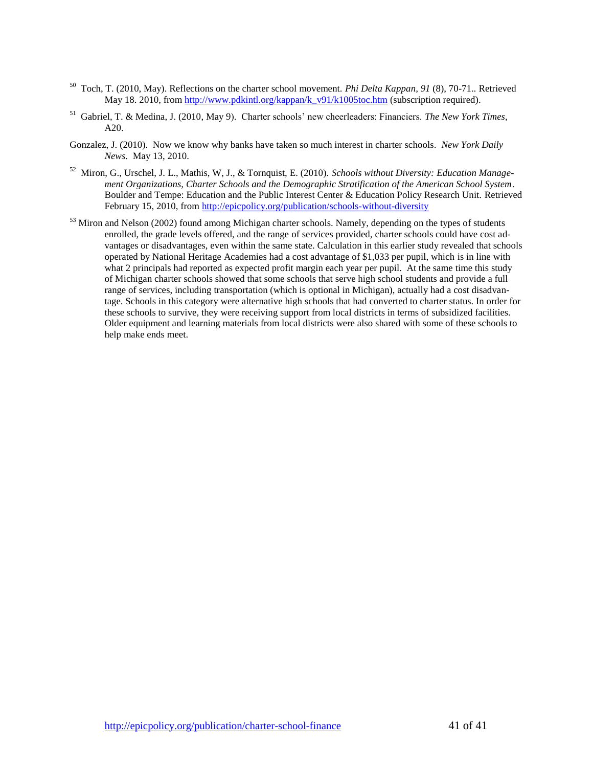[50] Toch, T. (2010, May). Reflections on the charter school movement. *Phi Delta Kappan, 91* (8), 70-71.. Retrieved May 18. 2010, from http://www.pdkintl.org/kappan/k_v91/k1005toc.htm (subscription required).

[51] Gabriel, T. & Medina, J. (2010, May 9). Charter schools' new cheerleaders: Financiers. *The New York Times*, A20.

Gonzalez, J. (2010). Now we know why banks have taken so much interest in charter schools. *New York Daily News*. May 13, 2010.

[52] Miron, G., Urschel, J. L., Mathis, W, J., & Tornquist, E. (2010). *Schools without Diversity: Education Management Organizations, Charter Schools and the Demographic Stratification of the American School System*. Boulder and Tempe: Education and the Public Interest Center & Education Policy Research Unit. Retrieved February 15, 2010, from http://epicpolicy.org/publication/schools-without-diversity

[53] Miron and Nelson (2002) found among Michigan charter schools. Namely, depending on the types of students enrolled, the grade levels offered, and the range of services provided, charter schools could have cost advantages or disadvantages, even within the same state. Calculation in this earlier study revealed that schools operated by National Heritage Academies had a cost advantage of $1,033 per pupil, which is in line with what 2 principals had reported as expected profit margin each year per pupil. At the same time this study of Michigan charter schools showed that some schools that serve high school students and provide a full range of services, including transportation (which is optional in Michigan), actually had a cost disadvantage. Schools in this category were alternative high schools that had converted to charter status. In order for these schools to survive, they were receiving support from local districts in terms of subsidized facilities. Older equipment and learning materials from local districts were also shared with some of these schools to help make ends meet.